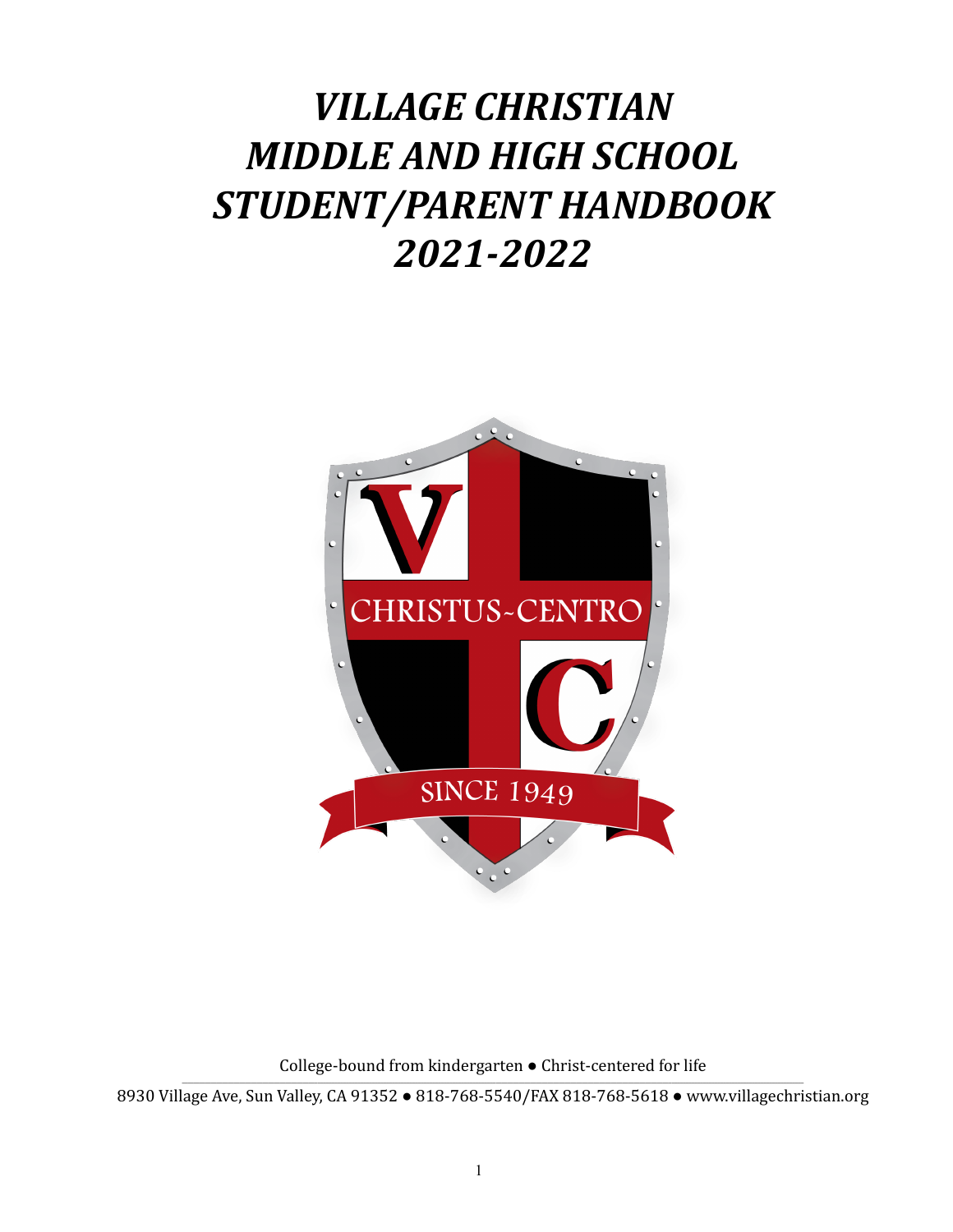# *VILLAGE CHRISTIAN MIDDLE AND HIGH SCHOOL STUDENT/PARENT HANDBOOK 2021-2022*

College-bound from kindergarten ● Christ-centered for life

8930 Village Ave, Sun Valley, CA 91352 ● 818-768-5540/FAX 818-768-5618 ● www.villagechristian.org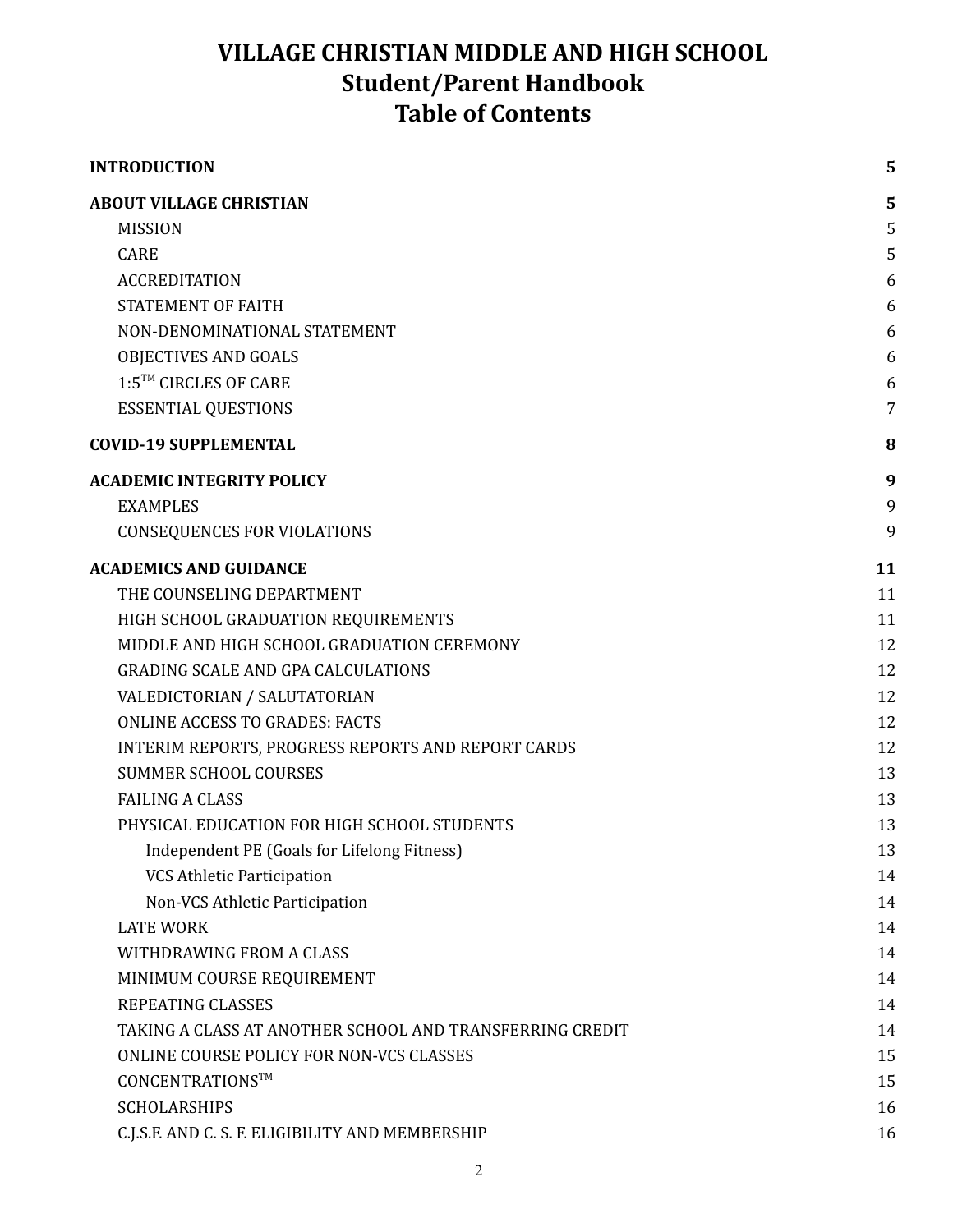# VILLAGE CHRISTIAN MIDDLE AND HIGH SCHOOL
# Student/Parent Handbook
# Table of Contents

**INTRODUCTION** **5**

**ABOUT VILLAGE CHRISTIAN** **5**

- MISSION 5
- CARE 5
- ACCREDITATION 6
- STATEMENT OF FAITH 6
- NON-DENOMINATIONAL STATEMENT 6
- OBJECTIVES AND GOALS 6
- 1:5™ CIRCLES OF CARE 6
- ESSENTIAL QUESTIONS 7

**COVID-19 SUPPLEMENTAL** **8**

**ACADEMIC INTEGRITY POLICY** **9**

- EXAMPLES 9
- CONSEQUENCES FOR VIOLATIONS 9

**ACADEMICS AND GUIDANCE** **11**

- THE COUNSELING DEPARTMENT 11
- HIGH SCHOOL GRADUATION REQUIREMENTS 11
- MIDDLE AND HIGH SCHOOL GRADUATION CEREMONY 12
- GRADING SCALE AND GPA CALCULATIONS 12
- VALEDICTORIAN / SALUTATORIAN 12
- ONLINE ACCESS TO GRADES: FACTS 12
- INTERIM REPORTS, PROGRESS REPORTS AND REPORT CARDS 12
- SUMMER SCHOOL COURSES 13
- FAILING A CLASS 13
- PHYSICAL EDUCATION FOR HIGH SCHOOL STUDENTS 13
  - Independent PE (Goals for Lifelong Fitness) 13
  - VCS Athletic Participation 14
  - Non-VCS Athletic Participation 14
- LATE WORK 14
- WITHDRAWING FROM A CLASS 14
- MINIMUM COURSE REQUIREMENT 14
- REPEATING CLASSES 14
- TAKING A CLASS AT ANOTHER SCHOOL AND TRANSFERRING CREDIT 14
- ONLINE COURSE POLICY FOR NON-VCS CLASSES 15
- CONCENTRATIONS™ 15
- SCHOLARSHIPS 16
- C.J.S.F. AND C. S. F. ELIGIBILITY AND MEMBERSHIP 16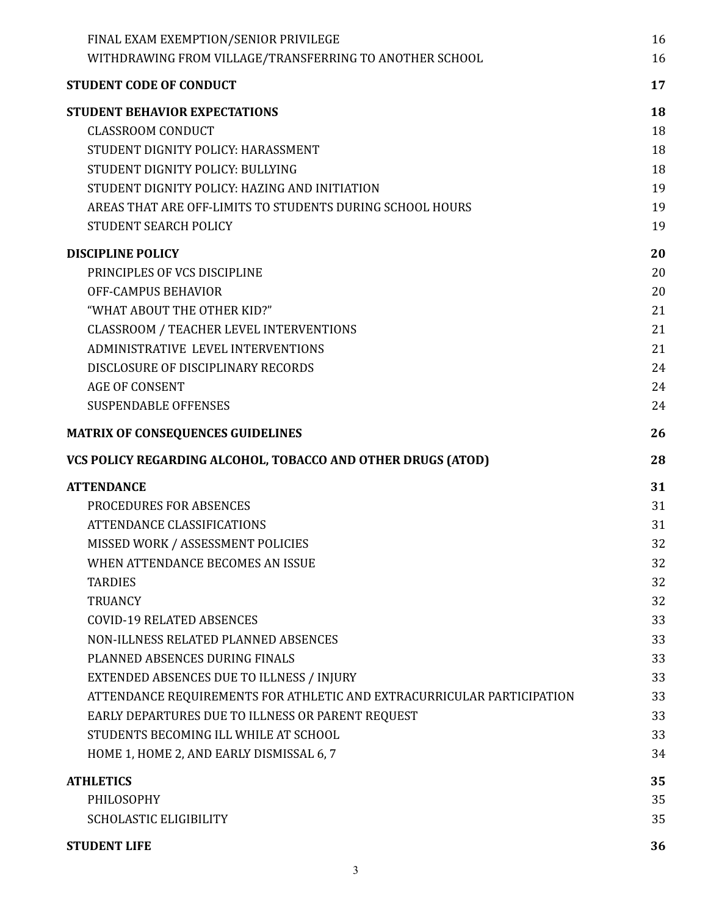FINAL EXAM EXEMPTION/SENIOR PRIVILEGE 16
WITHDRAWING FROM VILLAGE/TRANSFERRING TO ANOTHER SCHOOL 16

**STUDENT CODE OF CONDUCT 17**

**STUDENT BEHAVIOR EXPECTATIONS 18**

CLASSROOM CONDUCT 18
STUDENT DIGNITY POLICY: HARASSMENT 18
STUDENT DIGNITY POLICY: BULLYING 18
STUDENT DIGNITY POLICY: HAZING AND INITIATION 19
AREAS THAT ARE OFF-LIMITS TO STUDENTS DURING SCHOOL HOURS 19
STUDENT SEARCH POLICY 19

**DISCIPLINE POLICY 20**

PRINCIPLES OF VCS DISCIPLINE 20
OFF-CAMPUS BEHAVIOR 20
"WHAT ABOUT THE OTHER KID?" 21
CLASSROOM / TEACHER LEVEL INTERVENTIONS 21
ADMINISTRATIVE LEVEL INTERVENTIONS 21
DISCLOSURE OF DISCIPLINARY RECORDS 24
AGE OF CONSENT 24
SUSPENDABLE OFFENSES 24

**MATRIX OF CONSEQUENCES GUIDELINES 26**

**VCS POLICY REGARDING ALCOHOL, TOBACCO AND OTHER DRUGS (ATOD) 28**

**ATTENDANCE 31**

PROCEDURES FOR ABSENCES 31
ATTENDANCE CLASSIFICATIONS 31
MISSED WORK / ASSESSMENT POLICIES 32
WHEN ATTENDANCE BECOMES AN ISSUE 32
TARDIES 32
TRUANCY 32
COVID-19 RELATED ABSENCES 33
NON-ILLNESS RELATED PLANNED ABSENCES 33
PLANNED ABSENCES DURING FINALS 33
EXTENDED ABSENCES DUE TO ILLNESS / INJURY 33
ATTENDANCE REQUIREMENTS FOR ATHLETIC AND EXTRACURRICULAR PARTICIPATION 33
EARLY DEPARTURES DUE TO ILLNESS OR PARENT REQUEST 33
STUDENTS BECOMING ILL WHILE AT SCHOOL 33
HOME 1, HOME 2, AND EARLY DISMISSAL 6, 7 34

**ATHLETICS 35**

PHILOSOPHY 35
SCHOLASTIC ELIGIBILITY 35

**STUDENT LIFE 36**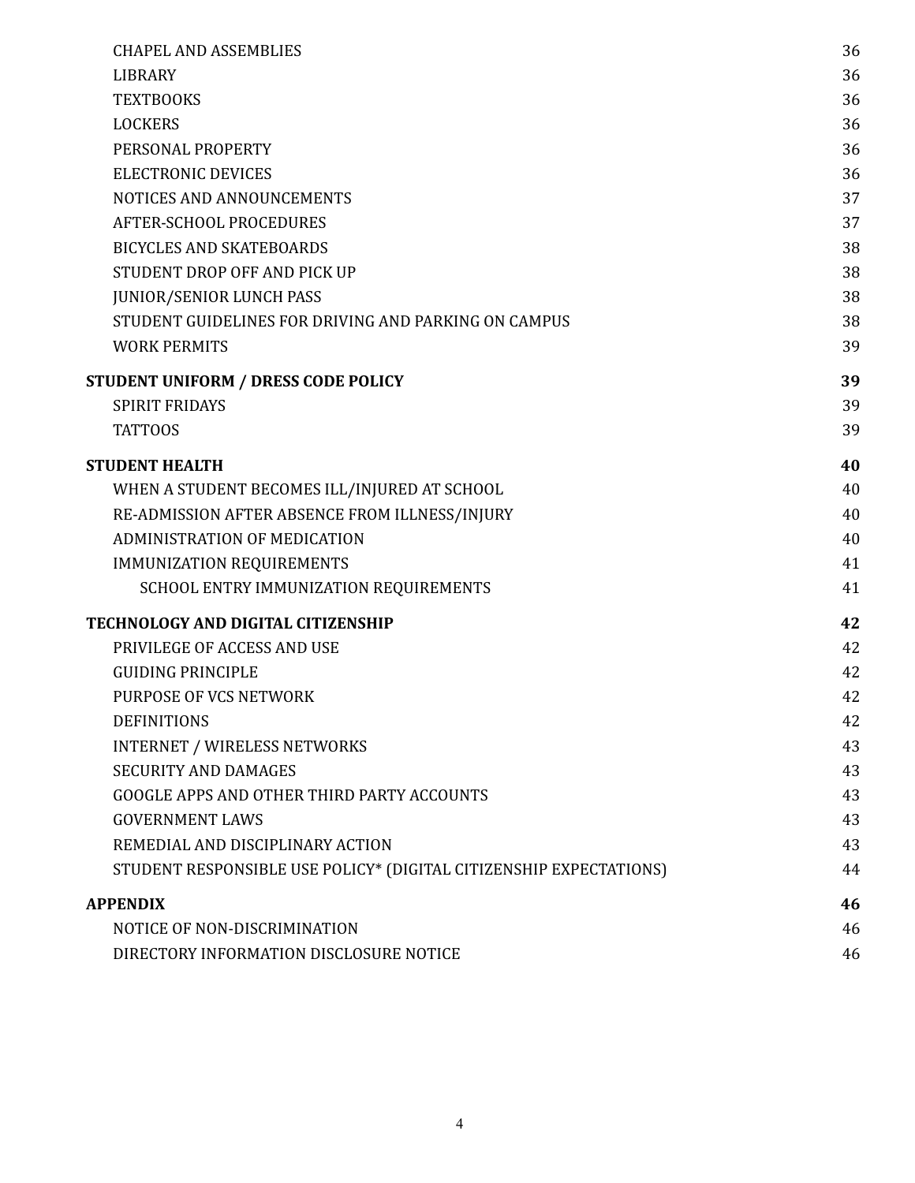CHAPEL AND ASSEMBLIES 36
LIBRARY 36
TEXTBOOKS 36
LOCKERS 36
PERSONAL PROPERTY 36
ELECTRONIC DEVICES 36
NOTICES AND ANNOUNCEMENTS 37
AFTER-SCHOOL PROCEDURES 37
BICYCLES AND SKATEBOARDS 38
STUDENT DROP OFF AND PICK UP 38
JUNIOR/SENIOR LUNCH PASS 38
STUDENT GUIDELINES FOR DRIVING AND PARKING ON CAMPUS 38
WORK PERMITS 39

**STUDENT UNIFORM / DRESS CODE POLICY 39**

SPIRIT FRIDAYS 39
TATTOOS 39

**STUDENT HEALTH 40**

WHEN A STUDENT BECOMES ILL/INJURED AT SCHOOL 40
RE-ADMISSION AFTER ABSENCE FROM ILLNESS/INJURY 40
ADMINISTRATION OF MEDICATION 40
IMMUNIZATION REQUIREMENTS 41
SCHOOL ENTRY IMMUNIZATION REQUIREMENTS 41

**TECHNOLOGY AND DIGITAL CITIZENSHIP 42**

PRIVILEGE OF ACCESS AND USE 42
GUIDING PRINCIPLE 42
PURPOSE OF VCS NETWORK 42
DEFINITIONS 42
INTERNET / WIRELESS NETWORKS 43
SECURITY AND DAMAGES 43
GOOGLE APPS AND OTHER THIRD PARTY ACCOUNTS 43
GOVERNMENT LAWS 43
REMEDIAL AND DISCIPLINARY ACTION 43
STUDENT RESPONSIBLE USE POLICY* (DIGITAL CITIZENSHIP EXPECTATIONS) 44

**APPENDIX 46**

NOTICE OF NON-DISCRIMINATION 46
DIRECTORY INFORMATION DISCLOSURE NOTICE 46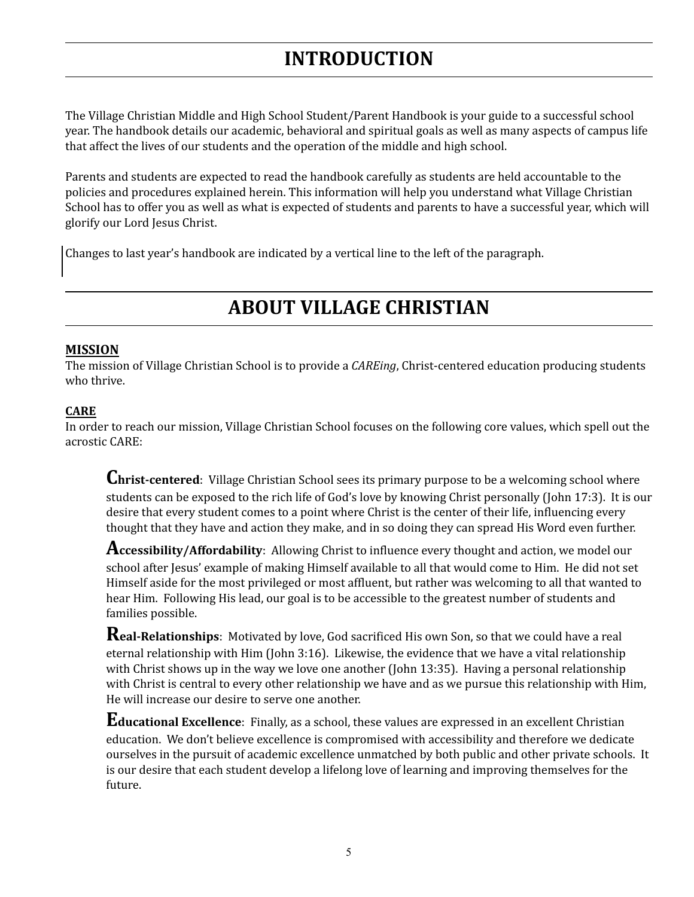# INTRODUCTION

The Village Christian Middle and High School Student/Parent Handbook is your guide to a successful school year. The handbook details our academic, behavioral and spiritual goals as well as many aspects of campus life that affect the lives of our students and the operation of the middle and high school.

Parents and students are expected to read the handbook carefully as students are held accountable to the policies and procedures explained herein. This information will help you understand what Village Christian School has to offer you as well as what is expected of students and parents to have a successful year, which will glorify our Lord Jesus Christ.

Changes to last year's handbook are indicated by a vertical line to the left of the paragraph.

# ABOUT VILLAGE CHRISTIAN

**MISSION**

The mission of Village Christian School is to provide a *CAREing*, Christ-centered education producing students who thrive.

**CARE**

In order to reach our mission, Village Christian School focuses on the following core values, which spell out the acrostic CARE:

> **Christ-centered**: Village Christian School sees its primary purpose to be a welcoming school where students can be exposed to the rich life of God's love by knowing Christ personally (John 17:3). It is our desire that every student comes to a point where Christ is the center of their life, influencing every thought that they have and action they make, and in so doing they can spread His Word even further.
>
> **Accessibility/Affordability**: Allowing Christ to influence every thought and action, we model our school after Jesus' example of making Himself available to all that would come to Him. He did not set Himself aside for the most privileged or most affluent, but rather was welcoming to all that wanted to hear Him. Following His lead, our goal is to be accessible to the greatest number of students and families possible.
>
> **Real-Relationships**: Motivated by love, God sacrificed His own Son, so that we could have a real eternal relationship with Him (John 3:16). Likewise, the evidence that we have a vital relationship with Christ shows up in the way we love one another (John 13:35). Having a personal relationship with Christ is central to every other relationship we have and as we pursue this relationship with Him, He will increase our desire to serve one another.
>
> **Educational Excellence**: Finally, as a school, these values are expressed in an excellent Christian education. We don't believe excellence is compromised with accessibility and therefore we dedicate ourselves in the pursuit of academic excellence unmatched by both public and other private schools. It is our desire that each student develop a lifelong love of learning and improving themselves for the future.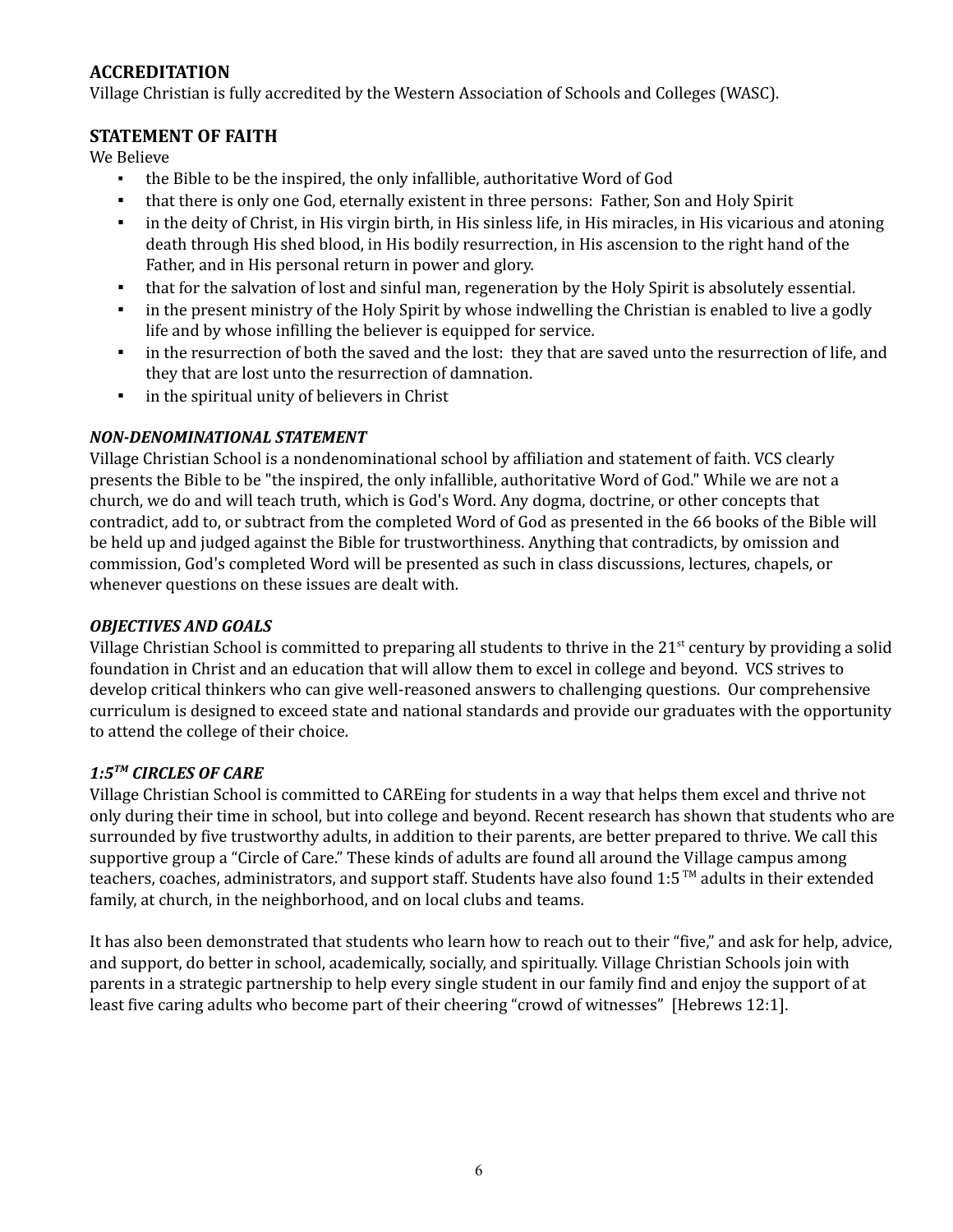## ACCREDITATION

Village Christian is fully accredited by the Western Association of Schools and Colleges (WASC).

## STATEMENT OF FAITH

We Believe

- the Bible to be the inspired, the only infallible, authoritative Word of God
- that there is only one God, eternally existent in three persons: Father, Son and Holy Spirit
- in the deity of Christ, in His virgin birth, in His sinless life, in His miracles, in His vicarious and atoning death through His shed blood, in His bodily resurrection, in His ascension to the right hand of the Father, and in His personal return in power and glory.
- that for the salvation of lost and sinful man, regeneration by the Holy Spirit is absolutely essential.
- in the present ministry of the Holy Spirit by whose indwelling the Christian is enabled to live a godly life and by whose infilling the believer is equipped for service.
- in the resurrection of both the saved and the lost: they that are saved unto the resurrection of life, and they that are lost unto the resurrection of damnation.
- in the spiritual unity of believers in Christ

### *NON-DENOMINATIONAL STATEMENT*

Village Christian School is a nondenominational school by affiliation and statement of faith. VCS clearly presents the Bible to be "the inspired, the only infallible, authoritative Word of God." While we are not a church, we do and will teach truth, which is God's Word. Any dogma, doctrine, or other concepts that contradict, add to, or subtract from the completed Word of God as presented in the 66 books of the Bible will be held up and judged against the Bible for trustworthiness. Anything that contradicts, by omission and commission, God's completed Word will be presented as such in class discussions, lectures, chapels, or whenever questions on these issues are dealt with.

### *OBJECTIVES AND GOALS*

Village Christian School is committed to preparing all students to thrive in the 21st century by providing a solid foundation in Christ and an education that will allow them to excel in college and beyond. VCS strives to develop critical thinkers who can give well-reasoned answers to challenging questions. Our comprehensive curriculum is designed to exceed state and national standards and provide our graduates with the opportunity to attend the college of their choice.

### *1:5™ CIRCLES OF CARE*

Village Christian School is committed to CAREing for students in a way that helps them excel and thrive not only during their time in school, but into college and beyond. Recent research has shown that students who are surrounded by five trustworthy adults, in addition to their parents, are better prepared to thrive. We call this supportive group a "Circle of Care." These kinds of adults are found all around the Village campus among teachers, coaches, administrators, and support staff. Students have also found 1:5 ™ adults in their extended family, at church, in the neighborhood, and on local clubs and teams.

It has also been demonstrated that students who learn how to reach out to their "five," and ask for help, advice, and support, do better in school, academically, socially, and spiritually. Village Christian Schools join with parents in a strategic partnership to help every single student in our family find and enjoy the support of at least five caring adults who become part of their cheering "crowd of witnesses" [Hebrews 12:1].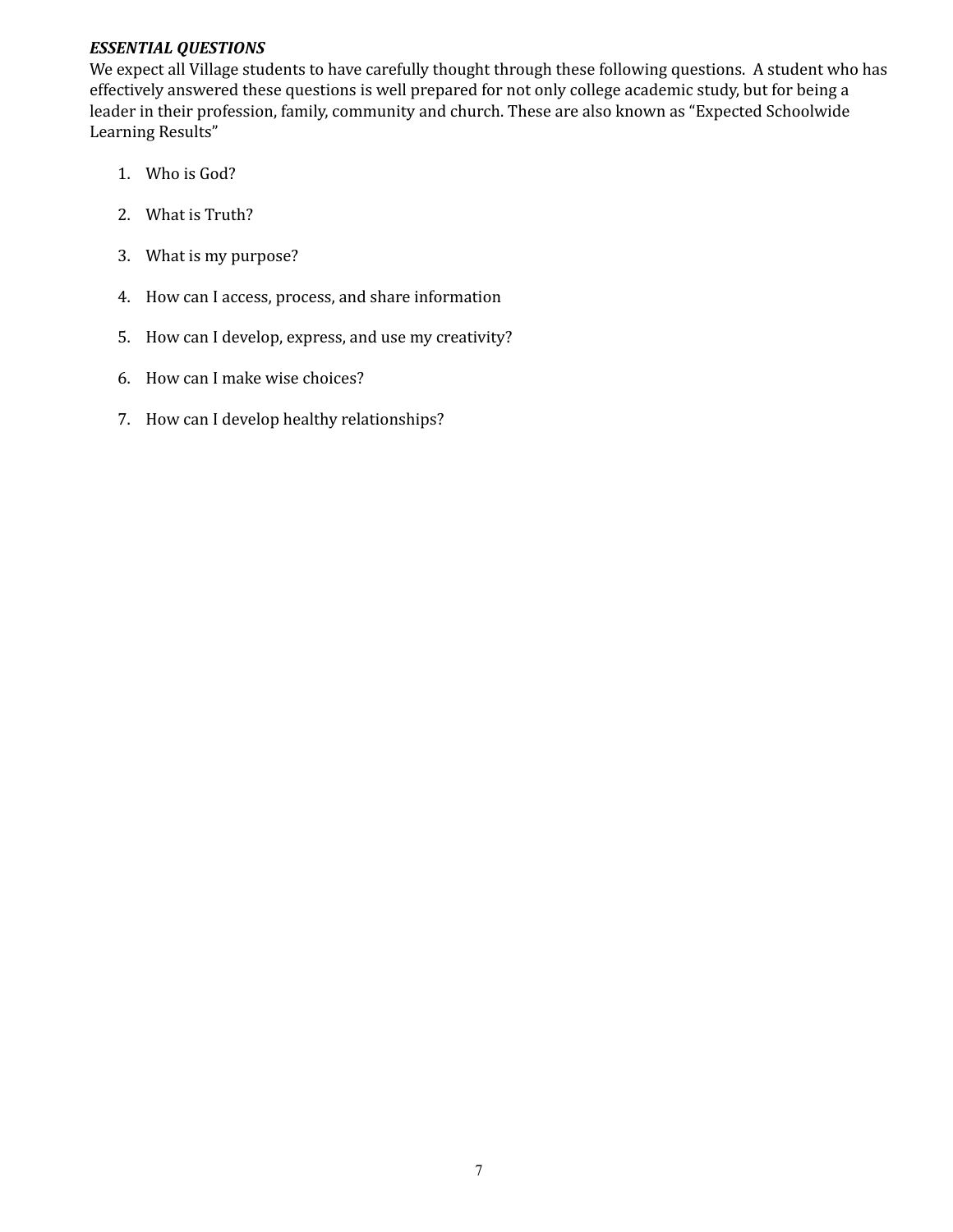***ESSENTIAL QUESTIONS***

We expect all Village students to have carefully thought through these following questions. A student who has effectively answered these questions is well prepared for not only college academic study, but for being a leader in their profession, family, community and church. These are also known as "Expected Schoolwide Learning Results"

1. Who is God?
2. What is Truth?
3. What is my purpose?
4. How can I access, process, and share information
5. How can I develop, express, and use my creativity?
6. How can I make wise choices?
7. How can I develop healthy relationships?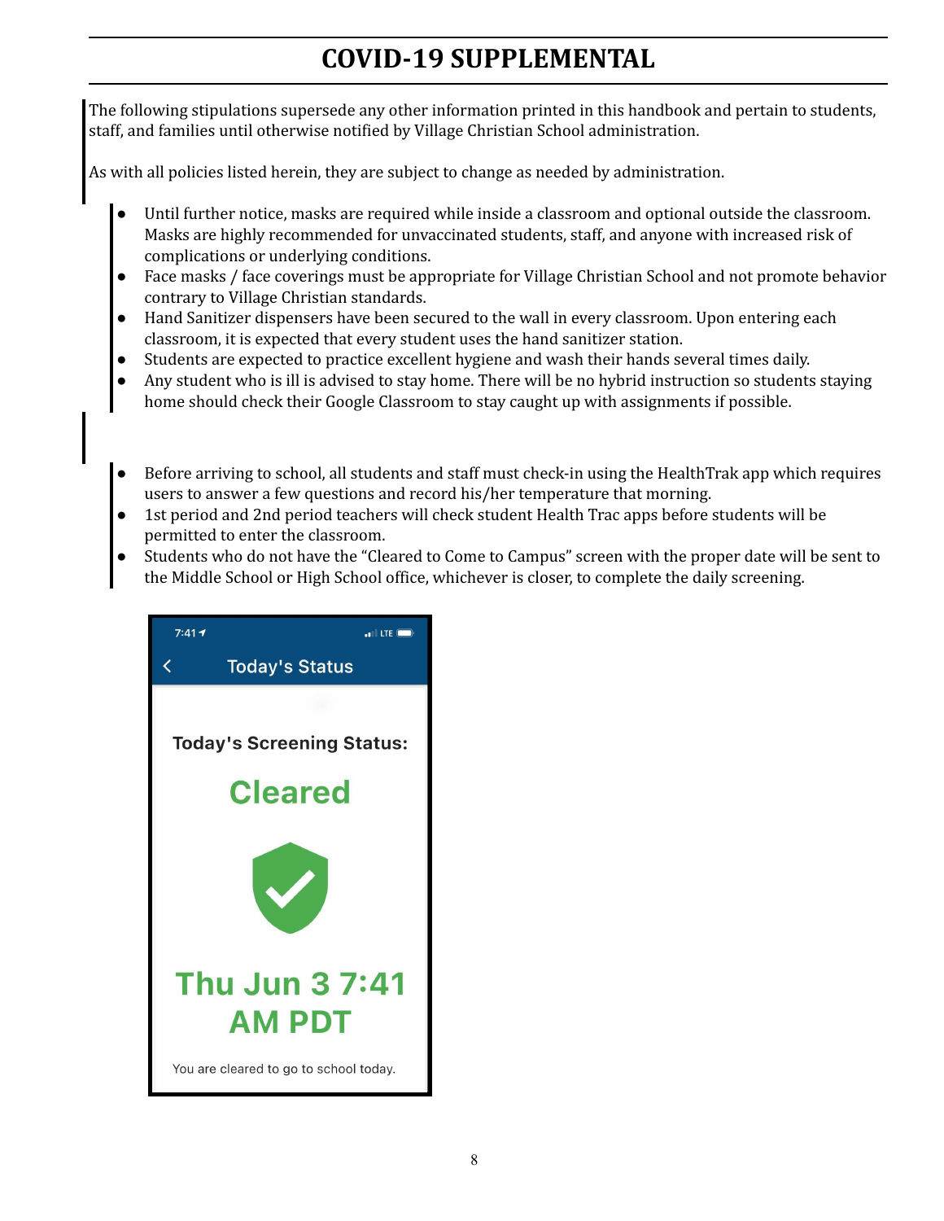# COVID-19 SUPPLEMENTAL

The following stipulations supersede any other information printed in this handbook and pertain to students, staff, and families until otherwise notified by Village Christian School administration.

As with all policies listed herein, they are subject to change as needed by administration.

- Until further notice, masks are required while inside a classroom and optional outside the classroom. Masks are highly recommended for unvaccinated students, staff, and anyone with increased risk of complications or underlying conditions.
- Face masks / face coverings must be appropriate for Village Christian School and not promote behavior contrary to Village Christian standards.
- Hand Sanitizer dispensers have been secured to the wall in every classroom. Upon entering each classroom, it is expected that every student uses the hand sanitizer station.
- Students are expected to practice excellent hygiene and wash their hands several times daily.
- Any student who is ill is advised to stay home. There will be no hybrid instruction so students staying home should check their Google Classroom to stay caught up with assignments if possible.

- Before arriving to school, all students and staff must check-in using the HealthTrak app which requires users to answer a few questions and record his/her temperature that morning.
- 1st period and 2nd period teachers will check student Health Trac apps before students will be permitted to enter the classroom.
- Students who do not have the "Cleared to Come to Campus" screen with the proper date will be sent to the Middle School or High School office, whichever is closer, to complete the daily screening.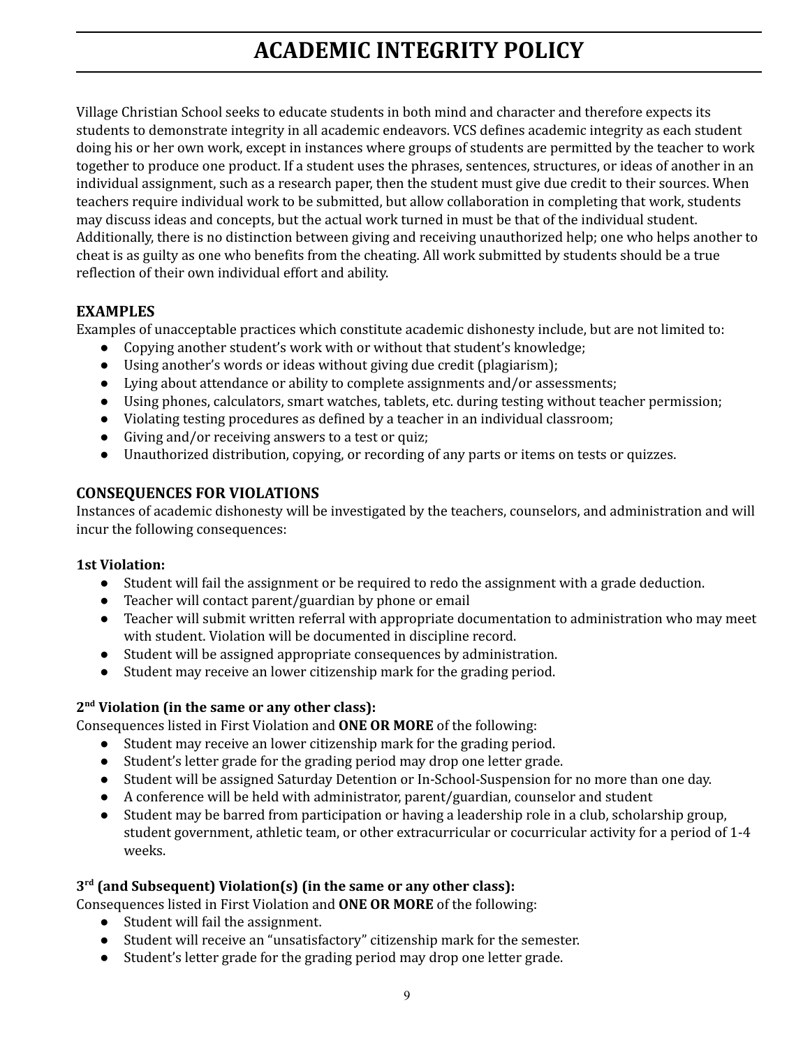# ACADEMIC INTEGRITY POLICY

Village Christian School seeks to educate students in both mind and character and therefore expects its students to demonstrate integrity in all academic endeavors. VCS defines academic integrity as each student doing his or her own work, except in instances where groups of students are permitted by the teacher to work together to produce one product. If a student uses the phrases, sentences, structures, or ideas of another in an individual assignment, such as a research paper, then the student must give due credit to their sources. When teachers require individual work to be submitted, but allow collaboration in completing that work, students may discuss ideas and concepts, but the actual work turned in must be that of the individual student. Additionally, there is no distinction between giving and receiving unauthorized help; one who helps another to cheat is as guilty as one who benefits from the cheating. All work submitted by students should be a true reflection of their own individual effort and ability.

### EXAMPLES

Examples of unacceptable practices which constitute academic dishonesty include, but are not limited to:

- Copying another student's work with or without that student's knowledge;
- Using another's words or ideas without giving due credit (plagiarism);
- Lying about attendance or ability to complete assignments and/or assessments;
- Using phones, calculators, smart watches, tablets, etc. during testing without teacher permission;
- Violating testing procedures as defined by a teacher in an individual classroom;
- Giving and/or receiving answers to a test or quiz;
- Unauthorized distribution, copying, or recording of any parts or items on tests or quizzes.

### CONSEQUENCES FOR VIOLATIONS

Instances of academic dishonesty will be investigated by the teachers, counselors, and administration and will incur the following consequences:

**1st Violation:**

- Student will fail the assignment or be required to redo the assignment with a grade deduction.
- Teacher will contact parent/guardian by phone or email
- Teacher will submit written referral with appropriate documentation to administration who may meet with student. Violation will be documented in discipline record.
- Student will be assigned appropriate consequences by administration.
- Student may receive an lower citizenship mark for the grading period.

**2nd Violation (in the same or any other class):**

Consequences listed in First Violation and **ONE OR MORE** of the following:

- Student may receive an lower citizenship mark for the grading period.
- Student's letter grade for the grading period may drop one letter grade.
- Student will be assigned Saturday Detention or In-School-Suspension for no more than one day.
- A conference will be held with administrator, parent/guardian, counselor and student
- Student may be barred from participation or having a leadership role in a club, scholarship group, student government, athletic team, or other extracurricular or cocurricular activity for a period of 1-4 weeks.

**3rd (and Subsequent) Violation(s) (in the same or any other class):**

Consequences listed in First Violation and **ONE OR MORE** of the following:

- Student will fail the assignment.
- Student will receive an "unsatisfactory" citizenship mark for the semester.
- Student's letter grade for the grading period may drop one letter grade.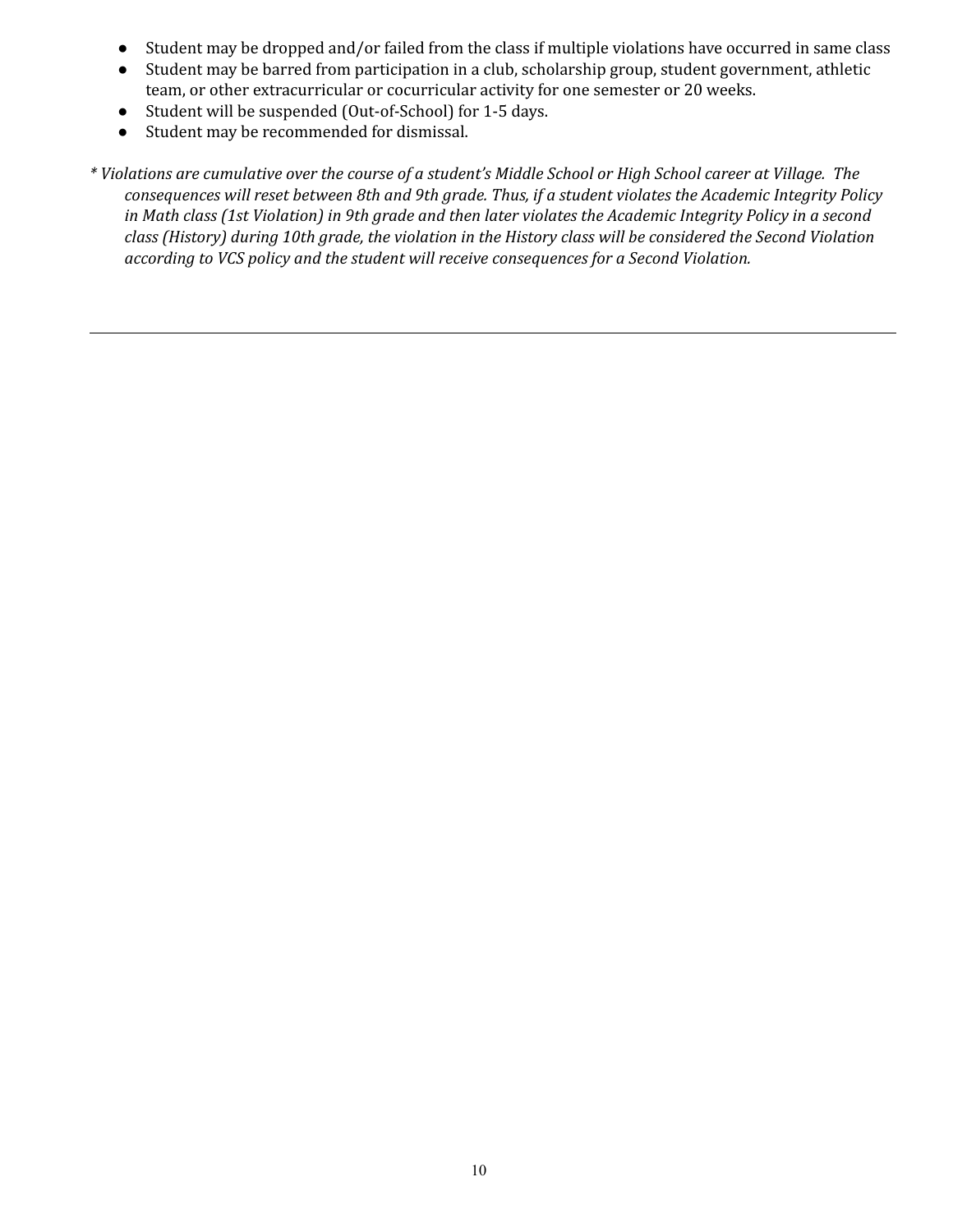- Student may be dropped and/or failed from the class if multiple violations have occurred in same class
- Student may be barred from participation in a club, scholarship group, student government, athletic team, or other extracurricular or cocurricular activity for one semester or 20 weeks.
- Student will be suspended (Out-of-School) for 1-5 days.
- Student may be recommended for dismissal.

*\* Violations are cumulative over the course of a student's Middle School or High School career at Village. The consequences will reset between 8th and 9th grade. Thus, if a student violates the Academic Integrity Policy in Math class (1st Violation) in 9th grade and then later violates the Academic Integrity Policy in a second class (History) during 10th grade, the violation in the History class will be considered the Second Violation according to VCS policy and the student will receive consequences for a Second Violation.*

---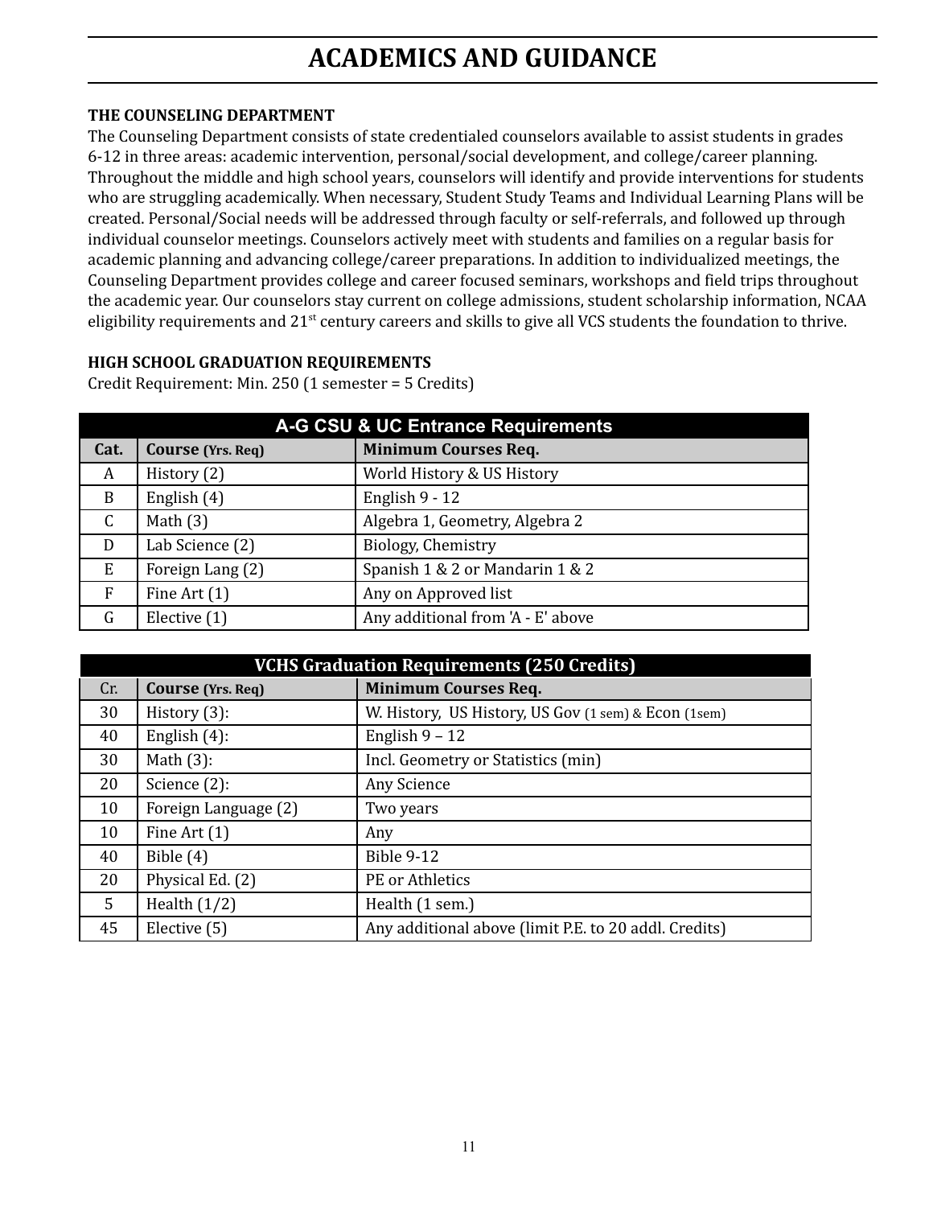# ACADEMICS AND GUIDANCE

**THE COUNSELING DEPARTMENT**

The Counseling Department consists of state credentialed counselors available to assist students in grades 6-12 in three areas: academic intervention, personal/social development, and college/career planning. Throughout the middle and high school years, counselors will identify and provide interventions for students who are struggling academically. When necessary, Student Study Teams and Individual Learning Plans will be created. Personal/Social needs will be addressed through faculty or self-referrals, and followed up through individual counselor meetings. Counselors actively meet with students and families on a regular basis for academic planning and advancing college/career preparations. In addition to individualized meetings, the Counseling Department provides college and career focused seminars, workshops and field trips throughout the academic year. Our counselors stay current on college admissions, student scholarship information, NCAA eligibility requirements and 21st century careers and skills to give all VCS students the foundation to thrive.

**HIGH SCHOOL GRADUATION REQUIREMENTS**

Credit Requirement: Min. 250 (1 semester = 5 Credits)

| A-G CSU & UC Entrance Requirements | | |
|---|---|---|
| **Cat.** | **Course (Yrs. Req)** | **Minimum Courses Req.** |
| A | History (2) | World History & US History |
| B | English (4) | English 9 - 12 |
| C | Math (3) | Algebra 1, Geometry, Algebra 2 |
| D | Lab Science (2) | Biology, Chemistry |
| E | Foreign Lang (2) | Spanish 1 & 2 or Mandarin 1 & 2 |
| F | Fine Art (1) | Any on Approved list |
| G | Elective (1) | Any additional from 'A - E' above |

| VCHS Graduation Requirements (250 Credits) | | |
|---|---|---|
| Cr. | **Course (Yrs. Req)** | **Minimum Courses Req.** |
| 30 | History (3): | W. History, US History, US Gov (1 sem) & Econ (1sem) |
| 40 | English (4): | English 9 – 12 |
| 30 | Math (3): | Incl. Geometry or Statistics (min) |
| 20 | Science (2): | Any Science |
| 10 | Foreign Language (2) | Two years |
| 10 | Fine Art (1) | Any |
| 40 | Bible (4) | Bible 9-12 |
| 20 | Physical Ed. (2) | PE or Athletics |
| 5 | Health (1/2) | Health (1 sem.) |
| 45 | Elective (5) | Any additional above (limit P.E. to 20 addl. Credits) |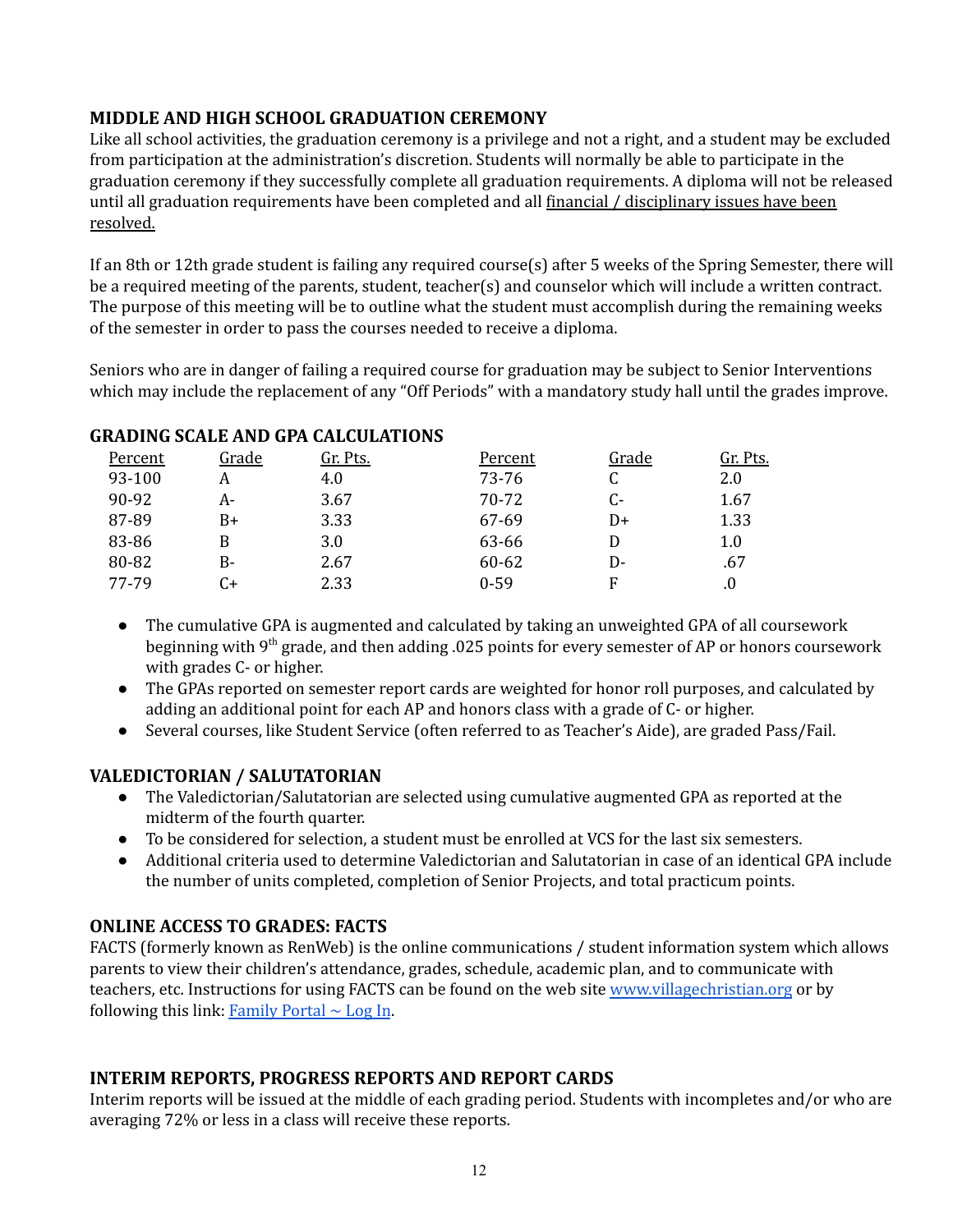## MIDDLE AND HIGH SCHOOL GRADUATION CEREMONY

Like all school activities, the graduation ceremony is a privilege and not a right, and a student may be excluded from participation at the administration's discretion. Students will normally be able to participate in the graduation ceremony if they successfully complete all graduation requirements. A diploma will not be released until all graduation requirements have been completed and all financial / disciplinary issues have been resolved.

If an 8th or 12th grade student is failing any required course(s) after 5 weeks of the Spring Semester, there will be a required meeting of the parents, student, teacher(s) and counselor which will include a written contract. The purpose of this meeting will be to outline what the student must accomplish during the remaining weeks of the semester in order to pass the courses needed to receive a diploma.

Seniors who are in danger of failing a required course for graduation may be subject to Senior Interventions which may include the replacement of any "Off Periods" with a mandatory study hall until the grades improve.

## GRADING SCALE AND GPA CALCULATIONS

| Percent | Grade | Gr. Pts. | Percent | Grade | Gr. Pts. |
|---|---|---|---|---|---|
| 93-100 | A | 4.0 | 73-76 | C | 2.0 |
| 90-92 | A- | 3.67 | 70-72 | C- | 1.67 |
| 87-89 | B+ | 3.33 | 67-69 | D+ | 1.33 |
| 83-86 | B | 3.0 | 63-66 | D | 1.0 |
| 80-82 | B- | 2.67 | 60-62 | D- | .67 |
| 77-79 | C+ | 2.33 | 0-59 | F | .0 |

- The cumulative GPA is augmented and calculated by taking an unweighted GPA of all coursework beginning with 9th grade, and then adding .025 points for every semester of AP or honors coursework with grades C- or higher.
- The GPAs reported on semester report cards are weighted for honor roll purposes, and calculated by adding an additional point for each AP and honors class with a grade of C- or higher.
- Several courses, like Student Service (often referred to as Teacher's Aide), are graded Pass/Fail.

## VALEDICTORIAN / SALUTATORIAN

- The Valedictorian/Salutatorian are selected using cumulative augmented GPA as reported at the midterm of the fourth quarter.
- To be considered for selection, a student must be enrolled at VCS for the last six semesters.
- Additional criteria used to determine Valedictorian and Salutatorian in case of an identical GPA include the number of units completed, completion of Senior Projects, and total practicum points.

## ONLINE ACCESS TO GRADES: FACTS

FACTS (formerly known as RenWeb) is the online communications / student information system which allows parents to view their children's attendance, grades, schedule, academic plan, and to communicate with teachers, etc. Instructions for using FACTS can be found on the web site www.villagechristian.org or by following this link: Family Portal ~ Log In.

## INTERIM REPORTS, PROGRESS REPORTS AND REPORT CARDS

Interim reports will be issued at the middle of each grading period. Students with incompletes and/or who are averaging 72% or less in a class will receive these reports.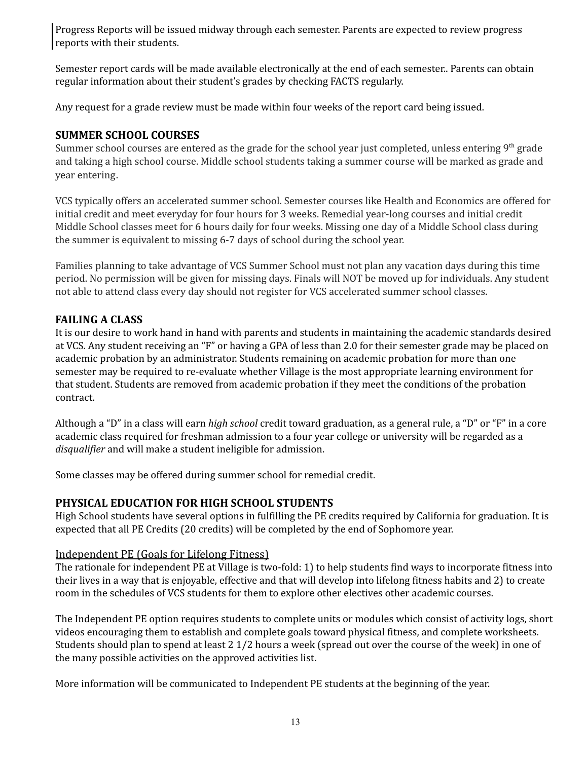Progress Reports will be issued midway through each semester. Parents are expected to review progress reports with their students.

Semester report cards will be made available electronically at the end of each semester.. Parents can obtain regular information about their student's grades by checking FACTS regularly.

Any request for a grade review must be made within four weeks of the report card being issued.

## SUMMER SCHOOL COURSES

Summer school courses are entered as the grade for the school year just completed, unless entering 9th grade and taking a high school course. Middle school students taking a summer course will be marked as grade and year entering.

VCS typically offers an accelerated summer school. Semester courses like Health and Economics are offered for initial credit and meet everyday for four hours for 3 weeks. Remedial year-long courses and initial credit Middle School classes meet for 6 hours daily for four weeks. Missing one day of a Middle School class during the summer is equivalent to missing 6-7 days of school during the school year.

Families planning to take advantage of VCS Summer School must not plan any vacation days during this time period. No permission will be given for missing days. Finals will NOT be moved up for individuals. Any student not able to attend class every day should not register for VCS accelerated summer school classes.

## FAILING A CLASS

It is our desire to work hand in hand with parents and students in maintaining the academic standards desired at VCS. Any student receiving an "F" or having a GPA of less than 2.0 for their semester grade may be placed on academic probation by an administrator. Students remaining on academic probation for more than one semester may be required to re-evaluate whether Village is the most appropriate learning environment for that student. Students are removed from academic probation if they meet the conditions of the probation contract.

Although a "D" in a class will earn *high school* credit toward graduation, as a general rule, a "D" or "F" in a core academic class required for freshman admission to a four year college or university will be regarded as a *disqualifier* and will make a student ineligible for admission.

Some classes may be offered during summer school for remedial credit.

## PHYSICAL EDUCATION FOR HIGH SCHOOL STUDENTS

High School students have several options in fulfilling the PE credits required by California for graduation. It is expected that all PE Credits (20 credits) will be completed by the end of Sophomore year.

### Independent PE (Goals for Lifelong Fitness)

The rationale for independent PE at Village is two-fold: 1) to help students find ways to incorporate fitness into their lives in a way that is enjoyable, effective and that will develop into lifelong fitness habits and 2) to create room in the schedules of VCS students for them to explore other electives other academic courses.

The Independent PE option requires students to complete units or modules which consist of activity logs, short videos encouraging them to establish and complete goals toward physical fitness, and complete worksheets. Students should plan to spend at least 2 1/2 hours a week (spread out over the course of the week) in one of the many possible activities on the approved activities list.

More information will be communicated to Independent PE students at the beginning of the year.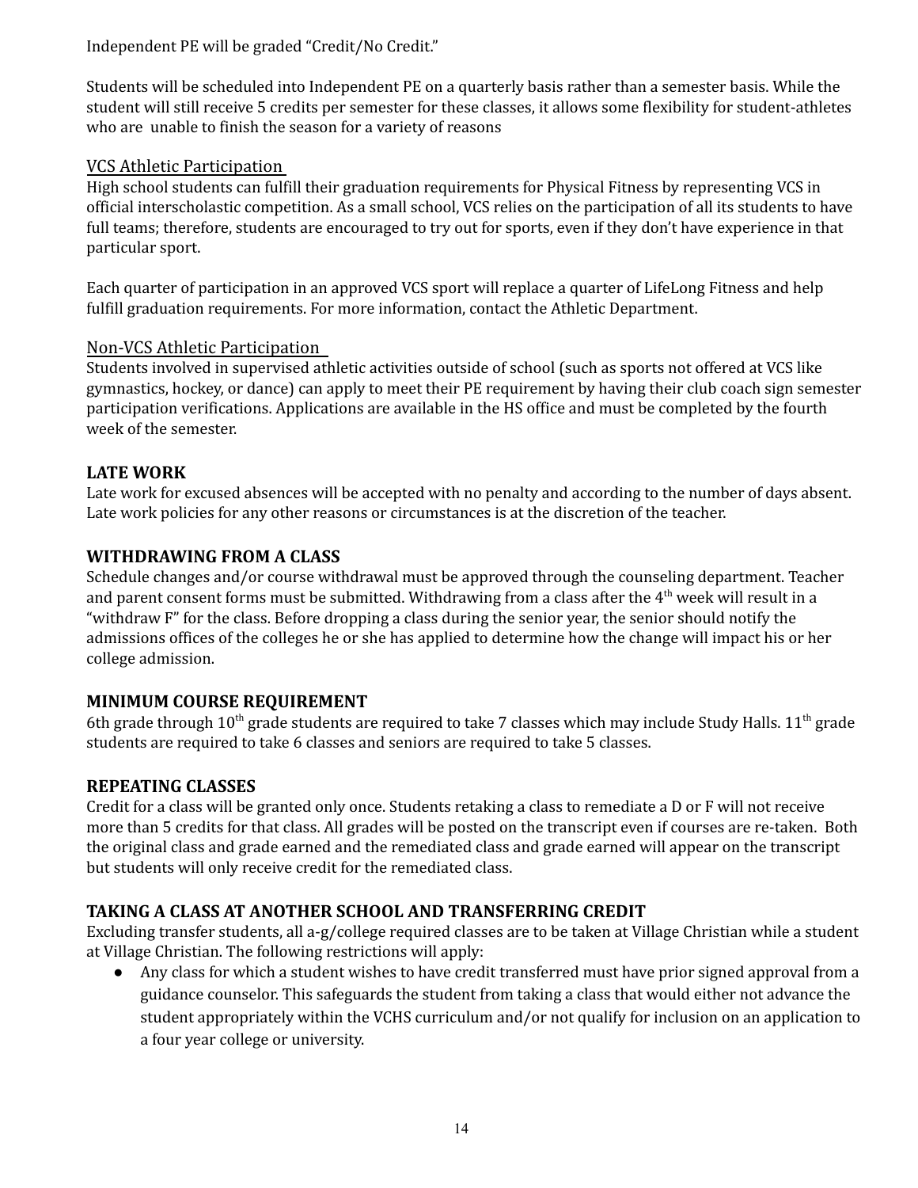Independent PE will be graded "Credit/No Credit."

Students will be scheduled into Independent PE on a quarterly basis rather than a semester basis. While the student will still receive 5 credits per semester for these classes, it allows some flexibility for student-athletes who are unable to finish the season for a variety of reasons

VCS Athletic Participation

High school students can fulfill their graduation requirements for Physical Fitness by representing VCS in official interscholastic competition. As a small school, VCS relies on the participation of all its students to have full teams; therefore, students are encouraged to try out for sports, even if they don't have experience in that particular sport.

Each quarter of participation in an approved VCS sport will replace a quarter of LifeLong Fitness and help fulfill graduation requirements. For more information, contact the Athletic Department.

Non-VCS Athletic Participation

Students involved in supervised athletic activities outside of school (such as sports not offered at VCS like gymnastics, hockey, or dance) can apply to meet their PE requirement by having their club coach sign semester participation verifications. Applications are available in the HS office and must be completed by the fourth week of the semester.

## LATE WORK

Late work for excused absences will be accepted with no penalty and according to the number of days absent. Late work policies for any other reasons or circumstances is at the discretion of the teacher.

## WITHDRAWING FROM A CLASS

Schedule changes and/or course withdrawal must be approved through the counseling department. Teacher and parent consent forms must be submitted. Withdrawing from a class after the 4th week will result in a "withdraw F" for the class. Before dropping a class during the senior year, the senior should notify the admissions offices of the colleges he or she has applied to determine how the change will impact his or her college admission.

## MINIMUM COURSE REQUIREMENT

6th grade through 10th grade students are required to take 7 classes which may include Study Halls. 11th grade students are required to take 6 classes and seniors are required to take 5 classes.

## REPEATING CLASSES

Credit for a class will be granted only once. Students retaking a class to remediate a D or F will not receive more than 5 credits for that class. All grades will be posted on the transcript even if courses are re-taken. Both the original class and grade earned and the remediated class and grade earned will appear on the transcript but students will only receive credit for the remediated class.

## TAKING A CLASS AT ANOTHER SCHOOL AND TRANSFERRING CREDIT

Excluding transfer students, all a-g/college required classes are to be taken at Village Christian while a student at Village Christian. The following restrictions will apply:

- Any class for which a student wishes to have credit transferred must have prior signed approval from a guidance counselor. This safeguards the student from taking a class that would either not advance the student appropriately within the VCHS curriculum and/or not qualify for inclusion on an application to a four year college or university.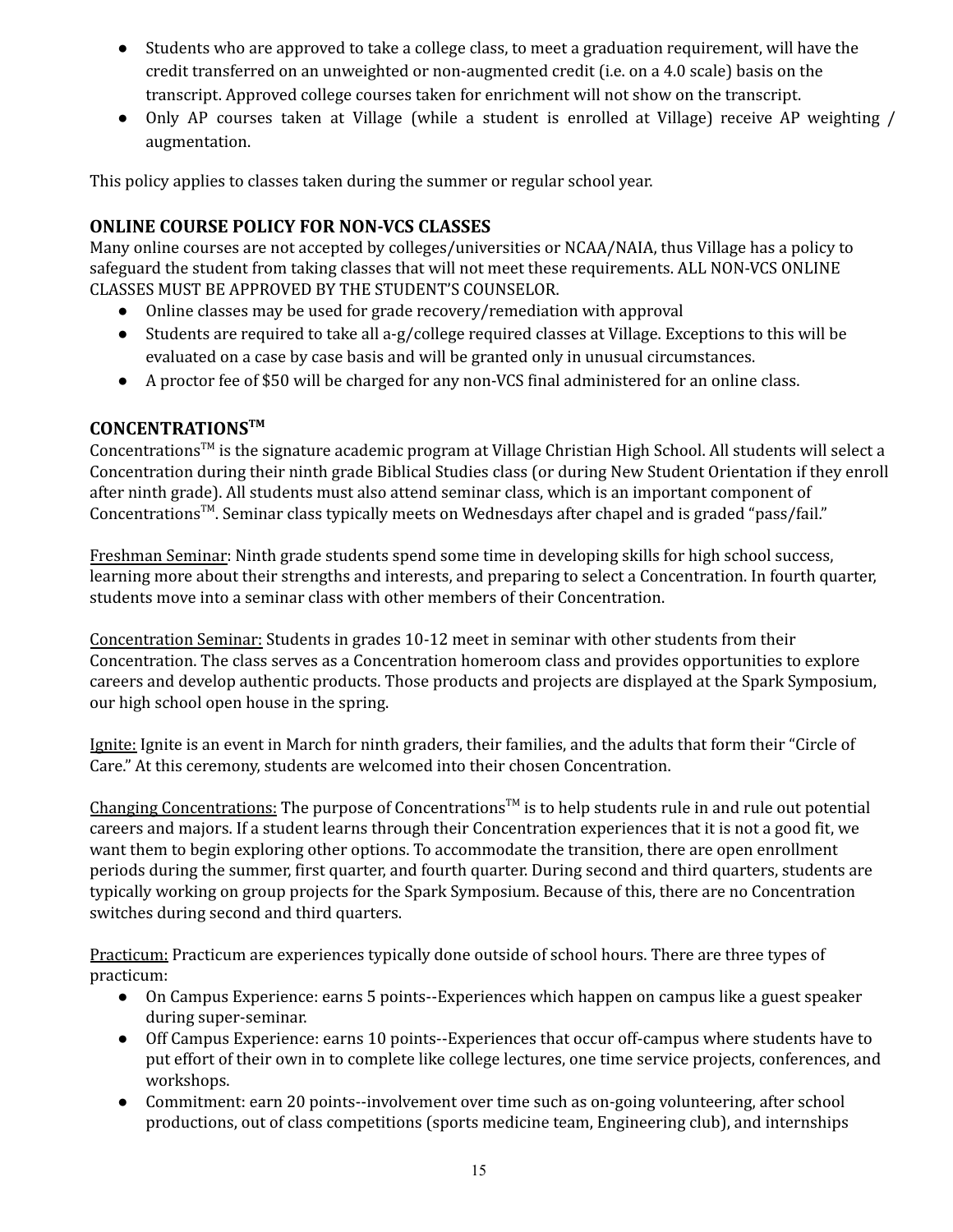- Students who are approved to take a college class, to meet a graduation requirement, will have the credit transferred on an unweighted or non-augmented credit (i.e. on a 4.0 scale) basis on the transcript. Approved college courses taken for enrichment will not show on the transcript.
- Only AP courses taken at Village (while a student is enrolled at Village) receive AP weighting / augmentation.

This policy applies to classes taken during the summer or regular school year.

## ONLINE COURSE POLICY FOR NON-VCS CLASSES

Many online courses are not accepted by colleges/universities or NCAA/NAIA, thus Village has a policy to safeguard the student from taking classes that will not meet these requirements. ALL NON-VCS ONLINE CLASSES MUST BE APPROVED BY THE STUDENT'S COUNSELOR.

- Online classes may be used for grade recovery/remediation with approval
- Students are required to take all a-g/college required classes at Village. Exceptions to this will be evaluated on a case by case basis and will be granted only in unusual circumstances.
- A proctor fee of $50 will be charged for any non-VCS final administered for an online class.

## CONCENTRATIONS™

Concentrations™ is the signature academic program at Village Christian High School. All students will select a Concentration during their ninth grade Biblical Studies class (or during New Student Orientation if they enroll after ninth grade). All students must also attend seminar class, which is an important component of Concentrations™. Seminar class typically meets on Wednesdays after chapel and is graded "pass/fail."

Freshman Seminar: Ninth grade students spend some time in developing skills for high school success, learning more about their strengths and interests, and preparing to select a Concentration. In fourth quarter, students move into a seminar class with other members of their Concentration.

Concentration Seminar: Students in grades 10-12 meet in seminar with other students from their Concentration. The class serves as a Concentration homeroom class and provides opportunities to explore careers and develop authentic products. Those products and projects are displayed at the Spark Symposium, our high school open house in the spring.

Ignite: Ignite is an event in March for ninth graders, their families, and the adults that form their "Circle of Care." At this ceremony, students are welcomed into their chosen Concentration.

Changing Concentrations: The purpose of Concentrations™ is to help students rule in and rule out potential careers and majors. If a student learns through their Concentration experiences that it is not a good fit, we want them to begin exploring other options. To accommodate the transition, there are open enrollment periods during the summer, first quarter, and fourth quarter. During second and third quarters, students are typically working on group projects for the Spark Symposium. Because of this, there are no Concentration switches during second and third quarters.

Practicum: Practicum are experiences typically done outside of school hours. There are three types of practicum:

- On Campus Experience: earns 5 points--Experiences which happen on campus like a guest speaker during super-seminar.
- Off Campus Experience: earns 10 points--Experiences that occur off-campus where students have to put effort of their own in to complete like college lectures, one time service projects, conferences, and workshops.
- Commitment: earn 20 points--involvement over time such as on-going volunteering, after school productions, out of class competitions (sports medicine team, Engineering club), and internships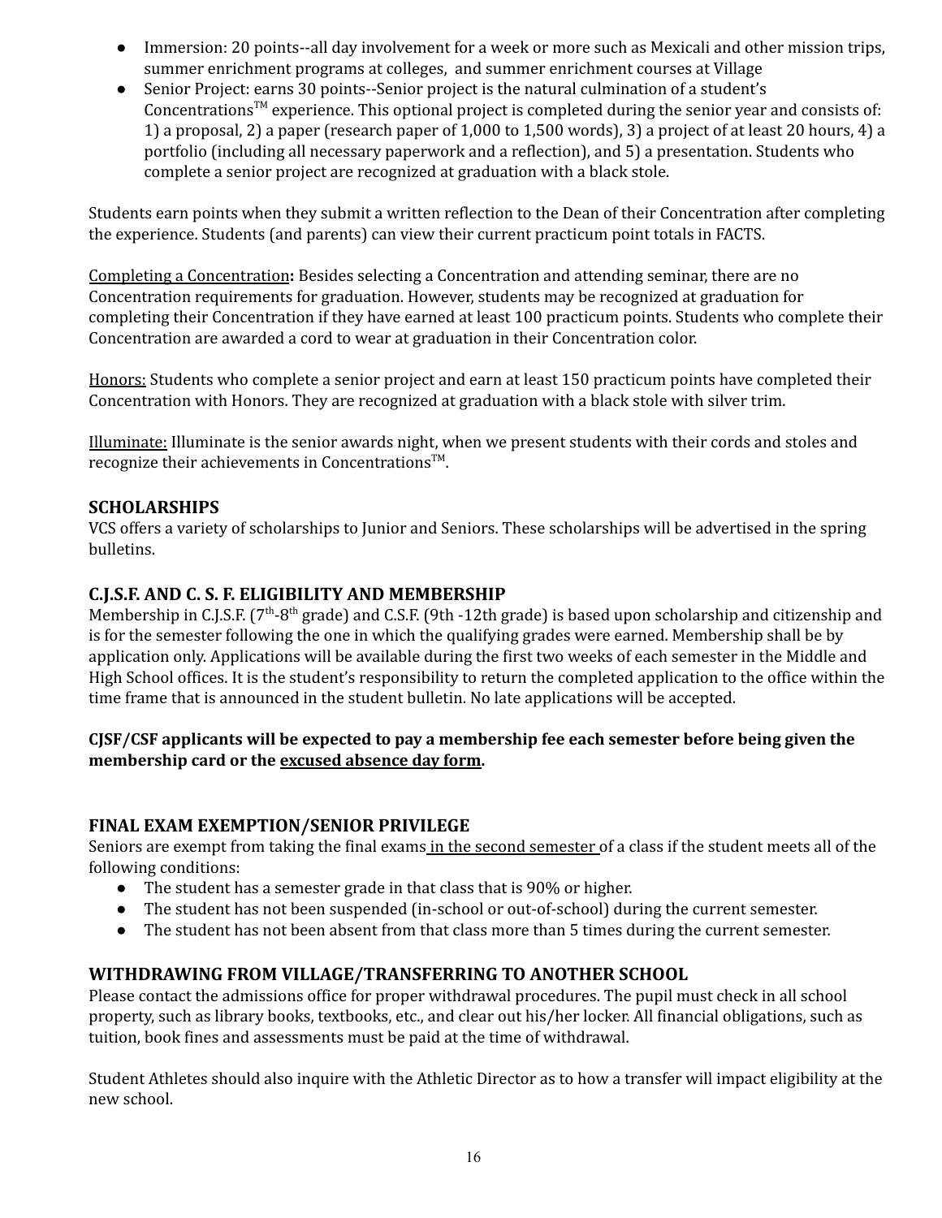- Immersion: 20 points--all day involvement for a week or more such as Mexicali and other mission trips, summer enrichment programs at colleges, and summer enrichment courses at Village
- Senior Project: earns 30 points--Senior project is the natural culmination of a student's Concentrations™ experience. This optional project is completed during the senior year and consists of: 1) a proposal, 2) a paper (research paper of 1,000 to 1,500 words), 3) a project of at least 20 hours, 4) a portfolio (including all necessary paperwork and a reflection), and 5) a presentation. Students who complete a senior project are recognized at graduation with a black stole.

Students earn points when they submit a written reflection to the Dean of their Concentration after completing the experience. Students (and parents) can view their current practicum point totals in FACTS.

<u>Completing a Concentration</u>**:** Besides selecting a Concentration and attending seminar, there are no Concentration requirements for graduation. However, students may be recognized at graduation for completing their Concentration if they have earned at least 100 practicum points. Students who complete their Concentration are awarded a cord to wear at graduation in their Concentration color.

<u>Honors:</u> Students who complete a senior project and earn at least 150 practicum points have completed their Concentration with Honors. They are recognized at graduation with a black stole with silver trim.

<u>Illuminate:</u> Illuminate is the senior awards night, when we present students with their cords and stoles and recognize their achievements in Concentrations™.

## SCHOLARSHIPS

VCS offers a variety of scholarships to Junior and Seniors. These scholarships will be advertised in the spring bulletins.

## C.J.S.F. AND C. S. F. ELIGIBILITY AND MEMBERSHIP

Membership in C.J.S.F. (7th-8th grade) and C.S.F. (9th -12th grade) is based upon scholarship and citizenship and is for the semester following the one in which the qualifying grades were earned. Membership shall be by application only. Applications will be available during the first two weeks of each semester in the Middle and High School offices. It is the student's responsibility to return the completed application to the office within the time frame that is announced in the student bulletin. No late applications will be accepted.

**CJSF/CSF applicants will be expected to pay a membership fee each semester before being given the membership card or the <u>excused absence day form</u>.**

## FINAL EXAM EXEMPTION/SENIOR PRIVILEGE

Seniors are exempt from taking the final exams <u>in the second semester</u> of a class if the student meets all of the following conditions:

- The student has a semester grade in that class that is 90% or higher.
- The student has not been suspended (in-school or out-of-school) during the current semester.
- The student has not been absent from that class more than 5 times during the current semester.

## WITHDRAWING FROM VILLAGE/TRANSFERRING TO ANOTHER SCHOOL

Please contact the admissions office for proper withdrawal procedures. The pupil must check in all school property, such as library books, textbooks, etc., and clear out his/her locker. All financial obligations, such as tuition, book fines and assessments must be paid at the time of withdrawal.

Student Athletes should also inquire with the Athletic Director as to how a transfer will impact eligibility at the new school.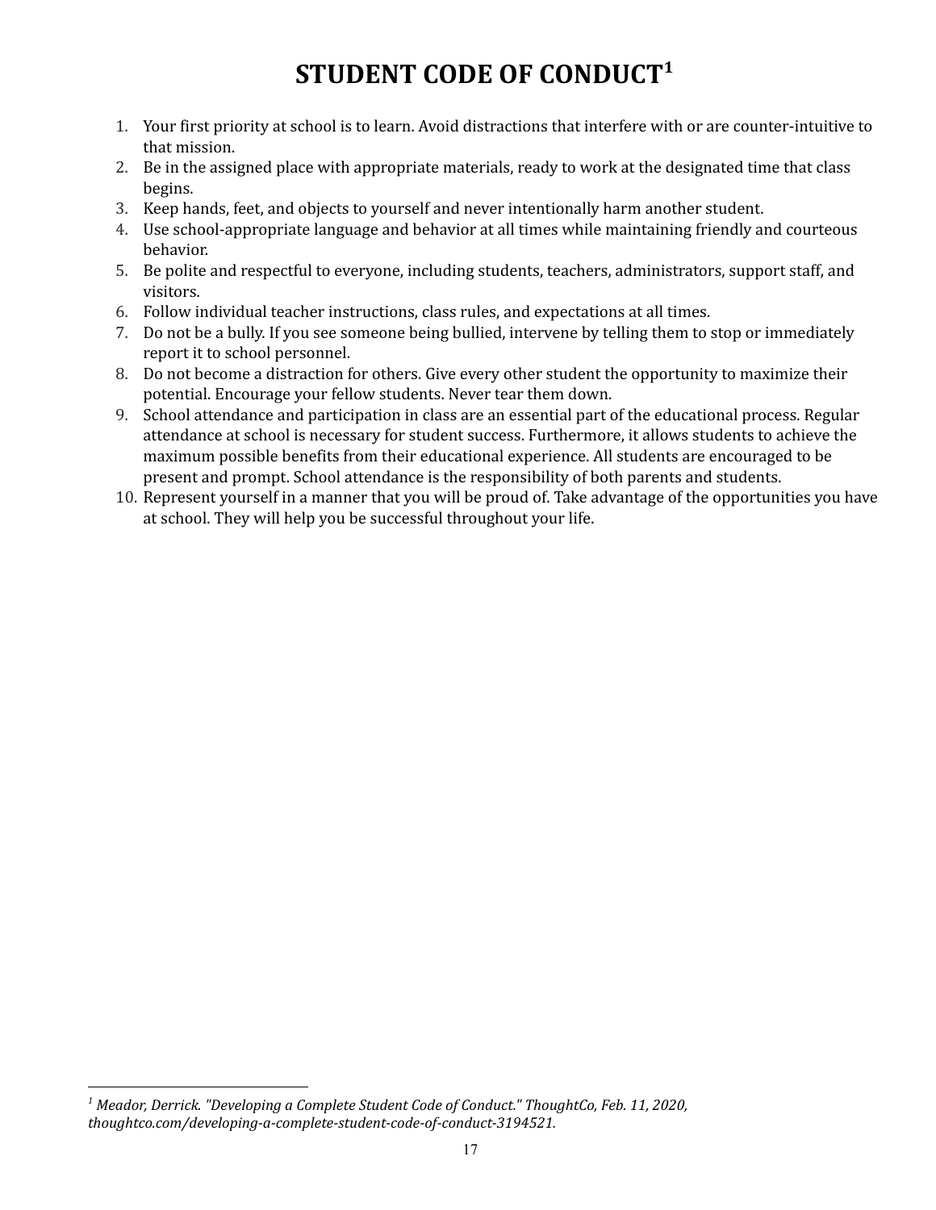# STUDENT CODE OF CONDUCT[1]

1. Your first priority at school is to learn. Avoid distractions that interfere with or are counter-intuitive to that mission.
2. Be in the assigned place with appropriate materials, ready to work at the designated time that class begins.
3. Keep hands, feet, and objects to yourself and never intentionally harm another student.
4. Use school-appropriate language and behavior at all times while maintaining friendly and courteous behavior.
5. Be polite and respectful to everyone, including students, teachers, administrators, support staff, and visitors.
6. Follow individual teacher instructions, class rules, and expectations at all times.
7. Do not be a bully. If you see someone being bullied, intervene by telling them to stop or immediately report it to school personnel.
8. Do not become a distraction for others. Give every other student the opportunity to maximize their potential. Encourage your fellow students. Never tear them down.
9. School attendance and participation in class are an essential part of the educational process. Regular attendance at school is necessary for student success. Furthermore, it allows students to achieve the maximum possible benefits from their educational experience. All students are encouraged to be present and prompt. School attendance is the responsibility of both parents and students.
10. Represent yourself in a manner that you will be proud of. Take advantage of the opportunities you have at school. They will help you be successful throughout your life.

---

[1] *Meador, Derrick. "Developing a Complete Student Code of Conduct." ThoughtCo, Feb. 11, 2020, thoughtco.com/developing-a-complete-student-code-of-conduct-3194521.*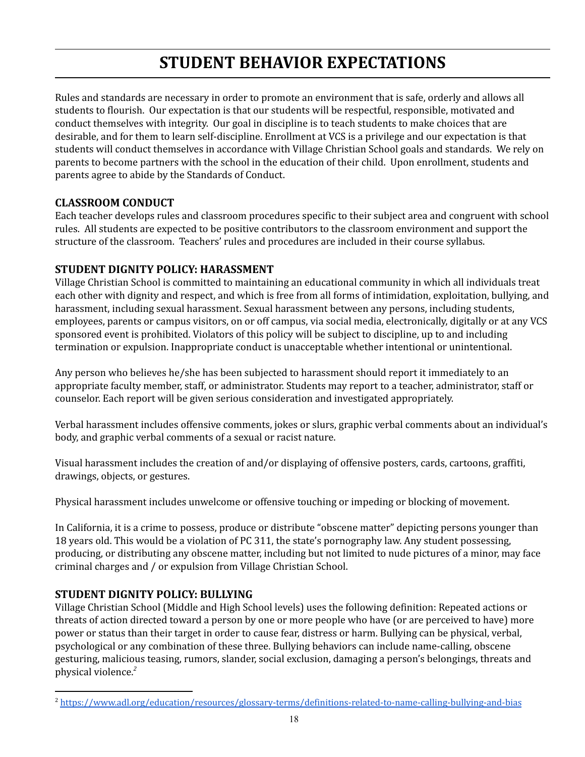# STUDENT BEHAVIOR EXPECTATIONS

Rules and standards are necessary in order to promote an environment that is safe, orderly and allows all students to flourish. Our expectation is that our students will be respectful, responsible, motivated and conduct themselves with integrity. Our goal in discipline is to teach students to make choices that are desirable, and for them to learn self-discipline. Enrollment at VCS is a privilege and our expectation is that students will conduct themselves in accordance with Village Christian School goals and standards. We rely on parents to become partners with the school in the education of their child. Upon enrollment, students and parents agree to abide by the Standards of Conduct.

### CLASSROOM CONDUCT

Each teacher develops rules and classroom procedures specific to their subject area and congruent with school rules. All students are expected to be positive contributors to the classroom environment and support the structure of the classroom. Teachers' rules and procedures are included in their course syllabus.

### STUDENT DIGNITY POLICY: HARASSMENT

Village Christian School is committed to maintaining an educational community in which all individuals treat each other with dignity and respect, and which is free from all forms of intimidation, exploitation, bullying, and harassment, including sexual harassment. Sexual harassment between any persons, including students, employees, parents or campus visitors, on or off campus, via social media, electronically, digitally or at any VCS sponsored event is prohibited. Violators of this policy will be subject to discipline, up to and including termination or expulsion. Inappropriate conduct is unacceptable whether intentional or unintentional.

Any person who believes he/she has been subjected to harassment should report it immediately to an appropriate faculty member, staff, or administrator. Students may report to a teacher, administrator, staff or counselor. Each report will be given serious consideration and investigated appropriately.

Verbal harassment includes offensive comments, jokes or slurs, graphic verbal comments about an individual's body, and graphic verbal comments of a sexual or racist nature.

Visual harassment includes the creation of and/or displaying of offensive posters, cards, cartoons, graffiti, drawings, objects, or gestures.

Physical harassment includes unwelcome or offensive touching or impeding or blocking of movement.

In California, it is a crime to possess, produce or distribute "obscene matter" depicting persons younger than 18 years old. This would be a violation of PC 311, the state's pornography law. Any student possessing, producing, or distributing any obscene matter, including but not limited to nude pictures of a minor, may face criminal charges and / or expulsion from Village Christian School.

### STUDENT DIGNITY POLICY: BULLYING

Village Christian School (Middle and High School levels) uses the following definition: Repeated actions or threats of action directed toward a person by one or more people who have (or are perceived to have) more power or status than their target in order to cause fear, distress or harm. Bullying can be physical, verbal, psychological or any combination of these three. Bullying behaviors can include name-calling, obscene gesturing, malicious teasing, rumors, slander, social exclusion, damaging a person's belongings, threats and physical violence.[2]

---

[2] https://www.adl.org/education/resources/glossary-terms/definitions-related-to-name-calling-bullying-and-bias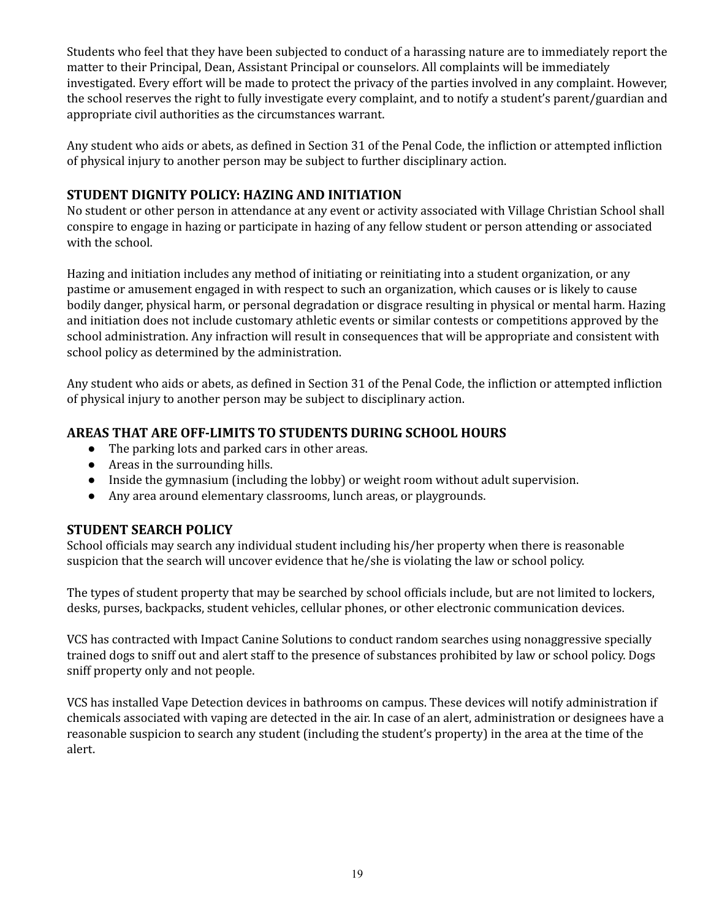Students who feel that they have been subjected to conduct of a harassing nature are to immediately report the matter to their Principal, Dean, Assistant Principal or counselors. All complaints will be immediately investigated. Every effort will be made to protect the privacy of the parties involved in any complaint. However, the school reserves the right to fully investigate every complaint, and to notify a student's parent/guardian and appropriate civil authorities as the circumstances warrant.

Any student who aids or abets, as defined in Section 31 of the Penal Code, the infliction or attempted infliction of physical injury to another person may be subject to further disciplinary action.

## STUDENT DIGNITY POLICY: HAZING AND INITIATION

No student or other person in attendance at any event or activity associated with Village Christian School shall conspire to engage in hazing or participate in hazing of any fellow student or person attending or associated with the school.

Hazing and initiation includes any method of initiating or reinitiating into a student organization, or any pastime or amusement engaged in with respect to such an organization, which causes or is likely to cause bodily danger, physical harm, or personal degradation or disgrace resulting in physical or mental harm. Hazing and initiation does not include customary athletic events or similar contests or competitions approved by the school administration. Any infraction will result in consequences that will be appropriate and consistent with school policy as determined by the administration.

Any student who aids or abets, as defined in Section 31 of the Penal Code, the infliction or attempted infliction of physical injury to another person may be subject to disciplinary action.

## AREAS THAT ARE OFF-LIMITS TO STUDENTS DURING SCHOOL HOURS

- The parking lots and parked cars in other areas.
- Areas in the surrounding hills.
- Inside the gymnasium (including the lobby) or weight room without adult supervision.
- Any area around elementary classrooms, lunch areas, or playgrounds.

## STUDENT SEARCH POLICY

School officials may search any individual student including his/her property when there is reasonable suspicion that the search will uncover evidence that he/she is violating the law or school policy.

The types of student property that may be searched by school officials include, but are not limited to lockers, desks, purses, backpacks, student vehicles, cellular phones, or other electronic communication devices.

VCS has contracted with Impact Canine Solutions to conduct random searches using nonaggressive specially trained dogs to sniff out and alert staff to the presence of substances prohibited by law or school policy. Dogs sniff property only and not people.

VCS has installed Vape Detection devices in bathrooms on campus. These devices will notify administration if chemicals associated with vaping are detected in the air. In case of an alert, administration or designees have a reasonable suspicion to search any student (including the student's property) in the area at the time of the alert.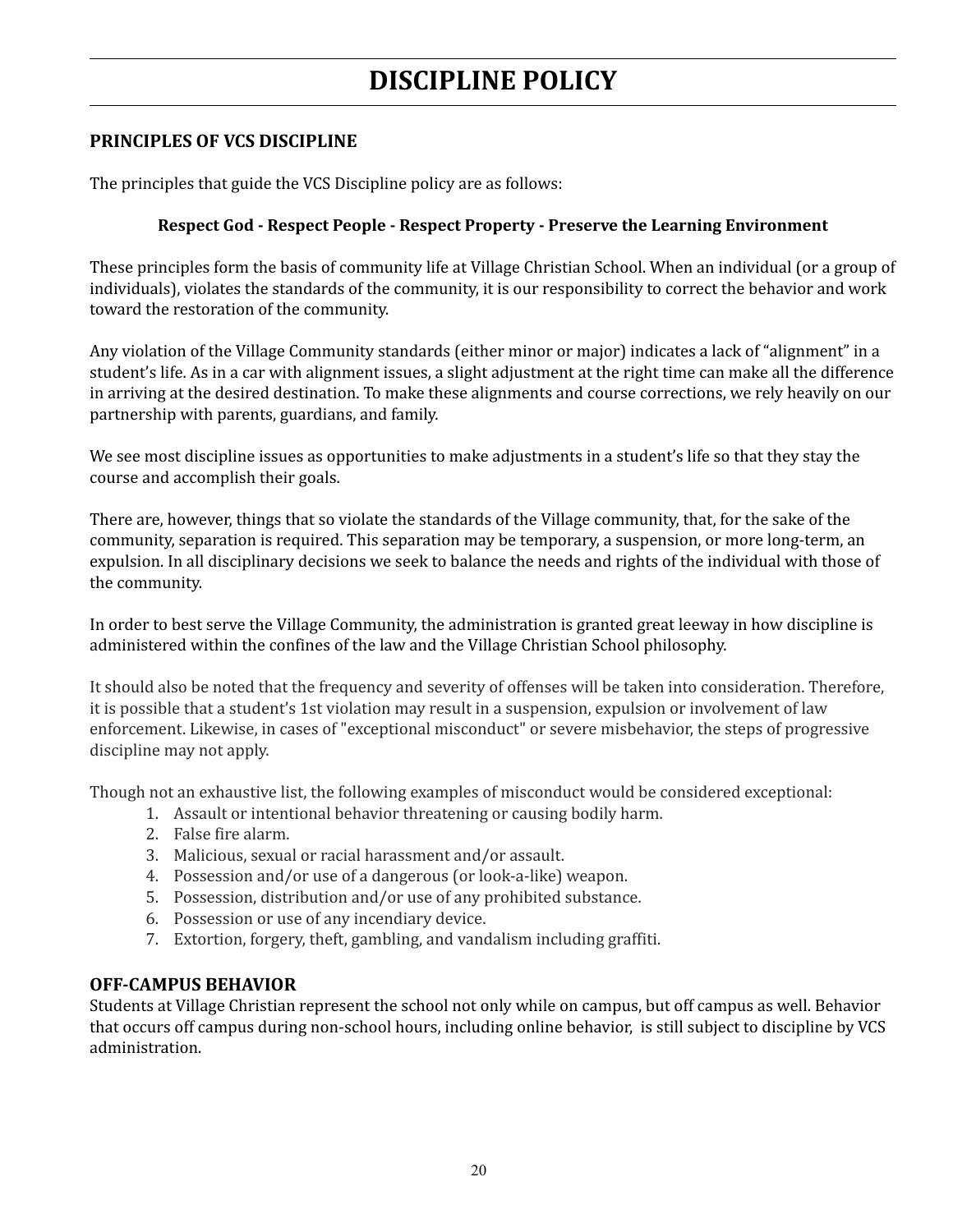# DISCIPLINE POLICY

## PRINCIPLES OF VCS DISCIPLINE

The principles that guide the VCS Discipline policy are as follows:

**Respect God - Respect People - Respect Property - Preserve the Learning Environment**

These principles form the basis of community life at Village Christian School. When an individual (or a group of individuals), violates the standards of the community, it is our responsibility to correct the behavior and work toward the restoration of the community.

Any violation of the Village Community standards (either minor or major) indicates a lack of "alignment" in a student's life. As in a car with alignment issues, a slight adjustment at the right time can make all the difference in arriving at the desired destination. To make these alignments and course corrections, we rely heavily on our partnership with parents, guardians, and family.

We see most discipline issues as opportunities to make adjustments in a student's life so that they stay the course and accomplish their goals.

There are, however, things that so violate the standards of the Village community, that, for the sake of the community, separation is required. This separation may be temporary, a suspension, or more long-term, an expulsion. In all disciplinary decisions we seek to balance the needs and rights of the individual with those of the community.

In order to best serve the Village Community, the administration is granted great leeway in how discipline is administered within the confines of the law and the Village Christian School philosophy.

It should also be noted that the frequency and severity of offenses will be taken into consideration. Therefore, it is possible that a student's 1st violation may result in a suspension, expulsion or involvement of law enforcement. Likewise, in cases of "exceptional misconduct" or severe misbehavior, the steps of progressive discipline may not apply.

Though not an exhaustive list, the following examples of misconduct would be considered exceptional:

1. Assault or intentional behavior threatening or causing bodily harm.
2. False fire alarm.
3. Malicious, sexual or racial harassment and/or assault.
4. Possession and/or use of a dangerous (or look-a-like) weapon.
5. Possession, distribution and/or use of any prohibited substance.
6. Possession or use of any incendiary device.
7. Extortion, forgery, theft, gambling, and vandalism including graffiti.

## OFF-CAMPUS BEHAVIOR

Students at Village Christian represent the school not only while on campus, but off campus as well. Behavior that occurs off campus during non-school hours, including online behavior, is still subject to discipline by VCS administration.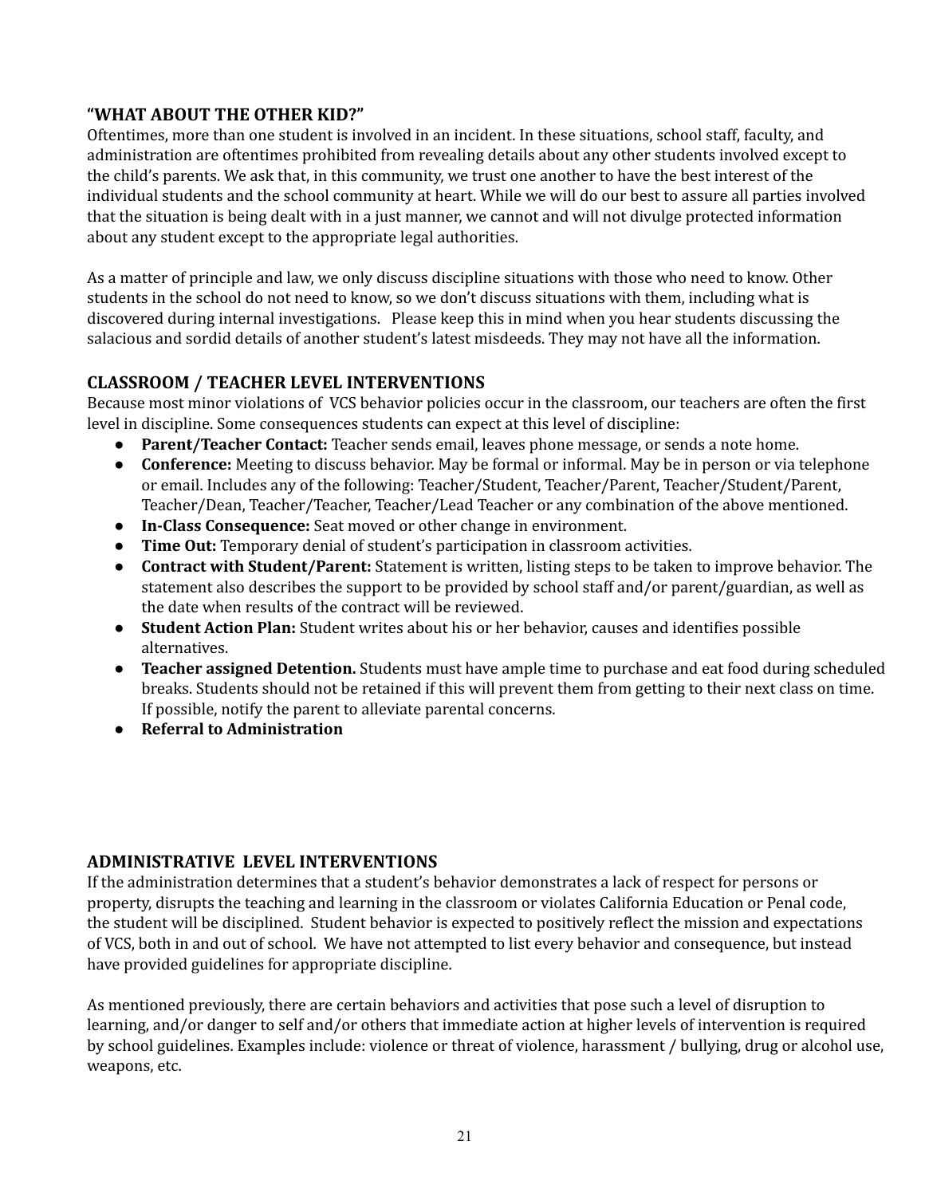### "WHAT ABOUT THE OTHER KID?"

Oftentimes, more than one student is involved in an incident. In these situations, school staff, faculty, and administration are oftentimes prohibited from revealing details about any other students involved except to the child's parents. We ask that, in this community, we trust one another to have the best interest of the individual students and the school community at heart. While we will do our best to assure all parties involved that the situation is being dealt with in a just manner, we cannot and will not divulge protected information about any student except to the appropriate legal authorities.

As a matter of principle and law, we only discuss discipline situations with those who need to know. Other students in the school do not need to know, so we don't discuss situations with them, including what is discovered during internal investigations. Please keep this in mind when you hear students discussing the salacious and sordid details of another student's latest misdeeds. They may not have all the information.

### CLASSROOM / TEACHER LEVEL INTERVENTIONS

Because most minor violations of VCS behavior policies occur in the classroom, our teachers are often the first level in discipline. Some consequences students can expect at this level of discipline:

- **Parent/Teacher Contact:** Teacher sends email, leaves phone message, or sends a note home.
- **Conference:** Meeting to discuss behavior. May be formal or informal. May be in person or via telephone or email. Includes any of the following: Teacher/Student, Teacher/Parent, Teacher/Student/Parent, Teacher/Dean, Teacher/Teacher, Teacher/Lead Teacher or any combination of the above mentioned.
- **In-Class Consequence:** Seat moved or other change in environment.
- **Time Out:** Temporary denial of student's participation in classroom activities.
- **Contract with Student/Parent:** Statement is written, listing steps to be taken to improve behavior. The statement also describes the support to be provided by school staff and/or parent/guardian, as well as the date when results of the contract will be reviewed.
- **Student Action Plan:** Student writes about his or her behavior, causes and identifies possible alternatives.
- **Teacher assigned Detention.** Students must have ample time to purchase and eat food during scheduled breaks. Students should not be retained if this will prevent them from getting to their next class on time. If possible, notify the parent to alleviate parental concerns.
- **Referral to Administration**

### ADMINISTRATIVE LEVEL INTERVENTIONS

If the administration determines that a student's behavior demonstrates a lack of respect for persons or property, disrupts the teaching and learning in the classroom or violates California Education or Penal code, the student will be disciplined. Student behavior is expected to positively reflect the mission and expectations of VCS, both in and out of school. We have not attempted to list every behavior and consequence, but instead have provided guidelines for appropriate discipline.

As mentioned previously, there are certain behaviors and activities that pose such a level of disruption to learning, and/or danger to self and/or others that immediate action at higher levels of intervention is required by school guidelines. Examples include: violence or threat of violence, harassment / bullying, drug or alcohol use, weapons, etc.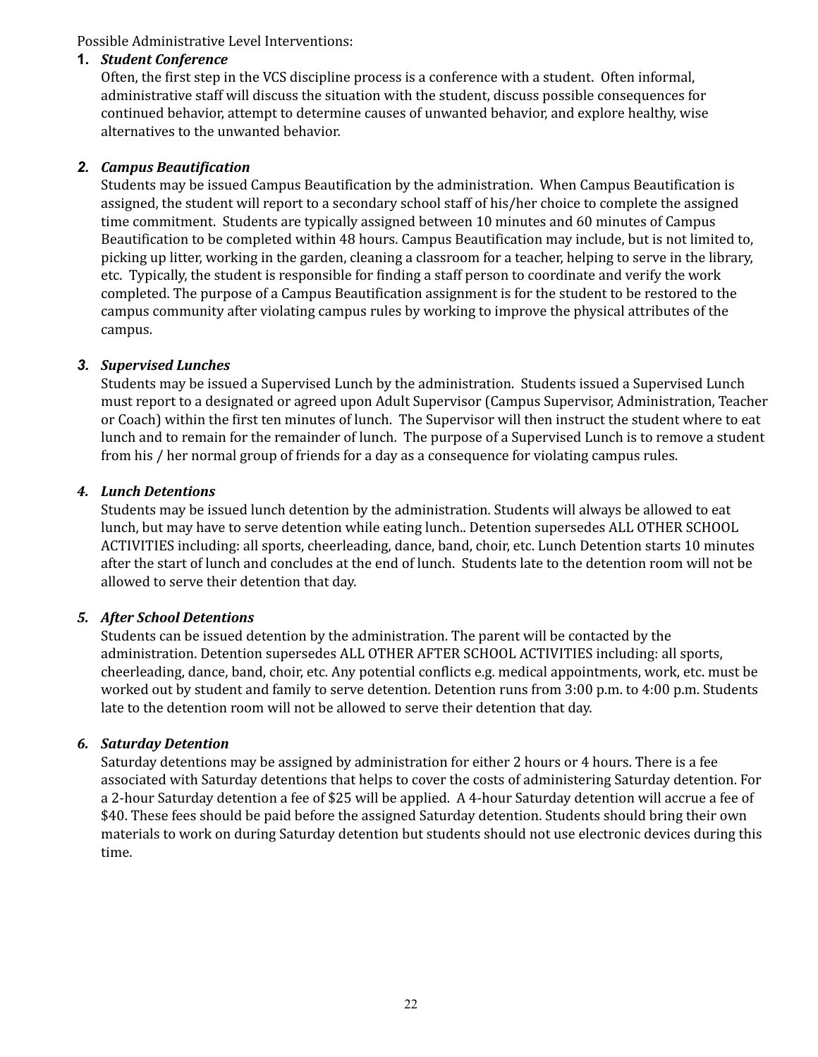Possible Administrative Level Interventions:

1. ***Student Conference***

   Often, the first step in the VCS discipline process is a conference with a student. Often informal, administrative staff will discuss the situation with the student, discuss possible consequences for continued behavior, attempt to determine causes of unwanted behavior, and explore healthy, wise alternatives to the unwanted behavior.

2. ***Campus Beautification***

   Students may be issued Campus Beautification by the administration. When Campus Beautification is assigned, the student will report to a secondary school staff of his/her choice to complete the assigned time commitment. Students are typically assigned between 10 minutes and 60 minutes of Campus Beautification to be completed within 48 hours. Campus Beautification may include, but is not limited to, picking up litter, working in the garden, cleaning a classroom for a teacher, helping to serve in the library, etc. Typically, the student is responsible for finding a staff person to coordinate and verify the work completed. The purpose of a Campus Beautification assignment is for the student to be restored to the campus community after violating campus rules by working to improve the physical attributes of the campus.

3. ***Supervised Lunches***

   Students may be issued a Supervised Lunch by the administration. Students issued a Supervised Lunch must report to a designated or agreed upon Adult Supervisor (Campus Supervisor, Administration, Teacher or Coach) within the first ten minutes of lunch. The Supervisor will then instruct the student where to eat lunch and to remain for the remainder of lunch. The purpose of a Supervised Lunch is to remove a student from his / her normal group of friends for a day as a consequence for violating campus rules.

4. ***Lunch Detentions***

   Students may be issued lunch detention by the administration. Students will always be allowed to eat lunch, but may have to serve detention while eating lunch.. Detention supersedes ALL OTHER SCHOOL ACTIVITIES including: all sports, cheerleading, dance, band, choir, etc. Lunch Detention starts 10 minutes after the start of lunch and concludes at the end of lunch. Students late to the detention room will not be allowed to serve their detention that day.

5. ***After School Detentions***

   Students can be issued detention by the administration. The parent will be contacted by the administration. Detention supersedes ALL OTHER AFTER SCHOOL ACTIVITIES including: all sports, cheerleading, dance, band, choir, etc. Any potential conflicts e.g. medical appointments, work, etc. must be worked out by student and family to serve detention. Detention runs from 3:00 p.m. to 4:00 p.m. Students late to the detention room will not be allowed to serve their detention that day.

6. ***Saturday Detention***

   Saturday detentions may be assigned by administration for either 2 hours or 4 hours. There is a fee associated with Saturday detentions that helps to cover the costs of administering Saturday detention. For a 2-hour Saturday detention a fee of $25 will be applied. A 4-hour Saturday detention will accrue a fee of $40. These fees should be paid before the assigned Saturday detention. Students should bring their own materials to work on during Saturday detention but students should not use electronic devices during this time.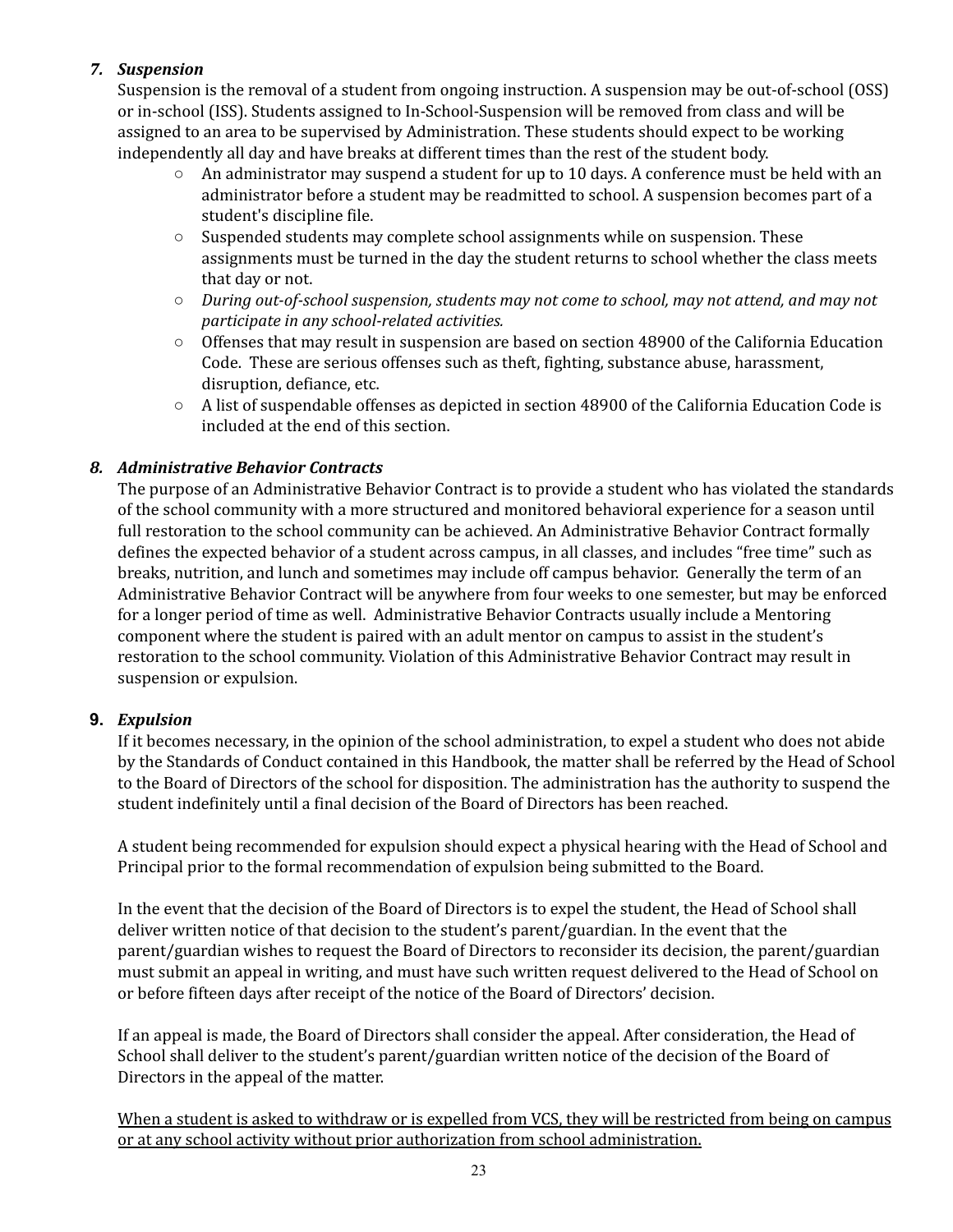### 7. *Suspension*

Suspension is the removal of a student from ongoing instruction. A suspension may be out-of-school (OSS) or in-school (ISS). Students assigned to In-School-Suspension will be removed from class and will be assigned to an area to be supervised by Administration. These students should expect to be working independently all day and have breaks at different times than the rest of the student body.

- An administrator may suspend a student for up to 10 days. A conference must be held with an administrator before a student may be readmitted to school. A suspension becomes part of a student's discipline file.
- Suspended students may complete school assignments while on suspension. These assignments must be turned in the day the student returns to school whether the class meets that day or not.
- *During out-of-school suspension, students may not come to school, may not attend, and may not participate in any school-related activities.*
- Offenses that may result in suspension are based on section 48900 of the California Education Code. These are serious offenses such as theft, fighting, substance abuse, harassment, disruption, defiance, etc.
- A list of suspendable offenses as depicted in section 48900 of the California Education Code is included at the end of this section.

### 8. *Administrative Behavior Contracts*

The purpose of an Administrative Behavior Contract is to provide a student who has violated the standards of the school community with a more structured and monitored behavioral experience for a season until full restoration to the school community can be achieved. An Administrative Behavior Contract formally defines the expected behavior of a student across campus, in all classes, and includes "free time" such as breaks, nutrition, and lunch and sometimes may include off campus behavior. Generally the term of an Administrative Behavior Contract will be anywhere from four weeks to one semester, but may be enforced for a longer period of time as well. Administrative Behavior Contracts usually include a Mentoring component where the student is paired with an adult mentor on campus to assist in the student's restoration to the school community. Violation of this Administrative Behavior Contract may result in suspension or expulsion.

### 9. *Expulsion*

If it becomes necessary, in the opinion of the school administration, to expel a student who does not abide by the Standards of Conduct contained in this Handbook, the matter shall be referred by the Head of School to the Board of Directors of the school for disposition. The administration has the authority to suspend the student indefinitely until a final decision of the Board of Directors has been reached.

A student being recommended for expulsion should expect a physical hearing with the Head of School and Principal prior to the formal recommendation of expulsion being submitted to the Board.

In the event that the decision of the Board of Directors is to expel the student, the Head of School shall deliver written notice of that decision to the student's parent/guardian. In the event that the parent/guardian wishes to request the Board of Directors to reconsider its decision, the parent/guardian must submit an appeal in writing, and must have such written request delivered to the Head of School on or before fifteen days after receipt of the notice of the Board of Directors' decision.

If an appeal is made, the Board of Directors shall consider the appeal. After consideration, the Head of School shall deliver to the student's parent/guardian written notice of the decision of the Board of Directors in the appeal of the matter.

<u>When a student is asked to withdraw or is expelled from VCS, they will be restricted from being on campus or at any school activity without prior authorization from school administration.</u>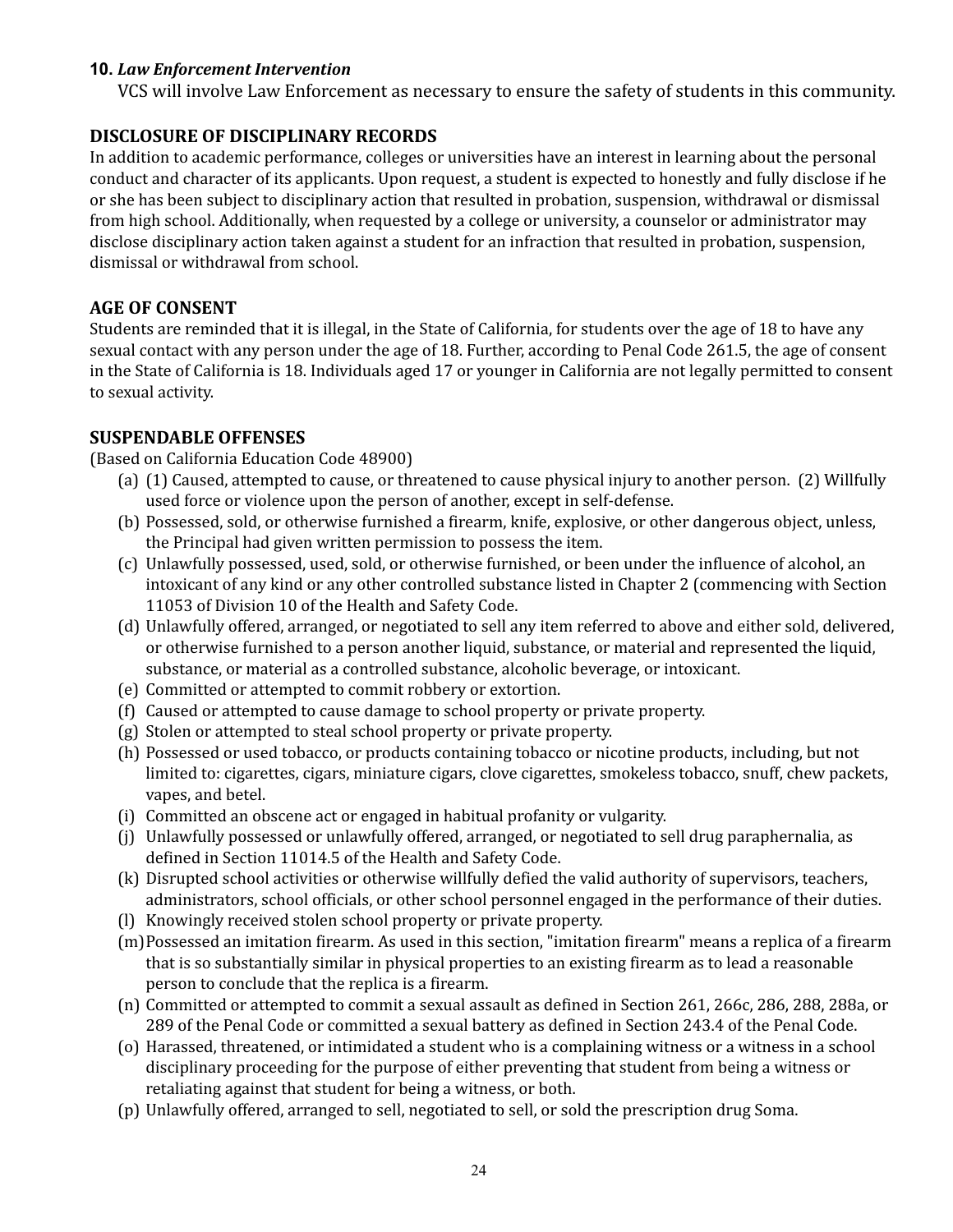**10.** ***Law Enforcement Intervention***

VCS will involve Law Enforcement as necessary to ensure the safety of students in this community.

## DISCLOSURE OF DISCIPLINARY RECORDS

In addition to academic performance, colleges or universities have an interest in learning about the personal conduct and character of its applicants. Upon request, a student is expected to honestly and fully disclose if he or she has been subject to disciplinary action that resulted in probation, suspension, withdrawal or dismissal from high school. Additionally, when requested by a college or university, a counselor or administrator may disclose disciplinary action taken against a student for an infraction that resulted in probation, suspension, dismissal or withdrawal from school.

## AGE OF CONSENT

Students are reminded that it is illegal, in the State of California, for students over the age of 18 to have any sexual contact with any person under the age of 18. Further, according to Penal Code 261.5, the age of consent in the State of California is 18. Individuals aged 17 or younger in California are not legally permitted to consent to sexual activity.

## SUSPENDABLE OFFENSES

(Based on California Education Code 48900)

(a) (1) Caused, attempted to cause, or threatened to cause physical injury to another person. (2) Willfully used force or violence upon the person of another, except in self-defense.
(b) Possessed, sold, or otherwise furnished a firearm, knife, explosive, or other dangerous object, unless, the Principal had given written permission to possess the item.
(c) Unlawfully possessed, used, sold, or otherwise furnished, or been under the influence of alcohol, an intoxicant of any kind or any other controlled substance listed in Chapter 2 (commencing with Section 11053 of Division 10 of the Health and Safety Code.
(d) Unlawfully offered, arranged, or negotiated to sell any item referred to above and either sold, delivered, or otherwise furnished to a person another liquid, substance, or material and represented the liquid, substance, or material as a controlled substance, alcoholic beverage, or intoxicant.
(e) Committed or attempted to commit robbery or extortion.
(f) Caused or attempted to cause damage to school property or private property.
(g) Stolen or attempted to steal school property or private property.
(h) Possessed or used tobacco, or products containing tobacco or nicotine products, including, but not limited to: cigarettes, cigars, miniature cigars, clove cigarettes, smokeless tobacco, snuff, chew packets, vapes, and betel.
(i) Committed an obscene act or engaged in habitual profanity or vulgarity.
(j) Unlawfully possessed or unlawfully offered, arranged, or negotiated to sell drug paraphernalia, as defined in Section 11014.5 of the Health and Safety Code.
(k) Disrupted school activities or otherwise willfully defied the valid authority of supervisors, teachers, administrators, school officials, or other school personnel engaged in the performance of their duties.
(l) Knowingly received stolen school property or private property.
(m) Possessed an imitation firearm. As used in this section, "imitation firearm" means a replica of a firearm that is so substantially similar in physical properties to an existing firearm as to lead a reasonable person to conclude that the replica is a firearm.
(n) Committed or attempted to commit a sexual assault as defined in Section 261, 266c, 286, 288, 288a, or 289 of the Penal Code or committed a sexual battery as defined in Section 243.4 of the Penal Code.
(o) Harassed, threatened, or intimidated a student who is a complaining witness or a witness in a school disciplinary proceeding for the purpose of either preventing that student from being a witness or retaliating against that student for being a witness, or both.
(p) Unlawfully offered, arranged to sell, negotiated to sell, or sold the prescription drug Soma.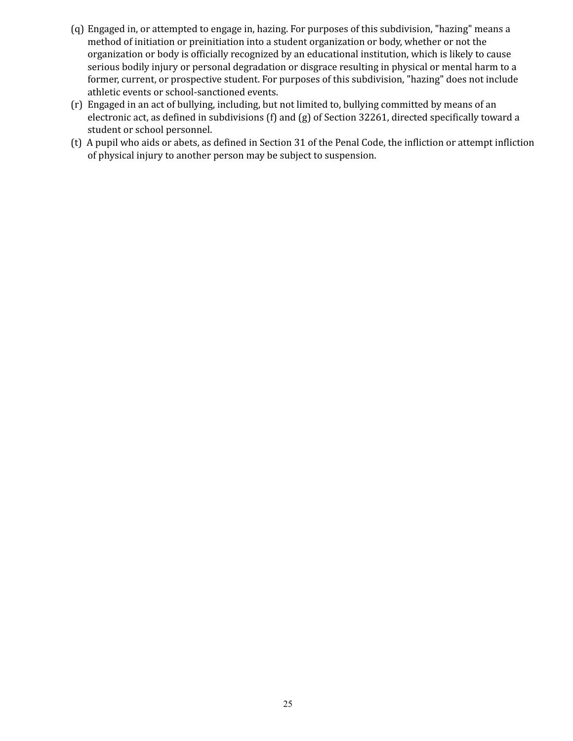(q) Engaged in, or attempted to engage in, hazing. For purposes of this subdivision, "hazing" means a method of initiation or preinitiation into a student organization or body, whether or not the organization or body is officially recognized by an educational institution, which is likely to cause serious bodily injury or personal degradation or disgrace resulting in physical or mental harm to a former, current, or prospective student. For purposes of this subdivision, "hazing" does not include athletic events or school-sanctioned events.

(r) Engaged in an act of bullying, including, but not limited to, bullying committed by means of an electronic act, as defined in subdivisions (f) and (g) of Section 32261, directed specifically toward a student or school personnel.

(t) A pupil who aids or abets, as defined in Section 31 of the Penal Code, the infliction or attempt infliction of physical injury to another person may be subject to suspension.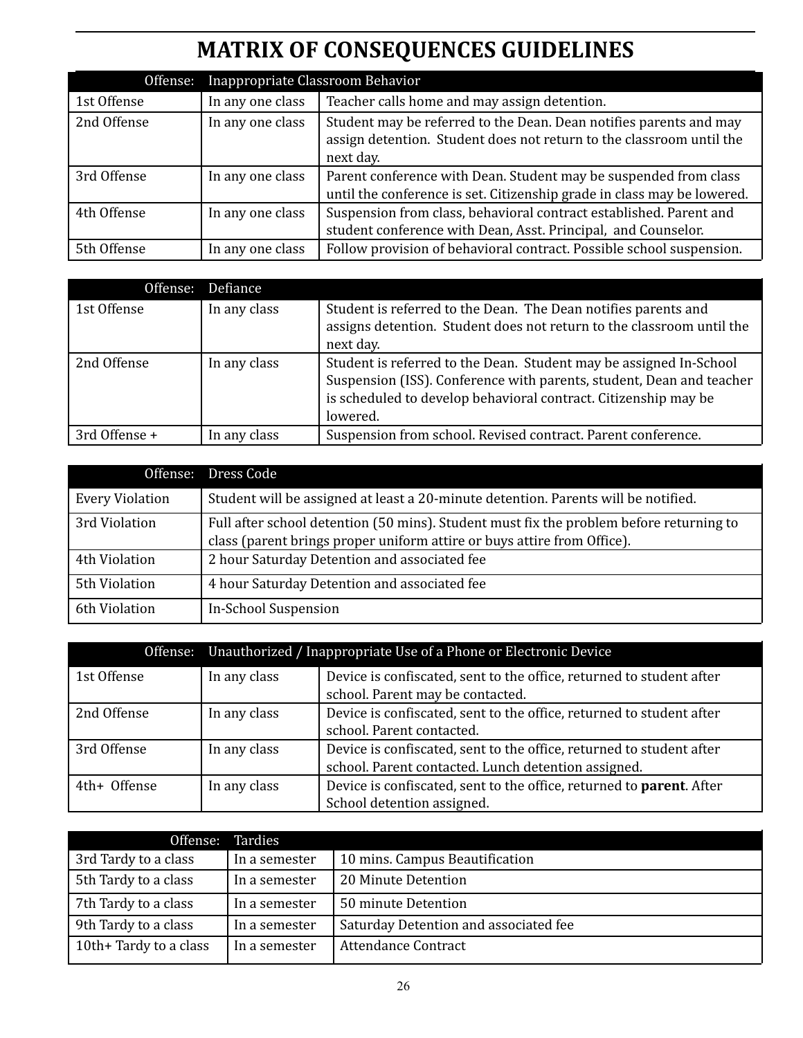# MATRIX OF CONSEQUENCES GUIDELINES

| Offense: | Inappropriate Classroom Behavior | |
|---|---|---|
| 1st Offense | In any one class | Teacher calls home and may assign detention. |
| 2nd Offense | In any one class | Student may be referred to the Dean. Dean notifies parents and may assign detention. Student does not return to the classroom until the next day. |
| 3rd Offense | In any one class | Parent conference with Dean. Student may be suspended from class until the conference is set. Citizenship grade in class may be lowered. |
| 4th Offense | In any one class | Suspension from class, behavioral contract established. Parent and student conference with Dean, Asst. Principal, and Counselor. |
| 5th Offense | In any one class | Follow provision of behavioral contract. Possible school suspension. |

| Offense: | Defiance | |
|---|---|---|
| 1st Offense | In any class | Student is referred to the Dean. The Dean notifies parents and assigns detention. Student does not return to the classroom until the next day. |
| 2nd Offense | In any class | Student is referred to the Dean. Student may be assigned In-School Suspension (ISS). Conference with parents, student, Dean and teacher is scheduled to develop behavioral contract. Citizenship may be lowered. |
| 3rd Offense + | In any class | Suspension from school. Revised contract. Parent conference. |

| Offense: | Dress Code |
|---|---|
| Every Violation | Student will be assigned at least a 20-minute detention. Parents will be notified. |
| 3rd Violation | Full after school detention (50 mins). Student must fix the problem before returning to class (parent brings proper uniform attire or buys attire from Office). |
| 4th Violation | 2 hour Saturday Detention and associated fee |
| 5th Violation | 4 hour Saturday Detention and associated fee |
| 6th Violation | In-School Suspension |

| Offense: | Unauthorized / Inappropriate Use of a Phone or Electronic Device | |
|---|---|---|
| 1st Offense | In any class | Device is confiscated, sent to the office, returned to student after school. Parent may be contacted. |
| 2nd Offense | In any class | Device is confiscated, sent to the office, returned to student after school. Parent contacted. |
| 3rd Offense | In any class | Device is confiscated, sent to the office, returned to student after school. Parent contacted. Lunch detention assigned. |
| 4th+ Offense | In any class | Device is confiscated, sent to the office, returned to **parent**. After School detention assigned. |

| Offense: | Tardies | |
|---|---|---|
| 3rd Tardy to a class | In a semester | 10 mins. Campus Beautification |
| 5th Tardy to a class | In a semester | 20 Minute Detention |
| 7th Tardy to a class | In a semester | 50 minute Detention |
| 9th Tardy to a class | In a semester | Saturday Detention and associated fee |
| 10th+ Tardy to a class | In a semester | Attendance Contract |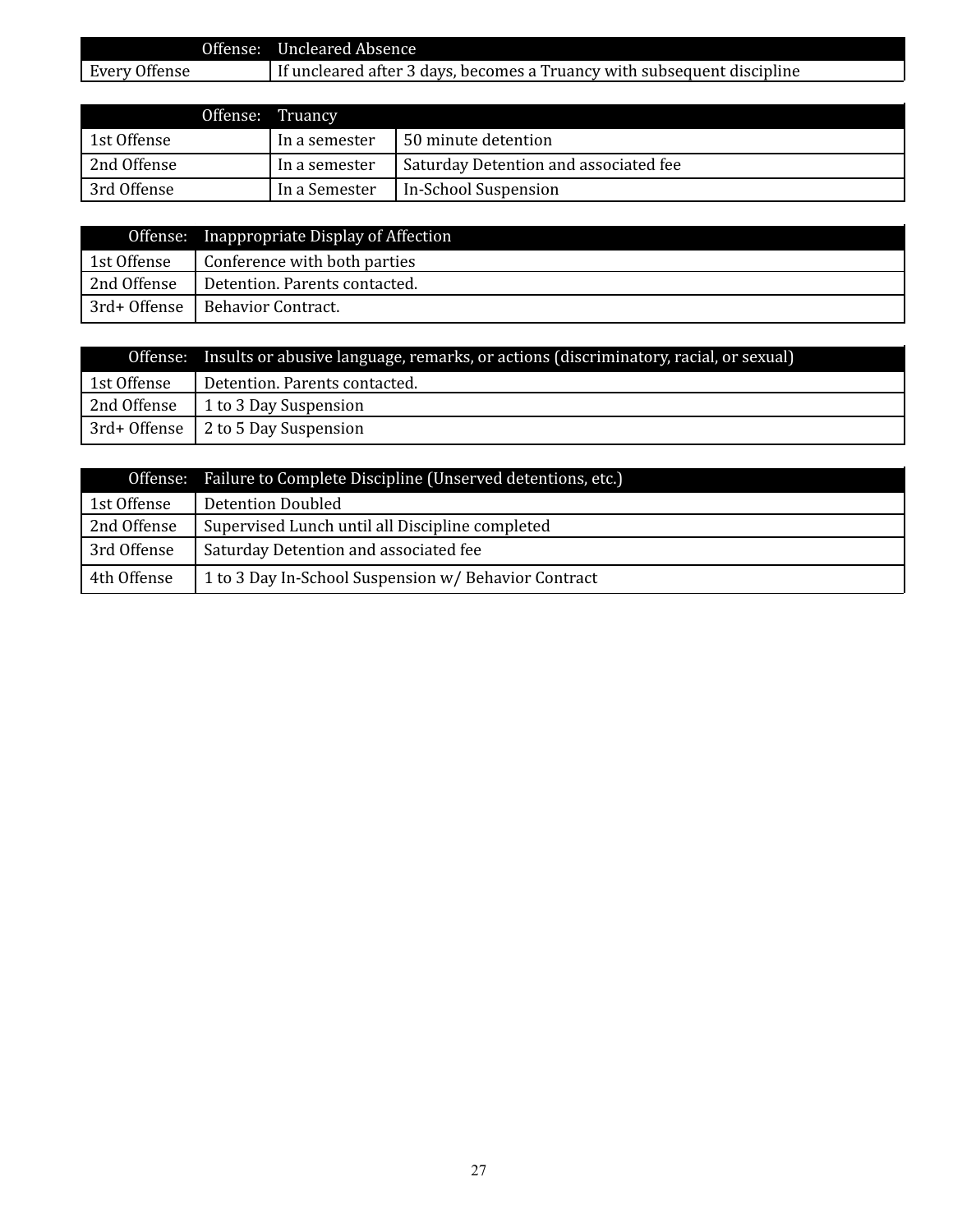| Offense: | Uncleared Absence |
|---|---|
| Every Offense | If uncleared after 3 days, becomes a Truancy with subsequent discipline |

| Offense: | Truancy | |
|---|---|---|
| 1st Offense | In a semester | 50 minute detention |
| 2nd Offense | In a semester | Saturday Detention and associated fee |
| 3rd Offense | In a Semester | In-School Suspension |

| Offense: | Inappropriate Display of Affection |
|---|---|
| 1st Offense | Conference with both parties |
| 2nd Offense | Detention. Parents contacted. |
| 3rd+ Offense | Behavior Contract. |

| Offense: | Insults or abusive language, remarks, or actions (discriminatory, racial, or sexual) |
|---|---|
| 1st Offense | Detention. Parents contacted. |
| 2nd Offense | 1 to 3 Day Suspension |
| 3rd+ Offense | 2 to 5 Day Suspension |

| Offense: | Failure to Complete Discipline (Unserved detentions, etc.) |
|---|---|
| 1st Offense | Detention Doubled |
| 2nd Offense | Supervised Lunch until all Discipline completed |
| 3rd Offense | Saturday Detention and associated fee |
| 4th Offense | 1 to 3 Day In-School Suspension w/ Behavior Contract |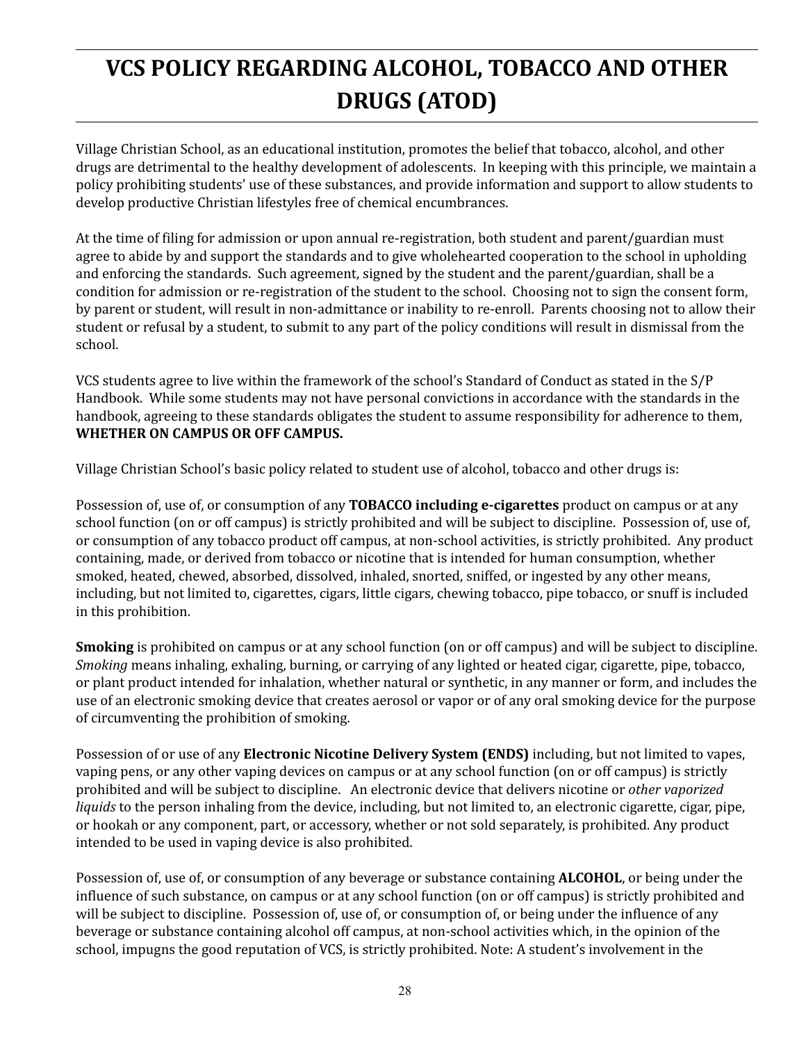# VCS POLICY REGARDING ALCOHOL, TOBACCO AND OTHER DRUGS (ATOD)

Village Christian School, as an educational institution, promotes the belief that tobacco, alcohol, and other drugs are detrimental to the healthy development of adolescents. In keeping with this principle, we maintain a policy prohibiting students' use of these substances, and provide information and support to allow students to develop productive Christian lifestyles free of chemical encumbrances.

At the time of filing for admission or upon annual re-registration, both student and parent/guardian must agree to abide by and support the standards and to give wholehearted cooperation to the school in upholding and enforcing the standards. Such agreement, signed by the student and the parent/guardian, shall be a condition for admission or re-registration of the student to the school. Choosing not to sign the consent form, by parent or student, will result in non-admittance or inability to re-enroll. Parents choosing not to allow their student or refusal by a student, to submit to any part of the policy conditions will result in dismissal from the school.

VCS students agree to live within the framework of the school's Standard of Conduct as stated in the S/P Handbook. While some students may not have personal convictions in accordance with the standards in the handbook, agreeing to these standards obligates the student to assume responsibility for adherence to them, **WHETHER ON CAMPUS OR OFF CAMPUS.**

Village Christian School's basic policy related to student use of alcohol, tobacco and other drugs is:

Possession of, use of, or consumption of any **TOBACCO including e-cigarettes** product on campus or at any school function (on or off campus) is strictly prohibited and will be subject to discipline. Possession of, use of, or consumption of any tobacco product off campus, at non-school activities, is strictly prohibited. Any product containing, made, or derived from tobacco or nicotine that is intended for human consumption, whether smoked, heated, chewed, absorbed, dissolved, inhaled, snorted, sniffed, or ingested by any other means, including, but not limited to, cigarettes, cigars, little cigars, chewing tobacco, pipe tobacco, or snuff is included in this prohibition.

**Smoking** is prohibited on campus or at any school function (on or off campus) and will be subject to discipline. *Smoking* means inhaling, exhaling, burning, or carrying of any lighted or heated cigar, cigarette, pipe, tobacco, or plant product intended for inhalation, whether natural or synthetic, in any manner or form, and includes the use of an electronic smoking device that creates aerosol or vapor or of any oral smoking device for the purpose of circumventing the prohibition of smoking.

Possession of or use of any **Electronic Nicotine Delivery System (ENDS)** including, but not limited to vapes, vaping pens, or any other vaping devices on campus or at any school function (on or off campus) is strictly prohibited and will be subject to discipline. An electronic device that delivers nicotine or *other vaporized liquids* to the person inhaling from the device, including, but not limited to, an electronic cigarette, cigar, pipe, or hookah or any component, part, or accessory, whether or not sold separately, is prohibited. Any product intended to be used in vaping device is also prohibited.

Possession of, use of, or consumption of any beverage or substance containing **ALCOHOL**, or being under the influence of such substance, on campus or at any school function (on or off campus) is strictly prohibited and will be subject to discipline. Possession of, use of, or consumption of, or being under the influence of any beverage or substance containing alcohol off campus, at non-school activities which, in the opinion of the school, impugns the good reputation of VCS, is strictly prohibited. Note: A student's involvement in the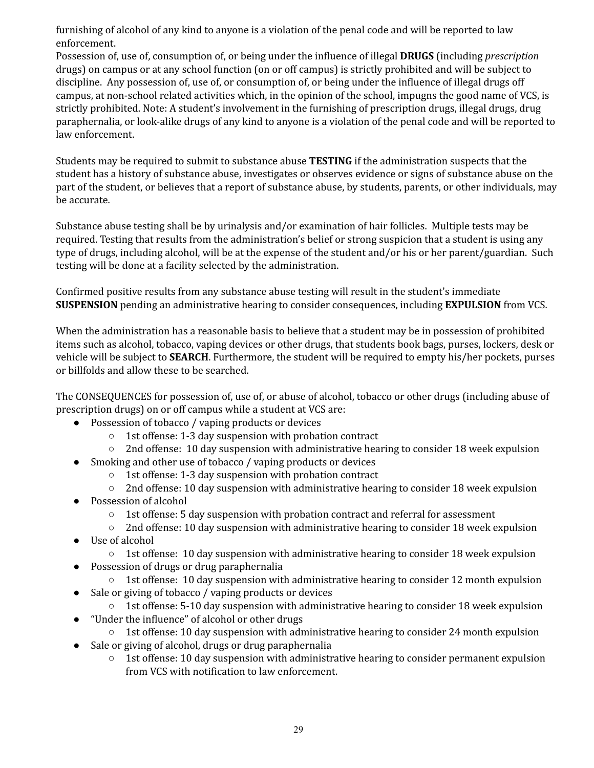furnishing of alcohol of any kind to anyone is a violation of the penal code and will be reported to law enforcement.

Possession of, use of, consumption of, or being under the influence of illegal **DRUGS** (including *prescription* drugs) on campus or at any school function (on or off campus) is strictly prohibited and will be subject to discipline. Any possession of, use of, or consumption of, or being under the influence of illegal drugs off campus, at non-school related activities which, in the opinion of the school, impugns the good name of VCS, is strictly prohibited. Note: A student's involvement in the furnishing of prescription drugs, illegal drugs, drug paraphernalia, or look-alike drugs of any kind to anyone is a violation of the penal code and will be reported to law enforcement.

Students may be required to submit to substance abuse **TESTING** if the administration suspects that the student has a history of substance abuse, investigates or observes evidence or signs of substance abuse on the part of the student, or believes that a report of substance abuse, by students, parents, or other individuals, may be accurate.

Substance abuse testing shall be by urinalysis and/or examination of hair follicles. Multiple tests may be required. Testing that results from the administration's belief or strong suspicion that a student is using any type of drugs, including alcohol, will be at the expense of the student and/or his or her parent/guardian. Such testing will be done at a facility selected by the administration.

Confirmed positive results from any substance abuse testing will result in the student's immediate **SUSPENSION** pending an administrative hearing to consider consequences, including **EXPULSION** from VCS.

When the administration has a reasonable basis to believe that a student may be in possession of prohibited items such as alcohol, tobacco, vaping devices or other drugs, that students book bags, purses, lockers, desk or vehicle will be subject to **SEARCH**. Furthermore, the student will be required to empty his/her pockets, purses or billfolds and allow these to be searched.

The CONSEQUENCES for possession of, use of, or abuse of alcohol, tobacco or other drugs (including abuse of prescription drugs) on or off campus while a student at VCS are:

- Possession of tobacco / vaping products or devices
  - 1st offense: 1-3 day suspension with probation contract
  - 2nd offense: 10 day suspension with administrative hearing to consider 18 week expulsion
- Smoking and other use of tobacco / vaping products or devices
  - 1st offense: 1-3 day suspension with probation contract
  - 2nd offense: 10 day suspension with administrative hearing to consider 18 week expulsion
- Possession of alcohol
  - 1st offense: 5 day suspension with probation contract and referral for assessment
  - 2nd offense: 10 day suspension with administrative hearing to consider 18 week expulsion
- Use of alcohol
  - 1st offense: 10 day suspension with administrative hearing to consider 18 week expulsion
- Possession of drugs or drug paraphernalia
  - 1st offense: 10 day suspension with administrative hearing to consider 12 month expulsion
- Sale or giving of tobacco / vaping products or devices
  - 1st offense: 5-10 day suspension with administrative hearing to consider 18 week expulsion
- "Under the influence" of alcohol or other drugs
  - 1st offense: 10 day suspension with administrative hearing to consider 24 month expulsion
- Sale or giving of alcohol, drugs or drug paraphernalia
  - 1st offense: 10 day suspension with administrative hearing to consider permanent expulsion from VCS with notification to law enforcement.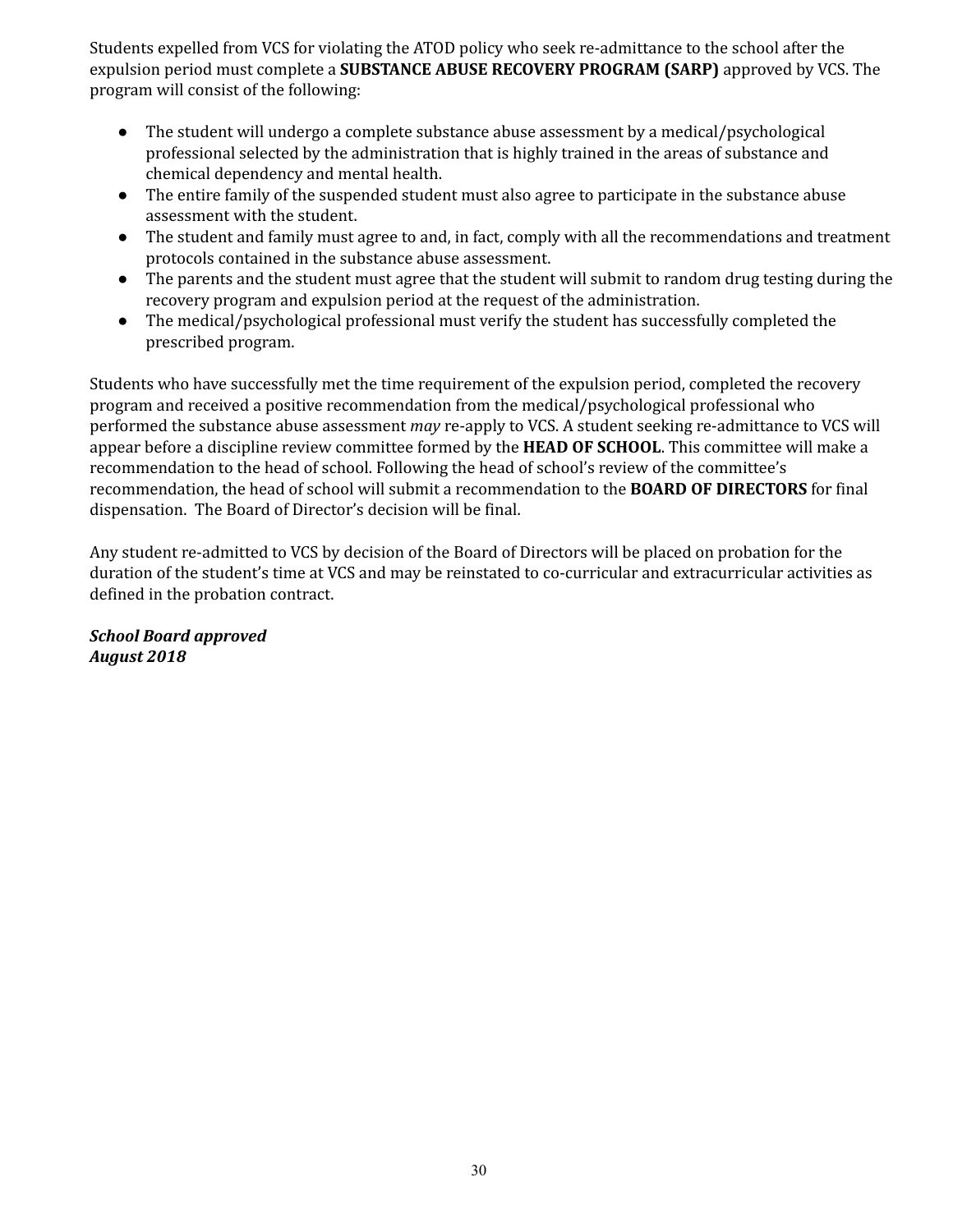Students expelled from VCS for violating the ATOD policy who seek re-admittance to the school after the expulsion period must complete a **SUBSTANCE ABUSE RECOVERY PROGRAM (SARP)** approved by VCS. The program will consist of the following:

- The student will undergo a complete substance abuse assessment by a medical/psychological professional selected by the administration that is highly trained in the areas of substance and chemical dependency and mental health.
- The entire family of the suspended student must also agree to participate in the substance abuse assessment with the student.
- The student and family must agree to and, in fact, comply with all the recommendations and treatment protocols contained in the substance abuse assessment.
- The parents and the student must agree that the student will submit to random drug testing during the recovery program and expulsion period at the request of the administration.
- The medical/psychological professional must verify the student has successfully completed the prescribed program.

Students who have successfully met the time requirement of the expulsion period, completed the recovery program and received a positive recommendation from the medical/psychological professional who performed the substance abuse assessment *may* re-apply to VCS. A student seeking re-admittance to VCS will appear before a discipline review committee formed by the **HEAD OF SCHOOL**. This committee will make a recommendation to the head of school. Following the head of school's review of the committee's recommendation, the head of school will submit a recommendation to the **BOARD OF DIRECTORS** for final dispensation. The Board of Director's decision will be final.

Any student re-admitted to VCS by decision of the Board of Directors will be placed on probation for the duration of the student's time at VCS and may be reinstated to co-curricular and extracurricular activities as defined in the probation contract.

***School Board approved***
***August 2018***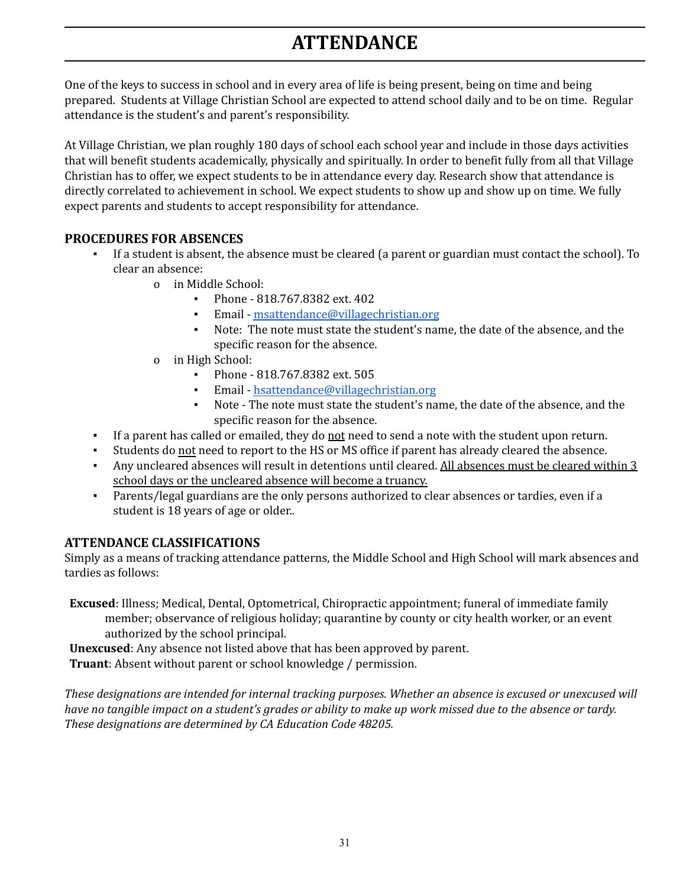# ATTENDANCE

One of the keys to success in school and in every area of life is being present, being on time and being prepared. Students at Village Christian School are expected to attend school daily and to be on time. Regular attendance is the student's and parent's responsibility.

At Village Christian, we plan roughly 180 days of school each school year and include in those days activities that will benefit students academically, physically and spiritually. In order to benefit fully from all that Village Christian has to offer, we expect students to be in attendance every day. Research show that attendance is directly correlated to achievement in school. We expect students to show up and show up on time. We fully expect parents and students to accept responsibility for attendance.

### PROCEDURES FOR ABSENCES

- If a student is absent, the absence must be cleared (a parent or guardian must contact the school). To clear an absence:
  - in Middle School:
    - Phone - 818.767.8382 ext. 402
    - Email - [msattendance@villagechristian.org](mailto:msattendance@villagechristian.org)
    - Note: The note must state the student's name, the date of the absence, and the specific reason for the absence.
  - in High School:
    - Phone - 818.767.8382 ext. 505
    - Email - [hsattendance@villagechristian.org](mailto:hsattendance@villagechristian.org)
    - Note - The note must state the student's name, the date of the absence, and the specific reason for the absence.
- If a parent has called or emailed, they do <u>not</u> need to send a note with the student upon return.
- Students do <u>not</u> need to report to the HS or MS office if parent has already cleared the absence.
- Any uncleared absences will result in detentions until cleared. <u>All absences must be cleared within 3 school days or the uncleared absence will become a truancy.</u>
- Parents/legal guardians are the only persons authorized to clear absences or tardies, even if a student is 18 years of age or older..

### ATTENDANCE CLASSIFICATIONS

Simply as a means of tracking attendance patterns, the Middle School and High School will mark absences and tardies as follows:

**Excused**: Illness; Medical, Dental, Optometrical, Chiropractic appointment; funeral of immediate family member; observance of religious holiday; quarantine by county or city health worker, or an event authorized by the school principal.

**Unexcused**: Any absence not listed above that has been approved by parent.

**Truant**: Absent without parent or school knowledge / permission.

*These designations are intended for internal tracking purposes. Whether an absence is excused or unexcused will have no tangible impact on a student's grades or ability to make up work missed due to the absence or tardy. These designations are determined by CA Education Code 48205.*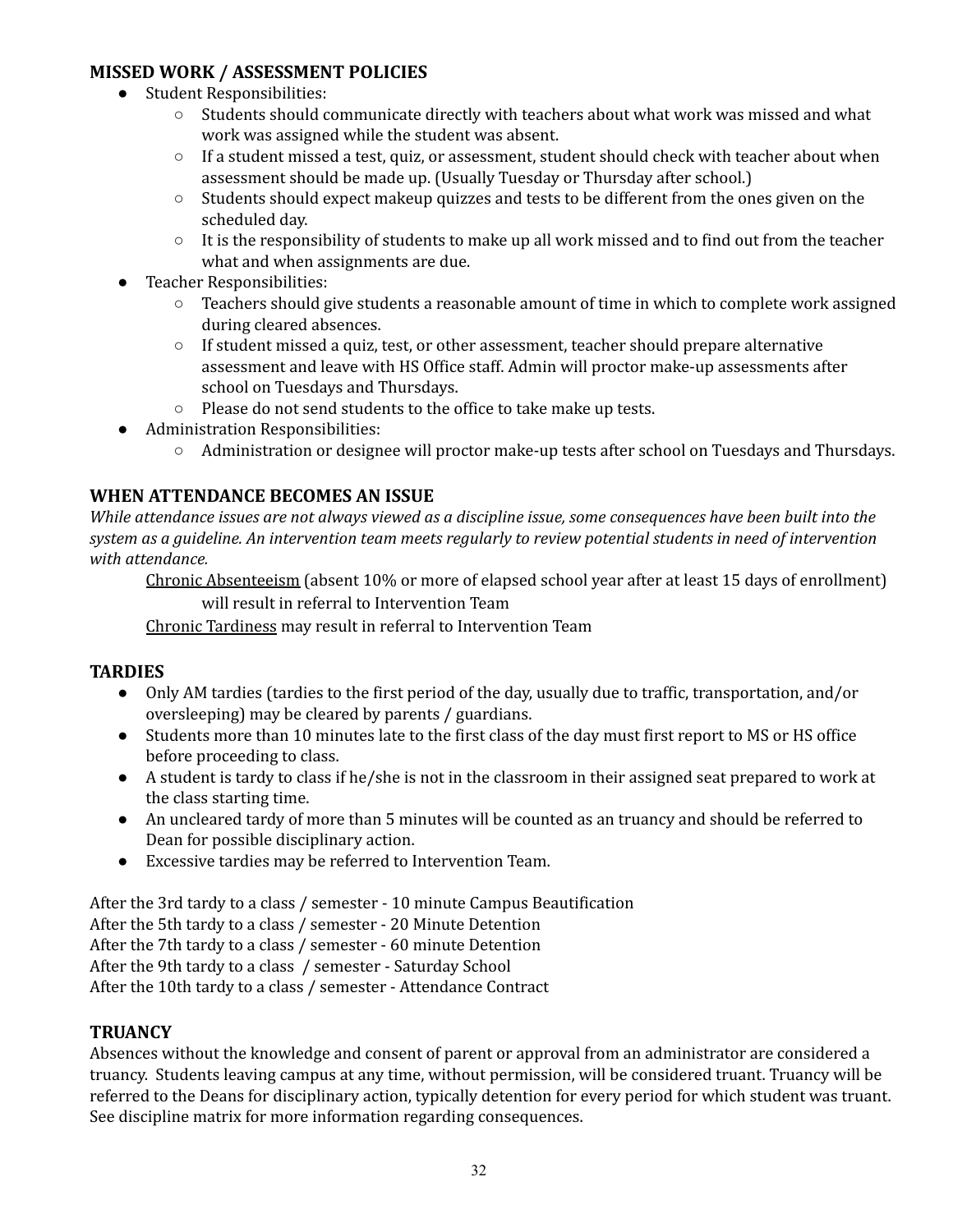## MISSED WORK / ASSESSMENT POLICIES

- Student Responsibilities:
  - Students should communicate directly with teachers about what work was missed and what work was assigned while the student was absent.
  - If a student missed a test, quiz, or assessment, student should check with teacher about when assessment should be made up. (Usually Tuesday or Thursday after school.)
  - Students should expect makeup quizzes and tests to be different from the ones given on the scheduled day.
  - It is the responsibility of students to make up all work missed and to find out from the teacher what and when assignments are due.
- Teacher Responsibilities:
  - Teachers should give students a reasonable amount of time in which to complete work assigned during cleared absences.
  - If student missed a quiz, test, or other assessment, teacher should prepare alternative assessment and leave with HS Office staff. Admin will proctor make-up assessments after school on Tuesdays and Thursdays.
  - Please do not send students to the office to take make up tests.
- Administration Responsibilities:
  - Administration or designee will proctor make-up tests after school on Tuesdays and Thursdays.

## WHEN ATTENDANCE BECOMES AN ISSUE

*While attendance issues are not always viewed as a discipline issue, some consequences have been built into the system as a guideline. An intervention team meets regularly to review potential students in need of intervention with attendance.*

<u>Chronic Absenteeism</u> (absent 10% or more of elapsed school year after at least 15 days of enrollment) will result in referral to Intervention Team

<u>Chronic Tardiness</u> may result in referral to Intervention Team

## TARDIES

- Only AM tardies (tardies to the first period of the day, usually due to traffic, transportation, and/or oversleeping) may be cleared by parents / guardians.
- Students more than 10 minutes late to the first class of the day must first report to MS or HS office before proceeding to class.
- A student is tardy to class if he/she is not in the classroom in their assigned seat prepared to work at the class starting time.
- An uncleared tardy of more than 5 minutes will be counted as an truancy and should be referred to Dean for possible disciplinary action.
- Excessive tardies may be referred to Intervention Team.

After the 3rd tardy to a class / semester - 10 minute Campus Beautification
After the 5th tardy to a class / semester - 20 Minute Detention
After the 7th tardy to a class / semester - 60 minute Detention
After the 9th tardy to a class / semester - Saturday School
After the 10th tardy to a class / semester - Attendance Contract

## TRUANCY

Absences without the knowledge and consent of parent or approval from an administrator are considered a truancy. Students leaving campus at any time, without permission, will be considered truant. Truancy will be referred to the Deans for disciplinary action, typically detention for every period for which student was truant. See discipline matrix for more information regarding consequences.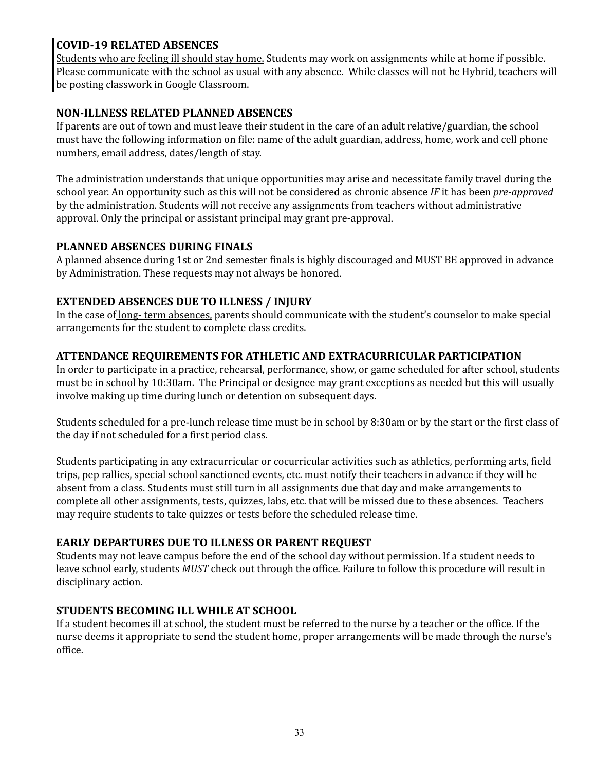### COVID-19 RELATED ABSENCES

Students who are feeling ill should stay home. Students may work on assignments while at home if possible. Please communicate with the school as usual with any absence. While classes will not be Hybrid, teachers will be posting classwork in Google Classroom.

### NON-ILLNESS RELATED PLANNED ABSENCES

If parents are out of town and must leave their student in the care of an adult relative/guardian, the school must have the following information on file: name of the adult guardian, address, home, work and cell phone numbers, email address, dates/length of stay.

The administration understands that unique opportunities may arise and necessitate family travel during the school year. An opportunity such as this will not be considered as chronic absence *IF* it has been *pre-approved* by the administration. Students will not receive any assignments from teachers without administrative approval. Only the principal or assistant principal may grant pre-approval.

### PLANNED ABSENCES DURING FINALS

A planned absence during 1st or 2nd semester finals is highly discouraged and MUST BE approved in advance by Administration. These requests may not always be honored.

### EXTENDED ABSENCES DUE TO ILLNESS / INJURY

In the case of long- term absences, parents should communicate with the student's counselor to make special arrangements for the student to complete class credits.

### ATTENDANCE REQUIREMENTS FOR ATHLETIC AND EXTRACURRICULAR PARTICIPATION

In order to participate in a practice, rehearsal, performance, show, or game scheduled for after school, students must be in school by 10:30am. The Principal or designee may grant exceptions as needed but this will usually involve making up time during lunch or detention on subsequent days.

Students scheduled for a pre-lunch release time must be in school by 8:30am or by the start or the first class of the day if not scheduled for a first period class.

Students participating in any extracurricular or cocurricular activities such as athletics, performing arts, field trips, pep rallies, special school sanctioned events, etc. must notify their teachers in advance if they will be absent from a class. Students must still turn in all assignments due that day and make arrangements to complete all other assignments, tests, quizzes, labs, etc. that will be missed due to these absences. Teachers may require students to take quizzes or tests before the scheduled release time.

### EARLY DEPARTURES DUE TO ILLNESS OR PARENT REQUEST

Students may not leave campus before the end of the school day without permission. If a student needs to leave school early, students ***MUST*** check out through the office. Failure to follow this procedure will result in disciplinary action.

### STUDENTS BECOMING ILL WHILE AT SCHOOL

If a student becomes ill at school, the student must be referred to the nurse by a teacher or the office. If the nurse deems it appropriate to send the student home, proper arrangements will be made through the nurse's office.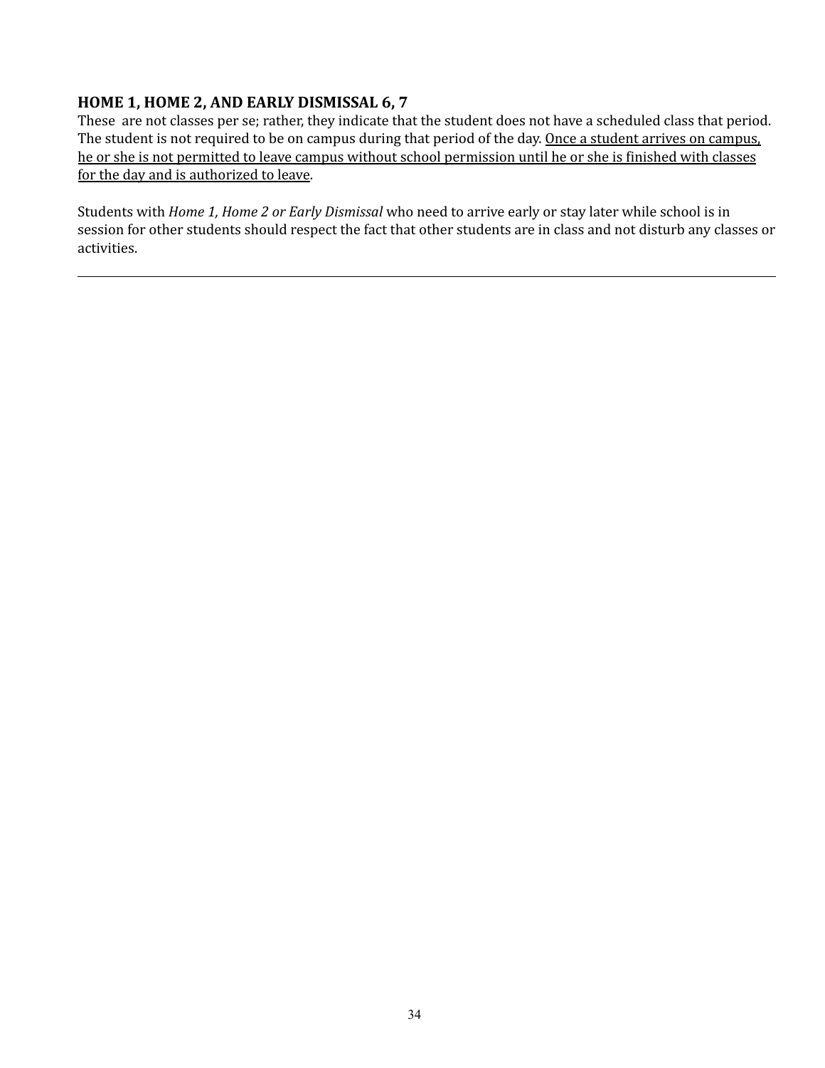### HOME 1, HOME 2, AND EARLY DISMISSAL 6, 7

These are not classes per se; rather, they indicate that the student does not have a scheduled class that period. The student is not required to be on campus during that period of the day. <u>Once a student arrives on campus, he or she is not permitted to leave campus without school permission until he or she is finished with classes for the day and is authorized to leave</u>.

Students with *Home 1, Home 2 or Early Dismissal* who need to arrive early or stay later while school is in session for other students should respect the fact that other students are in class and not disturb any classes or activities.

---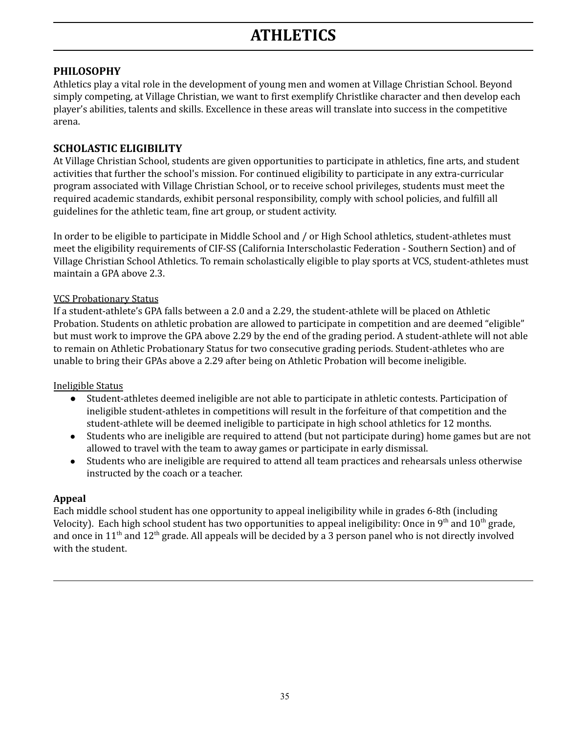# ATHLETICS

## PHILOSOPHY

Athletics play a vital role in the development of young men and women at Village Christian School. Beyond simply competing, at Village Christian, we want to first exemplify Christlike character and then develop each player's abilities, talents and skills. Excellence in these areas will translate into success in the competitive arena.

## SCHOLASTIC ELIGIBILITY

At Village Christian School, students are given opportunities to participate in athletics, fine arts, and student activities that further the school's mission. For continued eligibility to participate in any extra-curricular program associated with Village Christian School, or to receive school privileges, students must meet the required academic standards, exhibit personal responsibility, comply with school policies, and fulfill all guidelines for the athletic team, fine art group, or student activity.

In order to be eligible to participate in Middle School and / or High School athletics, student-athletes must meet the eligibility requirements of CIF-SS (California Interscholastic Federation - Southern Section) and of Village Christian School Athletics. To remain scholastically eligible to play sports at VCS, student-athletes must maintain a GPA above 2.3.

<u>VCS Probationary Status</u>

If a student-athlete's GPA falls between a 2.0 and a 2.29, the student-athlete will be placed on Athletic Probation. Students on athletic probation are allowed to participate in competition and are deemed "eligible" but must work to improve the GPA above 2.29 by the end of the grading period. A student-athlete will not able to remain on Athletic Probationary Status for two consecutive grading periods. Student-athletes who are unable to bring their GPAs above a 2.29 after being on Athletic Probation will become ineligible.

<u>Ineligible Status</u>

- Student-athletes deemed ineligible are not able to participate in athletic contests. Participation of ineligible student-athletes in competitions will result in the forfeiture of that competition and the student-athlete will be deemed ineligible to participate in high school athletics for 12 months.
- Students who are ineligible are required to attend (but not participate during) home games but are not allowed to travel with the team to away games or participate in early dismissal.
- Students who are ineligible are required to attend all team practices and rehearsals unless otherwise instructed by the coach or a teacher.

**Appeal**

Each middle school student has one opportunity to appeal ineligibility while in grades 6-8th (including Velocity). Each high school student has two opportunities to appeal ineligibility: Once in 9th and 10th grade, and once in 11th and 12th grade. All appeals will be decided by a 3 person panel who is not directly involved with the student.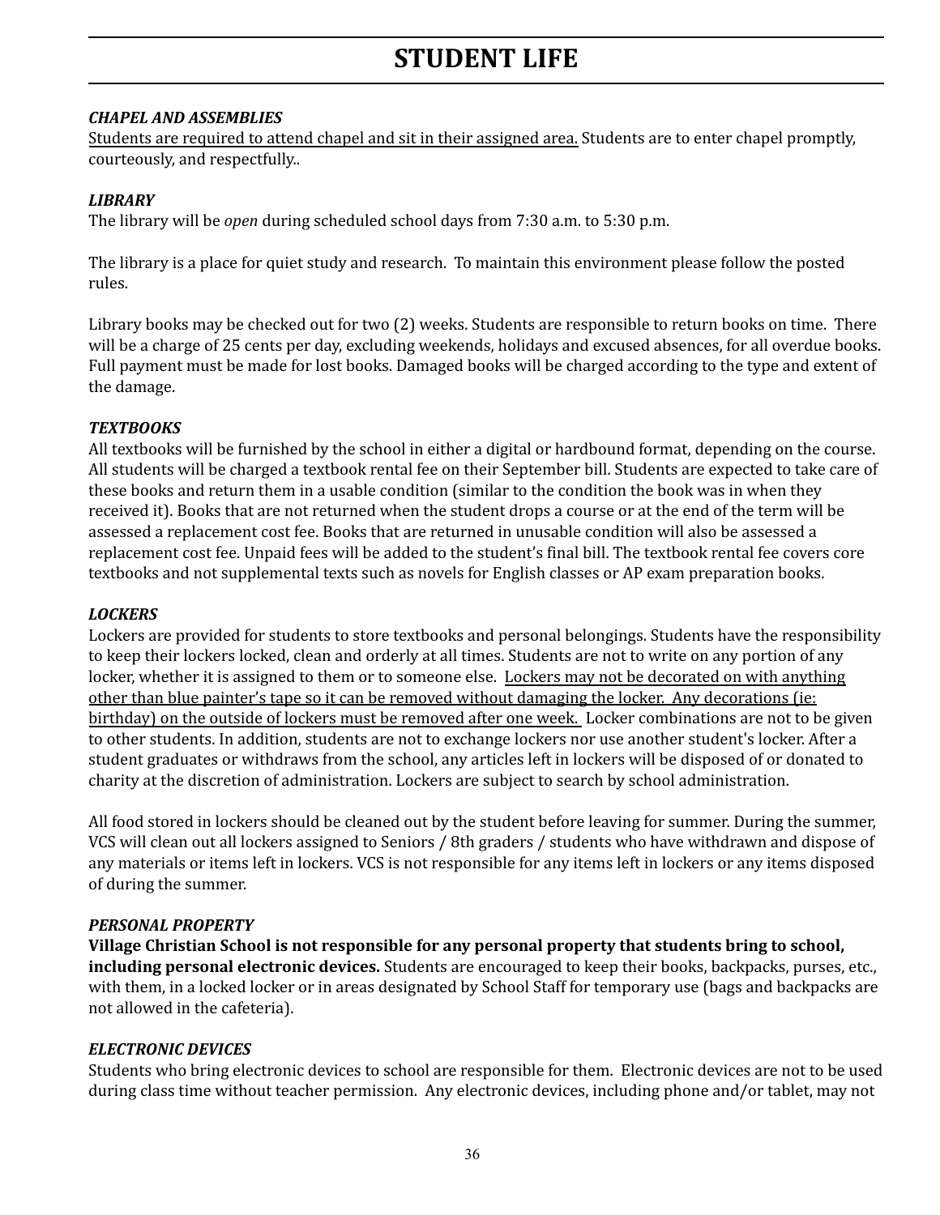# STUDENT LIFE

***CHAPEL AND ASSEMBLIES***

<u>Students are required to attend chapel and sit in their assigned area.</u> Students are to enter chapel promptly, courteously, and respectfully..

***LIBRARY***

The library will be *open* during scheduled school days from 7:30 a.m. to 5:30 p.m.

The library is a place for quiet study and research. To maintain this environment please follow the posted rules.

Library books may be checked out for two (2) weeks. Students are responsible to return books on time. There will be a charge of 25 cents per day, excluding weekends, holidays and excused absences, for all overdue books. Full payment must be made for lost books. Damaged books will be charged according to the type and extent of the damage.

***TEXTBOOKS***

All textbooks will be furnished by the school in either a digital or hardbound format, depending on the course. All students will be charged a textbook rental fee on their September bill. Students are expected to take care of these books and return them in a usable condition (similar to the condition the book was in when they received it). Books that are not returned when the student drops a course or at the end of the term will be assessed a replacement cost fee. Books that are returned in unusable condition will also be assessed a replacement cost fee. Unpaid fees will be added to the student's final bill. The textbook rental fee covers core textbooks and not supplemental texts such as novels for English classes or AP exam preparation books.

***LOCKERS***

Lockers are provided for students to store textbooks and personal belongings. Students have the responsibility to keep their lockers locked, clean and orderly at all times. Students are not to write on any portion of any locker, whether it is assigned to them or to someone else. <u>Lockers may not be decorated on with anything other than blue painter's tape so it can be removed without damaging the locker. Any decorations (ie: birthday) on the outside of lockers must be removed after one week.</u> Locker combinations are not to be given to other students. In addition, students are not to exchange lockers nor use another student's locker. After a student graduates or withdraws from the school, any articles left in lockers will be disposed of or donated to charity at the discretion of administration. Lockers are subject to search by school administration.

All food stored in lockers should be cleaned out by the student before leaving for summer. During the summer, VCS will clean out all lockers assigned to Seniors / 8th graders / students who have withdrawn and dispose of any materials or items left in lockers. VCS is not responsible for any items left in lockers or any items disposed of during the summer.

***PERSONAL PROPERTY***

**Village Christian School is not responsible for any personal property that students bring to school, including personal electronic devices.** Students are encouraged to keep their books, backpacks, purses, etc., with them, in a locked locker or in areas designated by School Staff for temporary use (bags and backpacks are not allowed in the cafeteria).

***ELECTRONIC DEVICES***

Students who bring electronic devices to school are responsible for them. Electronic devices are not to be used during class time without teacher permission. Any electronic devices, including phone and/or tablet, may not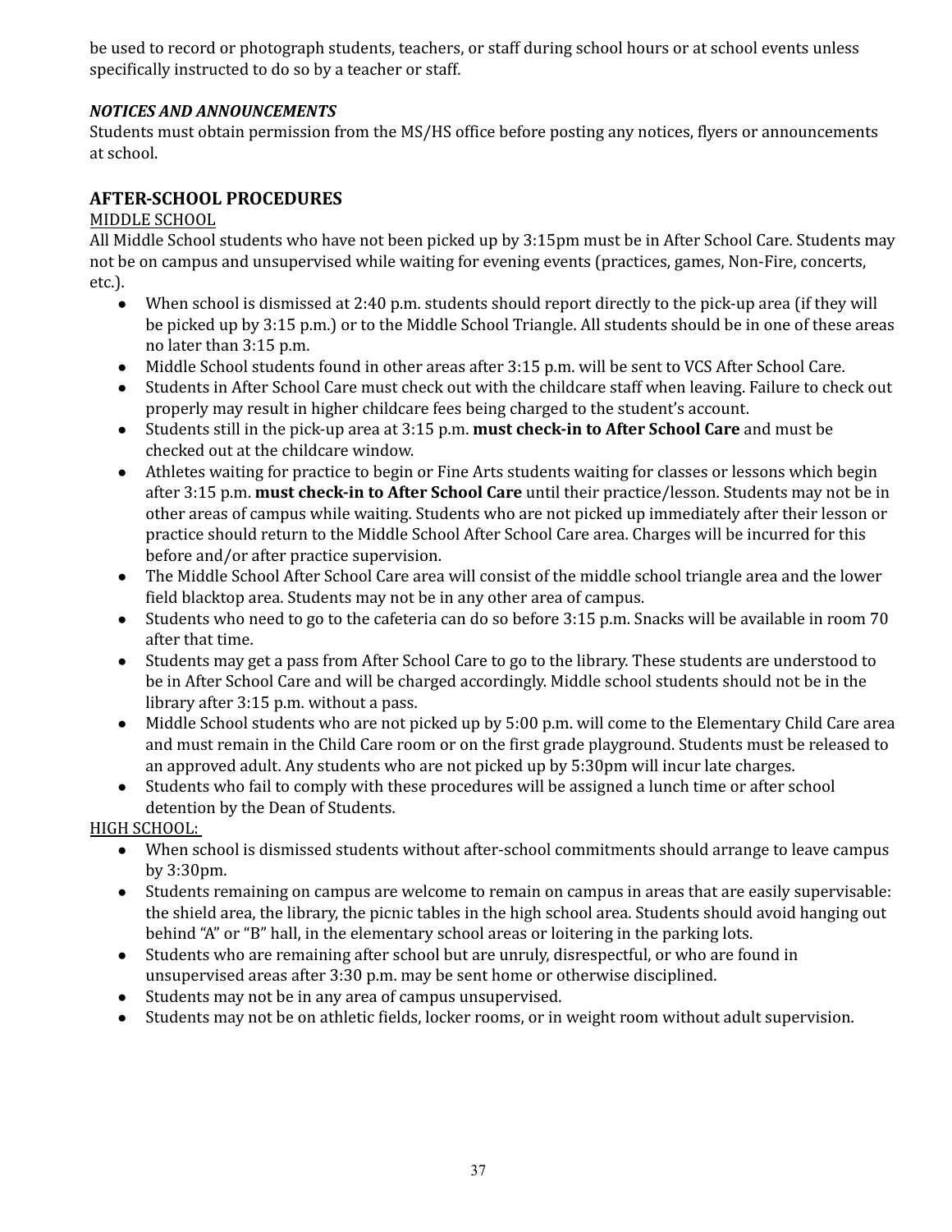be used to record or photograph students, teachers, or staff during school hours or at school events unless specifically instructed to do so by a teacher or staff.

***NOTICES AND ANNOUNCEMENTS***

Students must obtain permission from the MS/HS office before posting any notices, flyers or announcements at school.

## AFTER-SCHOOL PROCEDURES

<u>MIDDLE SCHOOL</u>

All Middle School students who have not been picked up by 3:15pm must be in After School Care. Students may not be on campus and unsupervised while waiting for evening events (practices, games, Non-Fire, concerts, etc.).

- When school is dismissed at 2:40 p.m. students should report directly to the pick-up area (if they will be picked up by 3:15 p.m.) or to the Middle School Triangle. All students should be in one of these areas no later than 3:15 p.m.
- Middle School students found in other areas after 3:15 p.m. will be sent to VCS After School Care.
- Students in After School Care must check out with the childcare staff when leaving. Failure to check out properly may result in higher childcare fees being charged to the student's account.
- Students still in the pick-up area at 3:15 p.m. **must check-in to After School Care** and must be checked out at the childcare window.
- Athletes waiting for practice to begin or Fine Arts students waiting for classes or lessons which begin after 3:15 p.m. **must check-in to After School Care** until their practice/lesson. Students may not be in other areas of campus while waiting. Students who are not picked up immediately after their lesson or practice should return to the Middle School After School Care area. Charges will be incurred for this before and/or after practice supervision.
- The Middle School After School Care area will consist of the middle school triangle area and the lower field blacktop area. Students may not be in any other area of campus.
- Students who need to go to the cafeteria can do so before 3:15 p.m. Snacks will be available in room 70 after that time.
- Students may get a pass from After School Care to go to the library. These students are understood to be in After School Care and will be charged accordingly. Middle school students should not be in the library after 3:15 p.m. without a pass.
- Middle School students who are not picked up by 5:00 p.m. will come to the Elementary Child Care area and must remain in the Child Care room or on the first grade playground. Students must be released to an approved adult. Any students who are not picked up by 5:30pm will incur late charges.
- Students who fail to comply with these procedures will be assigned a lunch time or after school detention by the Dean of Students.

<u>HIGH SCHOOL:</u>

- When school is dismissed students without after-school commitments should arrange to leave campus by 3:30pm.
- Students remaining on campus are welcome to remain on campus in areas that are easily supervisable: the shield area, the library, the picnic tables in the high school area. Students should avoid hanging out behind "A" or "B" hall, in the elementary school areas or loitering in the parking lots.
- Students who are remaining after school but are unruly, disrespectful, or who are found in unsupervised areas after 3:30 p.m. may be sent home or otherwise disciplined.
- Students may not be in any area of campus unsupervised.
- Students may not be on athletic fields, locker rooms, or in weight room without adult supervision.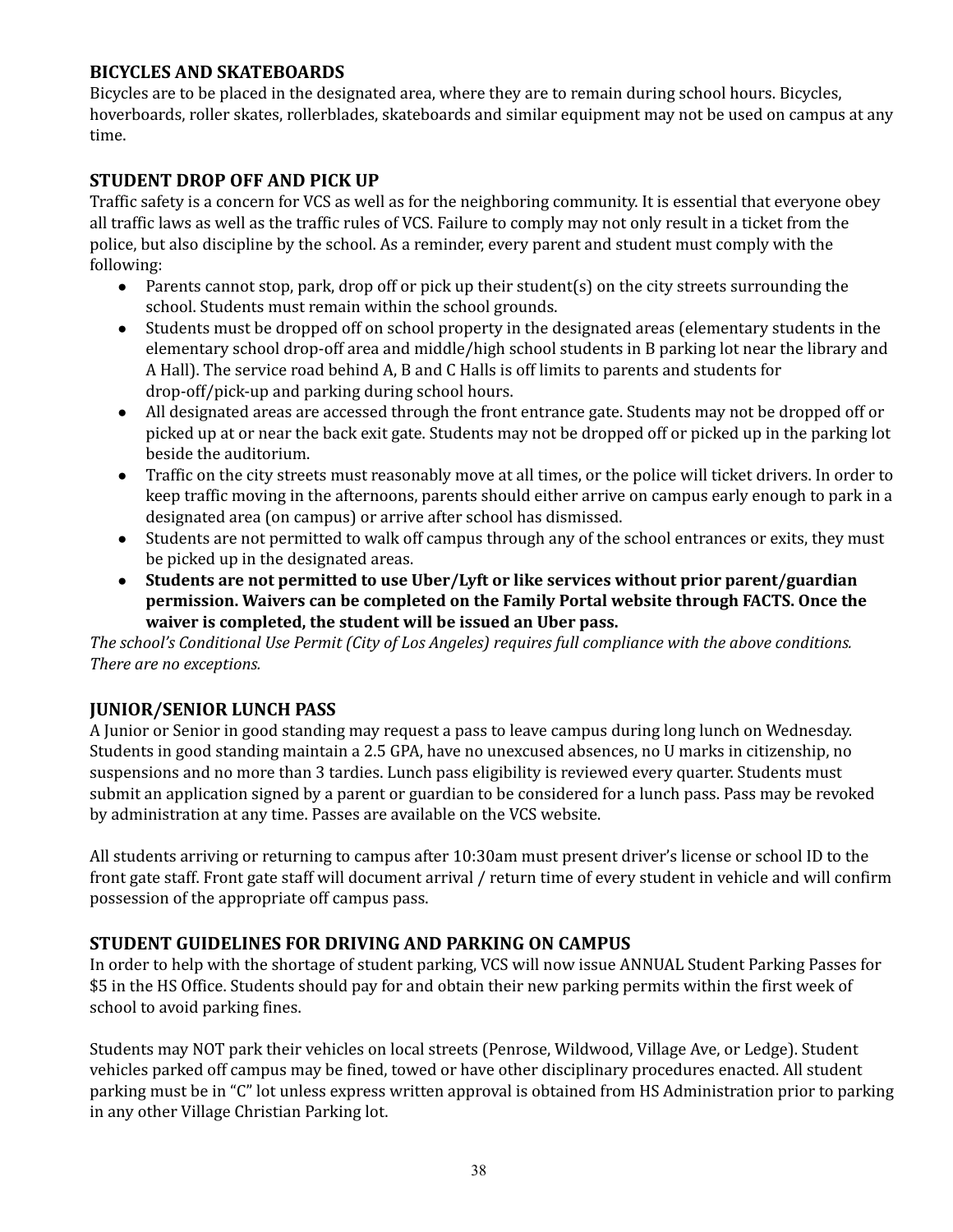## BICYCLES AND SKATEBOARDS

Bicycles are to be placed in the designated area, where they are to remain during school hours. Bicycles, hoverboards, roller skates, rollerblades, skateboards and similar equipment may not be used on campus at any time.

## STUDENT DROP OFF AND PICK UP

Traffic safety is a concern for VCS as well as for the neighboring community. It is essential that everyone obey all traffic laws as well as the traffic rules of VCS. Failure to comply may not only result in a ticket from the police, but also discipline by the school. As a reminder, every parent and student must comply with the following:

- Parents cannot stop, park, drop off or pick up their student(s) on the city streets surrounding the school. Students must remain within the school grounds.
- Students must be dropped off on school property in the designated areas (elementary students in the elementary school drop-off area and middle/high school students in B parking lot near the library and A Hall). The service road behind A, B and C Halls is off limits to parents and students for drop-off/pick-up and parking during school hours.
- All designated areas are accessed through the front entrance gate. Students may not be dropped off or picked up at or near the back exit gate. Students may not be dropped off or picked up in the parking lot beside the auditorium.
- Traffic on the city streets must reasonably move at all times, or the police will ticket drivers. In order to keep traffic moving in the afternoons, parents should either arrive on campus early enough to park in a designated area (on campus) or arrive after school has dismissed.
- Students are not permitted to walk off campus through any of the school entrances or exits, they must be picked up in the designated areas.
- **Students are not permitted to use Uber/Lyft or like services without prior parent/guardian permission. Waivers can be completed on the Family Portal website through FACTS. Once the waiver is completed, the student will be issued an Uber pass.**

*The school's Conditional Use Permit (City of Los Angeles) requires full compliance with the above conditions. There are no exceptions.*

## JUNIOR/SENIOR LUNCH PASS

A Junior or Senior in good standing may request a pass to leave campus during long lunch on Wednesday. Students in good standing maintain a 2.5 GPA, have no unexcused absences, no U marks in citizenship, no suspensions and no more than 3 tardies. Lunch pass eligibility is reviewed every quarter. Students must submit an application signed by a parent or guardian to be considered for a lunch pass. Pass may be revoked by administration at any time. Passes are available on the VCS website.

All students arriving or returning to campus after 10:30am must present driver's license or school ID to the front gate staff. Front gate staff will document arrival / return time of every student in vehicle and will confirm possession of the appropriate off campus pass.

## STUDENT GUIDELINES FOR DRIVING AND PARKING ON CAMPUS

In order to help with the shortage of student parking, VCS will now issue ANNUAL Student Parking Passes for $5 in the HS Office. Students should pay for and obtain their new parking permits within the first week of school to avoid parking fines.

Students may NOT park their vehicles on local streets (Penrose, Wildwood, Village Ave, or Ledge). Student vehicles parked off campus may be fined, towed or have other disciplinary procedures enacted. All student parking must be in "C" lot unless express written approval is obtained from HS Administration prior to parking in any other Village Christian Parking lot.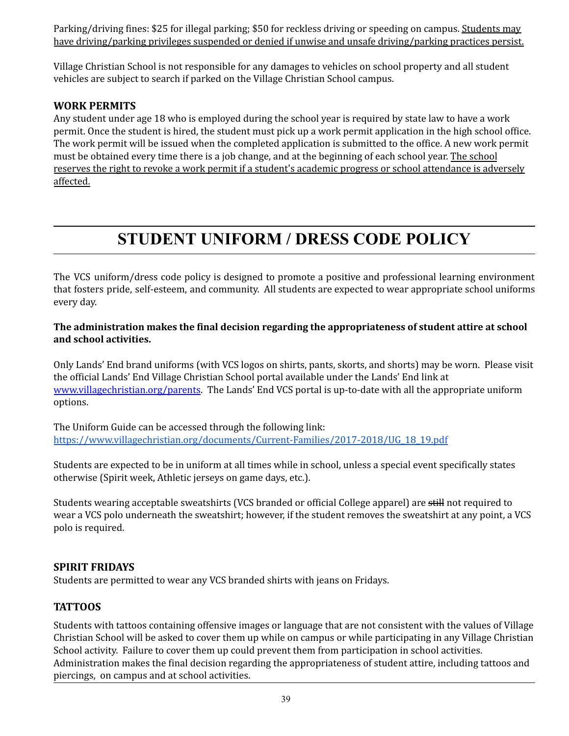Parking/driving fines: $25 for illegal parking; $50 for reckless driving or speeding on campus. <u>Students may have driving/parking privileges suspended or denied if unwise and unsafe driving/parking practices persist.</u>

Village Christian School is not responsible for any damages to vehicles on school property and all student vehicles are subject to search if parked on the Village Christian School campus.

### WORK PERMITS

Any student under age 18 who is employed during the school year is required by state law to have a work permit. Once the student is hired, the student must pick up a work permit application in the high school office. The work permit will be issued when the completed application is submitted to the office. A new work permit must be obtained every time there is a job change, and at the beginning of each school year. <u>The school reserves the right to revoke a work permit if a student's academic progress or school attendance is adversely affected.</u>

## STUDENT UNIFORM / DRESS CODE POLICY

The VCS uniform/dress code policy is designed to promote a positive and professional learning environment that fosters pride, self-esteem, and community. All students are expected to wear appropriate school uniforms every day.

**The administration makes the final decision regarding the appropriateness of student attire at school and school activities.**

Only Lands' End brand uniforms (with VCS logos on shirts, pants, skorts, and shorts) may be worn. Please visit the official Lands' End Village Christian School portal available under the Lands' End link at [www.villagechristian.org/parents](www.villagechristian.org/parents). The Lands' End VCS portal is up-to-date with all the appropriate uniform options.

The Uniform Guide can be accessed through the following link:
[https://www.villagechristian.org/documents/Current-Families/2017-2018/UG_18_19.pdf](https://www.villagechristian.org/documents/Current-Families/2017-2018/UG_18_19.pdf)

Students are expected to be in uniform at all times while in school, unless a special event specifically states otherwise (Spirit week, Athletic jerseys on game days, etc.).

Students wearing acceptable sweatshirts (VCS branded or official College apparel) are ~~still~~ not required to wear a VCS polo underneath the sweatshirt; however, if the student removes the sweatshirt at any point, a VCS polo is required.

### SPIRIT FRIDAYS

Students are permitted to wear any VCS branded shirts with jeans on Fridays.

### TATTOOS

Students with tattoos containing offensive images or language that are not consistent with the values of Village Christian School will be asked to cover them up while on campus or while participating in any Village Christian School activity. Failure to cover them up could prevent them from participation in school activities. Administration makes the final decision regarding the appropriateness of student attire, including tattoos and piercings, on campus and at school activities.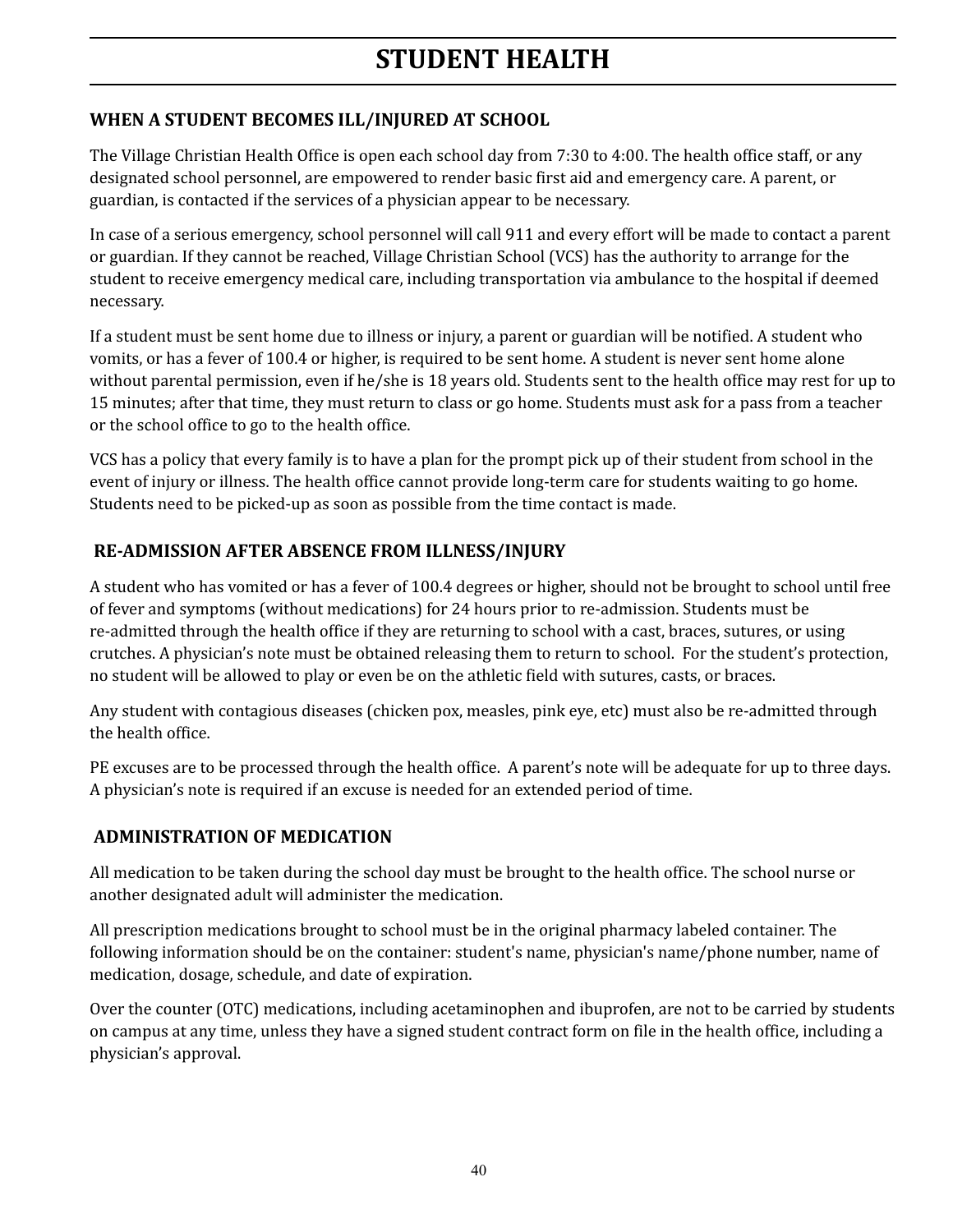# STUDENT HEALTH

## WHEN A STUDENT BECOMES ILL/INJURED AT SCHOOL

The Village Christian Health Office is open each school day from 7:30 to 4:00. The health office staff, or any designated school personnel, are empowered to render basic first aid and emergency care. A parent, or guardian, is contacted if the services of a physician appear to be necessary.

In case of a serious emergency, school personnel will call 911 and every effort will be made to contact a parent or guardian. If they cannot be reached, Village Christian School (VCS) has the authority to arrange for the student to receive emergency medical care, including transportation via ambulance to the hospital if deemed necessary.

If a student must be sent home due to illness or injury, a parent or guardian will be notified. A student who vomits, or has a fever of 100.4 or higher, is required to be sent home. A student is never sent home alone without parental permission, even if he/she is 18 years old. Students sent to the health office may rest for up to 15 minutes; after that time, they must return to class or go home. Students must ask for a pass from a teacher or the school office to go to the health office.

VCS has a policy that every family is to have a plan for the prompt pick up of their student from school in the event of injury or illness. The health office cannot provide long-term care for students waiting to go home. Students need to be picked-up as soon as possible from the time contact is made.

## RE-ADMISSION AFTER ABSENCE FROM ILLNESS/INJURY

A student who has vomited or has a fever of 100.4 degrees or higher, should not be brought to school until free of fever and symptoms (without medications) for 24 hours prior to re-admission. Students must be re-admitted through the health office if they are returning to school with a cast, braces, sutures, or using crutches. A physician's note must be obtained releasing them to return to school. For the student's protection, no student will be allowed to play or even be on the athletic field with sutures, casts, or braces.

Any student with contagious diseases (chicken pox, measles, pink eye, etc) must also be re-admitted through the health office.

PE excuses are to be processed through the health office. A parent's note will be adequate for up to three days. A physician's note is required if an excuse is needed for an extended period of time.

## ADMINISTRATION OF MEDICATION

All medication to be taken during the school day must be brought to the health office. The school nurse or another designated adult will administer the medication.

All prescription medications brought to school must be in the original pharmacy labeled container. The following information should be on the container: student's name, physician's name/phone number, name of medication, dosage, schedule, and date of expiration.

Over the counter (OTC) medications, including acetaminophen and ibuprofen, are not to be carried by students on campus at any time, unless they have a signed student contract form on file in the health office, including a physician's approval.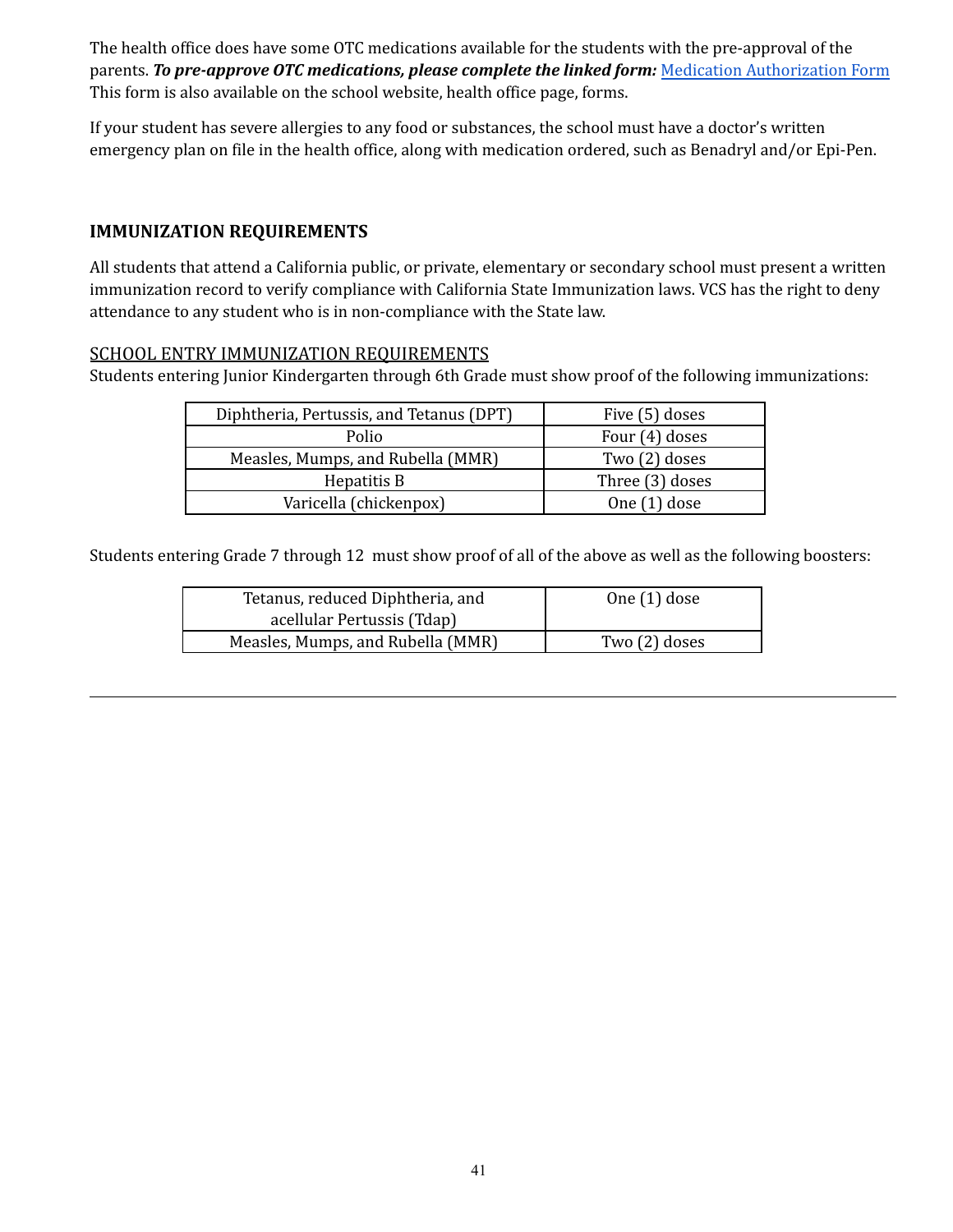The health office does have some OTC medications available for the students with the pre-approval of the parents. ***To pre-approve OTC medications, please complete the linked form:*** Medication Authorization Form This form is also available on the school website, health office page, forms.

If your student has severe allergies to any food or substances, the school must have a doctor's written emergency plan on file in the health office, along with medication ordered, such as Benadryl and/or Epi-Pen.

## IMMUNIZATION REQUIREMENTS

All students that attend a California public, or private, elementary or secondary school must present a written immunization record to verify compliance with California State Immunization laws. VCS has the right to deny attendance to any student who is in non-compliance with the State law.

### SCHOOL ENTRY IMMUNIZATION REQUIREMENTS

Students entering Junior Kindergarten through 6th Grade must show proof of the following immunizations:

| Diphtheria, Pertussis, and Tetanus (DPT) | Five (5) doses |
|---|---|
| Polio | Four (4) doses |
| Measles, Mumps, and Rubella (MMR) | Two (2) doses |
| Hepatitis B | Three (3) doses |
| Varicella (chickenpox) | One (1) dose |

Students entering Grade 7 through 12 must show proof of all of the above as well as the following boosters:

| Tetanus, reduced Diphtheria, and acellular Pertussis (Tdap) | One (1) dose |
|---|---|
| Measles, Mumps, and Rubella (MMR) | Two (2) doses |

---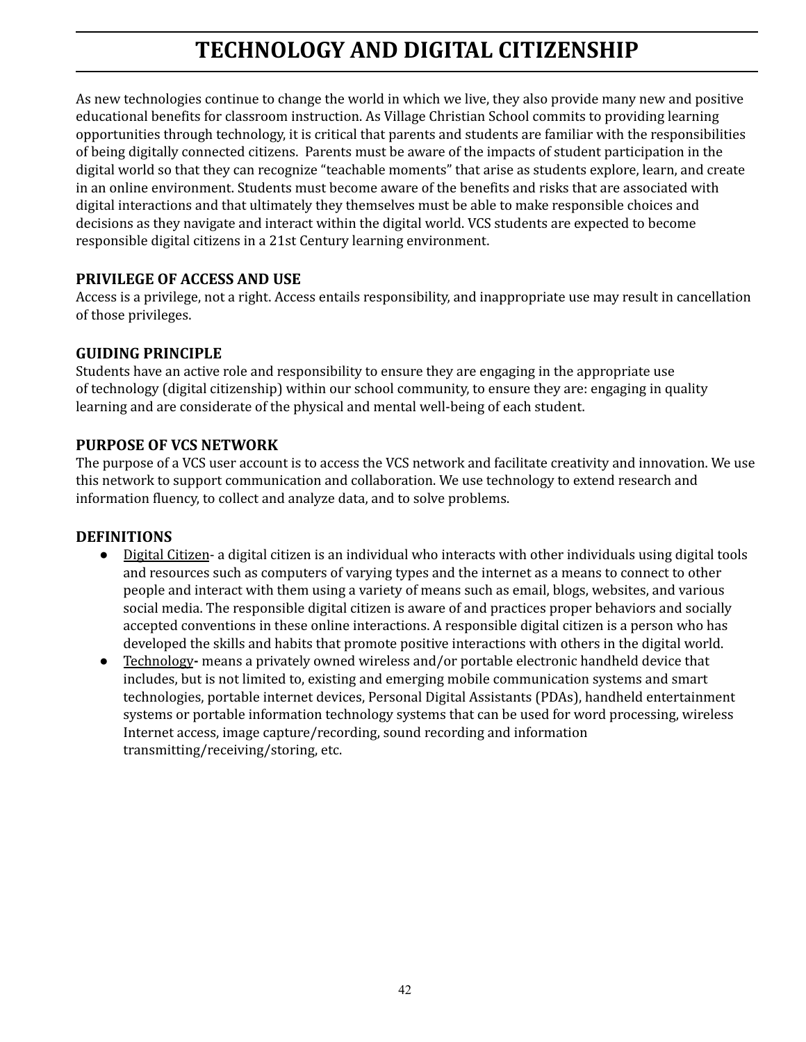# TECHNOLOGY AND DIGITAL CITIZENSHIP

As new technologies continue to change the world in which we live, they also provide many new and positive educational benefits for classroom instruction. As Village Christian School commits to providing learning opportunities through technology, it is critical that parents and students are familiar with the responsibilities of being digitally connected citizens. Parents must be aware of the impacts of student participation in the digital world so that they can recognize "teachable moments" that arise as students explore, learn, and create in an online environment. Students must become aware of the benefits and risks that are associated with digital interactions and that ultimately they themselves must be able to make responsible choices and decisions as they navigate and interact within the digital world. VCS students are expected to become responsible digital citizens in a 21st Century learning environment.

## PRIVILEGE OF ACCESS AND USE

Access is a privilege, not a right. Access entails responsibility, and inappropriate use may result in cancellation of those privileges.

## GUIDING PRINCIPLE

Students have an active role and responsibility to ensure they are engaging in the appropriate use of technology (digital citizenship) within our school community, to ensure they are: engaging in quality learning and are considerate of the physical and mental well-being of each student.

## PURPOSE OF VCS NETWORK

The purpose of a VCS user account is to access the VCS network and facilitate creativity and innovation. We use this network to support communication and collaboration. We use technology to extend research and information fluency, to collect and analyze data, and to solve problems.

## DEFINITIONS

- Digital Citizen- a digital citizen is an individual who interacts with other individuals using digital tools and resources such as computers of varying types and the internet as a means to connect to other people and interact with them using a variety of means such as email, blogs, websites, and various social media. The responsible digital citizen is aware of and practices proper behaviors and socially accepted conventions in these online interactions. A responsible digital citizen is a person who has developed the skills and habits that promote positive interactions with others in the digital world.
- Technology**-** means a privately owned wireless and/or portable electronic handheld device that includes, but is not limited to, existing and emerging mobile communication systems and smart technologies, portable internet devices, Personal Digital Assistants (PDAs), handheld entertainment systems or portable information technology systems that can be used for word processing, wireless Internet access, image capture/recording, sound recording and information transmitting/receiving/storing, etc.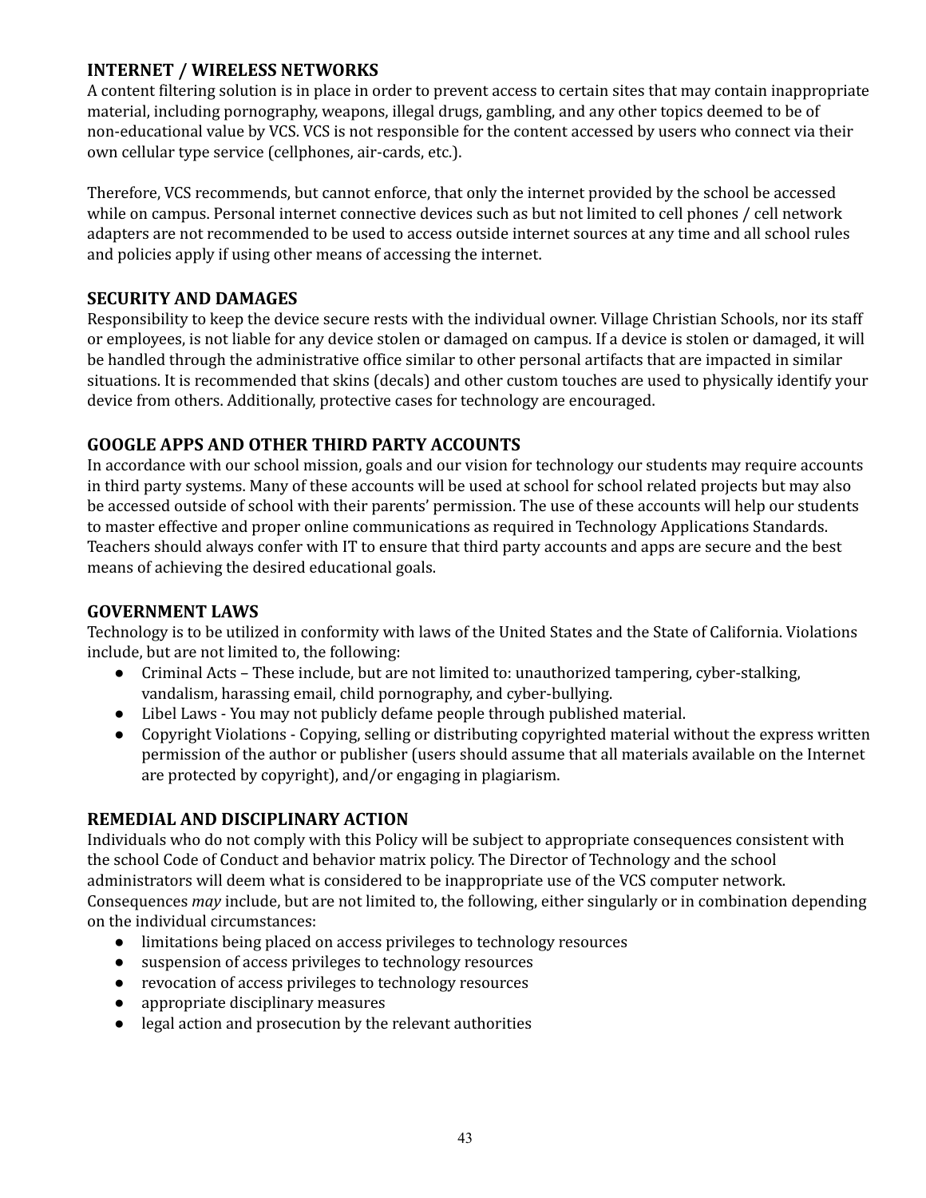## INTERNET / WIRELESS NETWORKS

A content filtering solution is in place in order to prevent access to certain sites that may contain inappropriate material, including pornography, weapons, illegal drugs, gambling, and any other topics deemed to be of non-educational value by VCS. VCS is not responsible for the content accessed by users who connect via their own cellular type service (cellphones, air-cards, etc.).

Therefore, VCS recommends, but cannot enforce, that only the internet provided by the school be accessed while on campus. Personal internet connective devices such as but not limited to cell phones / cell network adapters are not recommended to be used to access outside internet sources at any time and all school rules and policies apply if using other means of accessing the internet.

## SECURITY AND DAMAGES

Responsibility to keep the device secure rests with the individual owner. Village Christian Schools, nor its staff or employees, is not liable for any device stolen or damaged on campus. If a device is stolen or damaged, it will be handled through the administrative office similar to other personal artifacts that are impacted in similar situations. It is recommended that skins (decals) and other custom touches are used to physically identify your device from others. Additionally, protective cases for technology are encouraged.

## GOOGLE APPS AND OTHER THIRD PARTY ACCOUNTS

In accordance with our school mission, goals and our vision for technology our students may require accounts in third party systems. Many of these accounts will be used at school for school related projects but may also be accessed outside of school with their parents' permission. The use of these accounts will help our students to master effective and proper online communications as required in Technology Applications Standards. Teachers should always confer with IT to ensure that third party accounts and apps are secure and the best means of achieving the desired educational goals.

## GOVERNMENT LAWS

Technology is to be utilized in conformity with laws of the United States and the State of California. Violations include, but are not limited to, the following:

- Criminal Acts – These include, but are not limited to: unauthorized tampering, cyber-stalking, vandalism, harassing email, child pornography, and cyber-bullying.
- Libel Laws - You may not publicly defame people through published material.
- Copyright Violations - Copying, selling or distributing copyrighted material without the express written permission of the author or publisher (users should assume that all materials available on the Internet are protected by copyright), and/or engaging in plagiarism.

## REMEDIAL AND DISCIPLINARY ACTION

Individuals who do not comply with this Policy will be subject to appropriate consequences consistent with the school Code of Conduct and behavior matrix policy. The Director of Technology and the school administrators will deem what is considered to be inappropriate use of the VCS computer network. Consequences *may* include, but are not limited to, the following, either singularly or in combination depending on the individual circumstances:

- limitations being placed on access privileges to technology resources
- suspension of access privileges to technology resources
- revocation of access privileges to technology resources
- appropriate disciplinary measures
- legal action and prosecution by the relevant authorities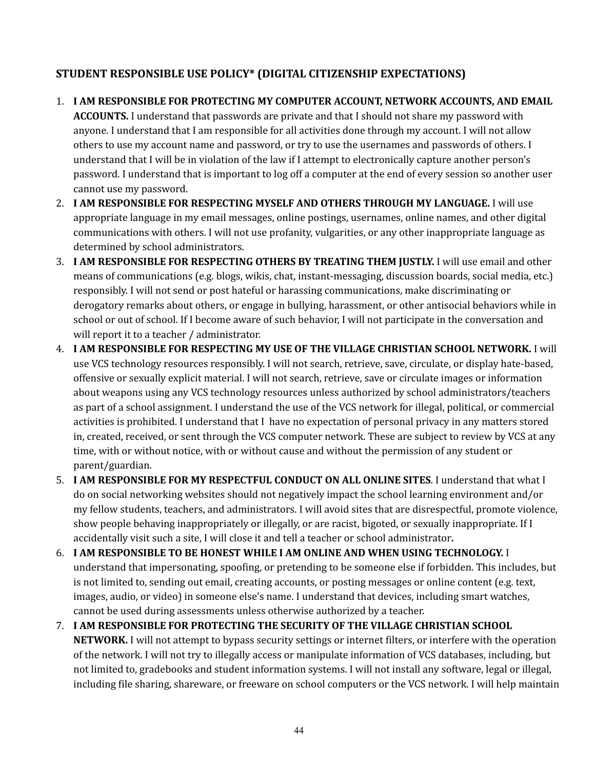## STUDENT RESPONSIBLE USE POLICY* (DIGITAL CITIZENSHIP EXPECTATIONS)

1. **I AM RESPONSIBLE FOR PROTECTING MY COMPUTER ACCOUNT, NETWORK ACCOUNTS, AND EMAIL ACCOUNTS.** I understand that passwords are private and that I should not share my password with anyone. I understand that I am responsible for all activities done through my account. I will not allow others to use my account name and password, or try to use the usernames and passwords of others. I understand that I will be in violation of the law if I attempt to electronically capture another person's password. I understand that is important to log off a computer at the end of every session so another user cannot use my password.
2. **I AM RESPONSIBLE FOR RESPECTING MYSELF AND OTHERS THROUGH MY LANGUAGE.** I will use appropriate language in my email messages, online postings, usernames, online names, and other digital communications with others. I will not use profanity, vulgarities, or any other inappropriate language as determined by school administrators.
3. **I AM RESPONSIBLE FOR RESPECTING OTHERS BY TREATING THEM JUSTLY.** I will use email and other means of communications (e.g. blogs, wikis, chat, instant-messaging, discussion boards, social media, etc.) responsibly. I will not send or post hateful or harassing communications, make discriminating or derogatory remarks about others, or engage in bullying, harassment, or other antisocial behaviors while in school or out of school. If I become aware of such behavior, I will not participate in the conversation and will report it to a teacher / administrator.
4. **I AM RESPONSIBLE FOR RESPECTING MY USE OF THE VILLAGE CHRISTIAN SCHOOL NETWORK.** I will use VCS technology resources responsibly. I will not search, retrieve, save, circulate, or display hate-based, offensive or sexually explicit material. I will not search, retrieve, save or circulate images or information about weapons using any VCS technology resources unless authorized by school administrators/teachers as part of a school assignment. I understand the use of the VCS network for illegal, political, or commercial activities is prohibited. I understand that I have no expectation of personal privacy in any matters stored in, created, received, or sent through the VCS computer network. These are subject to review by VCS at any time, with or without notice, with or without cause and without the permission of any student or parent/guardian.
5. **I AM RESPONSIBLE FOR MY RESPECTFUL CONDUCT ON ALL ONLINE SITES**. I understand that what I do on social networking websites should not negatively impact the school learning environment and/or my fellow students, teachers, and administrators. I will avoid sites that are disrespectful, promote violence, show people behaving inappropriately or illegally, or are racist, bigoted, or sexually inappropriate. If I accidentally visit such a site, I will close it and tell a teacher or school administrator**.**
6. **I AM RESPONSIBLE TO BE HONEST WHILE I AM ONLINE AND WHEN USING TECHNOLOGY.** I understand that impersonating, spoofing, or pretending to be someone else if forbidden. This includes, but is not limited to, sending out email, creating accounts, or posting messages or online content (e.g. text, images, audio, or video) in someone else's name. I understand that devices, including smart watches, cannot be used during assessments unless otherwise authorized by a teacher.
7. **I AM RESPONSIBLE FOR PROTECTING THE SECURITY OF THE VILLAGE CHRISTIAN SCHOOL NETWORK.** I will not attempt to bypass security settings or internet filters, or interfere with the operation of the network. I will not try to illegally access or manipulate information of VCS databases, including, but not limited to, gradebooks and student information systems. I will not install any software, legal or illegal, including file sharing, shareware, or freeware on school computers or the VCS network. I will help maintain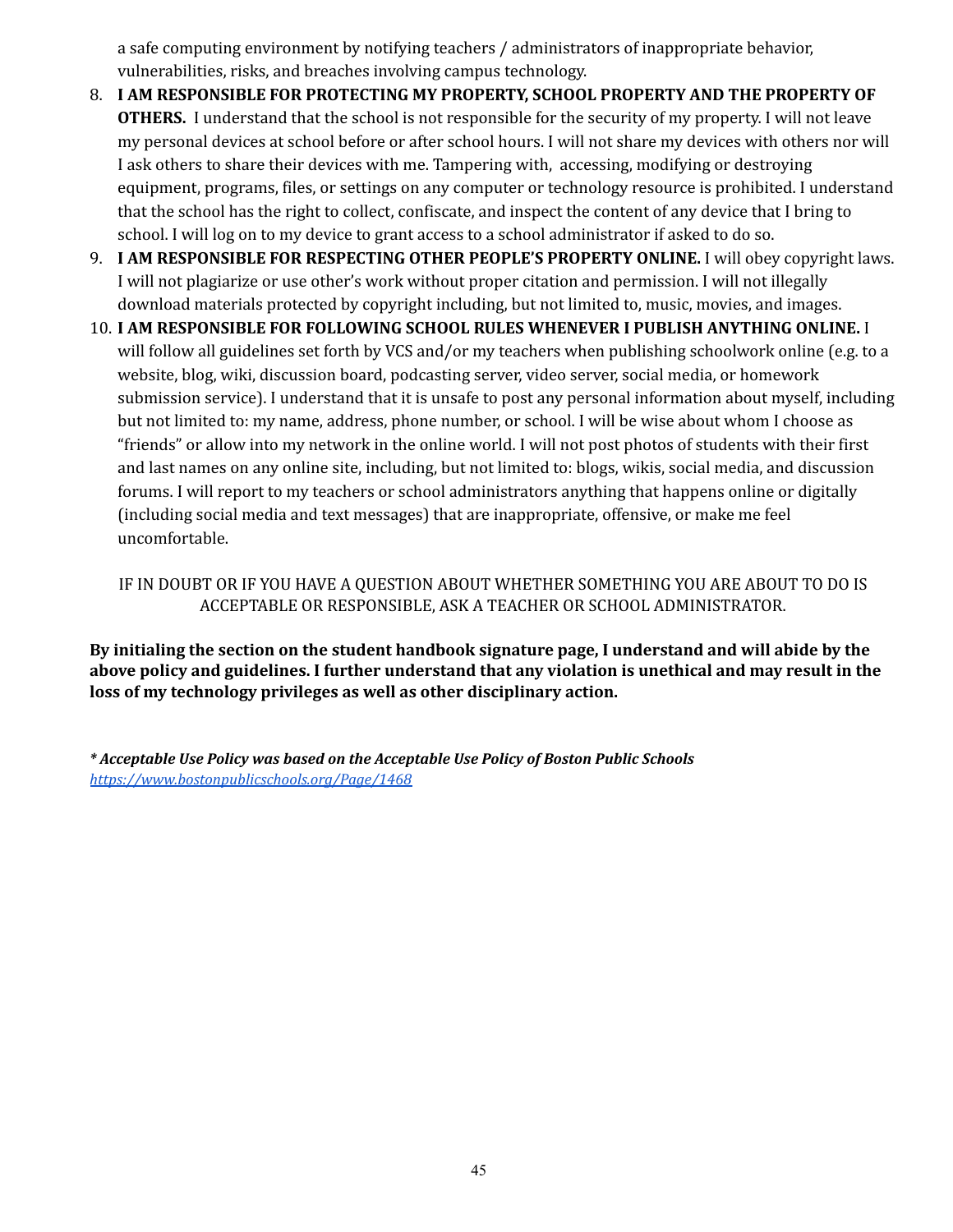a safe computing environment by notifying teachers / administrators of inappropriate behavior, vulnerabilities, risks, and breaches involving campus technology.

8. **I AM RESPONSIBLE FOR PROTECTING MY PROPERTY, SCHOOL PROPERTY AND THE PROPERTY OF OTHERS.** I understand that the school is not responsible for the security of my property. I will not leave my personal devices at school before or after school hours. I will not share my devices with others nor will I ask others to share their devices with me. Tampering with, accessing, modifying or destroying equipment, programs, files, or settings on any computer or technology resource is prohibited. I understand that the school has the right to collect, confiscate, and inspect the content of any device that I bring to school. I will log on to my device to grant access to a school administrator if asked to do so.
9. **I AM RESPONSIBLE FOR RESPECTING OTHER PEOPLE'S PROPERTY ONLINE.** I will obey copyright laws. I will not plagiarize or use other's work without proper citation and permission. I will not illegally download materials protected by copyright including, but not limited to, music, movies, and images.
10. **I AM RESPONSIBLE FOR FOLLOWING SCHOOL RULES WHENEVER I PUBLISH ANYTHING ONLINE.** I will follow all guidelines set forth by VCS and/or my teachers when publishing schoolwork online (e.g. to a website, blog, wiki, discussion board, podcasting server, video server, social media, or homework submission service). I understand that it is unsafe to post any personal information about myself, including but not limited to: my name, address, phone number, or school. I will be wise about whom I choose as "friends" or allow into my network in the online world. I will not post photos of students with their first and last names on any online site, including, but not limited to: blogs, wikis, social media, and discussion forums. I will report to my teachers or school administrators anything that happens online or digitally (including social media and text messages) that are inappropriate, offensive, or make me feel uncomfortable.

IF IN DOUBT OR IF YOU HAVE A QUESTION ABOUT WHETHER SOMETHING YOU ARE ABOUT TO DO IS ACCEPTABLE OR RESPONSIBLE, ASK A TEACHER OR SCHOOL ADMINISTRATOR.

**By initialing the section on the student handbook signature page, I understand and will abide by the above policy and guidelines. I further understand that any violation is unethical and may result in the loss of my technology privileges as well as other disciplinary action.**

***\* Acceptable Use Policy was based on the Acceptable Use Policy of Boston Public Schools***
*https://www.bostonpublicschools.org/Page/1468*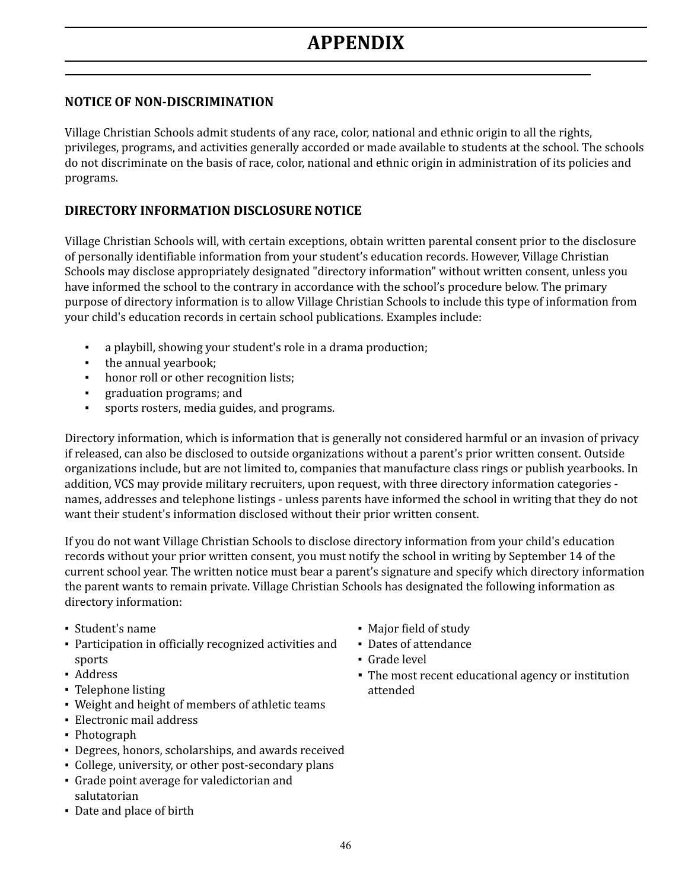# APPENDIX

## NOTICE OF NON-DISCRIMINATION

Village Christian Schools admit students of any race, color, national and ethnic origin to all the rights, privileges, programs, and activities generally accorded or made available to students at the school. The schools do not discriminate on the basis of race, color, national and ethnic origin in administration of its policies and programs.

## DIRECTORY INFORMATION DISCLOSURE NOTICE

Village Christian Schools will, with certain exceptions, obtain written parental consent prior to the disclosure of personally identifiable information from your student's education records. However, Village Christian Schools may disclose appropriately designated "directory information" without written consent, unless you have informed the school to the contrary in accordance with the school's procedure below. The primary purpose of directory information is to allow Village Christian Schools to include this type of information from your child's education records in certain school publications. Examples include:

- a playbill, showing your student's role in a drama production;
- the annual yearbook;
- honor roll or other recognition lists;
- graduation programs; and
- sports rosters, media guides, and programs.

Directory information, which is information that is generally not considered harmful or an invasion of privacy if released, can also be disclosed to outside organizations without a parent's prior written consent. Outside organizations include, but are not limited to, companies that manufacture class rings or publish yearbooks. In addition, VCS may provide military recruiters, upon request, with three directory information categories - names, addresses and telephone listings - unless parents have informed the school in writing that they do not want their student's information disclosed without their prior written consent.

If you do not want Village Christian Schools to disclose directory information from your child's education records without your prior written consent, you must notify the school in writing by September 14 of the current school year. The written notice must bear a parent's signature and specify which directory information the parent wants to remain private. Village Christian Schools has designated the following information as directory information:

- Student's name
- Participation in officially recognized activities and sports
- Address
- Telephone listing
- Weight and height of members of athletic teams
- Electronic mail address
- Photograph
- Degrees, honors, scholarships, and awards received
- College, university, or other post-secondary plans
- Grade point average for valedictorian and salutatorian
- Date and place of birth
- Major field of study
- Dates of attendance
- Grade level
- The most recent educational agency or institution attended